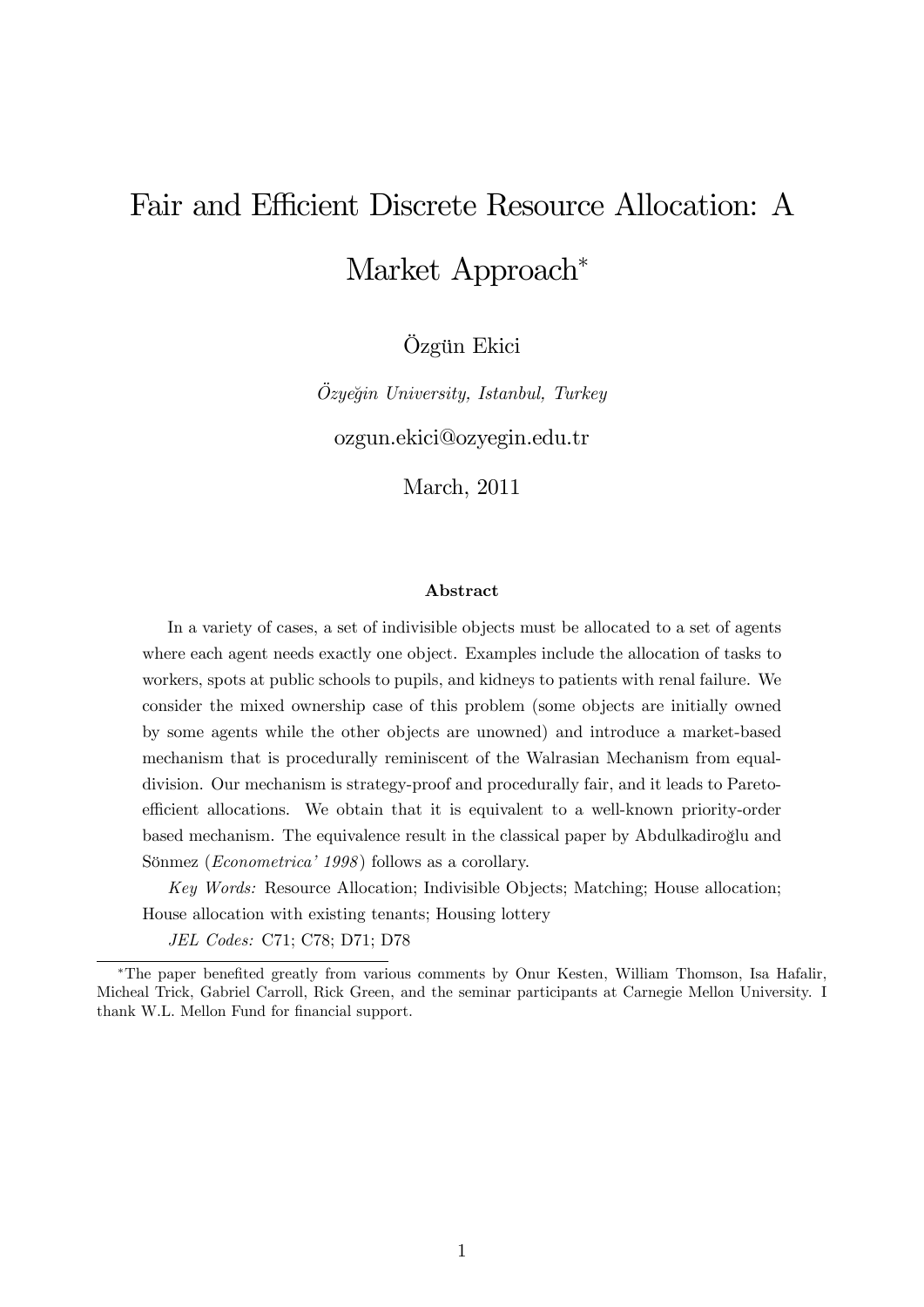# Fair and Efficient Discrete Resource Allocation: A Market Approach*

Özgün Ekici

*Özyeğin University, Istanbul, Turkey*

ozgun.ekici@ozyegin.edu.tr

March, 2011

**Abstract**

In a variety of cases, a set of indivisible objects must be allocated to a set of agents where each agent needs exactly one object. Examples include the allocation of tasks to workers, spots at public schools to pupils, and kidneys to patients with renal failure. We consider the mixed ownership case of this problem (some objects are initially owned by some agents while the other objects are unowned) and introduce a market-based mechanism that is procedurally reminiscent of the Walrasian Mechanism from equal-division. Our mechanism is strategy-proof and procedurally fair, and it leads to Pareto-efficient allocations. We obtain that it is equivalent to a well-known priority-order based mechanism. The equivalence result in the classical paper by Abdulkadiroğlu and Sönmez (*Econometrica' 1998*) follows as a corollary.

*Key Words:* Resource Allocation; Indivisible Objects; Matching; House allocation; House allocation with existing tenants; Housing lottery

*JEL Codes:* C71; C78; D71; D78

---

*The paper benefited greatly from various comments by Onur Kesten, William Thomson, Isa Hafalir, Micheal Trick, Gabriel Carroll, Rick Green, and the seminar participants at Carnegie Mellon University. I thank W.L. Mellon Fund for financial support.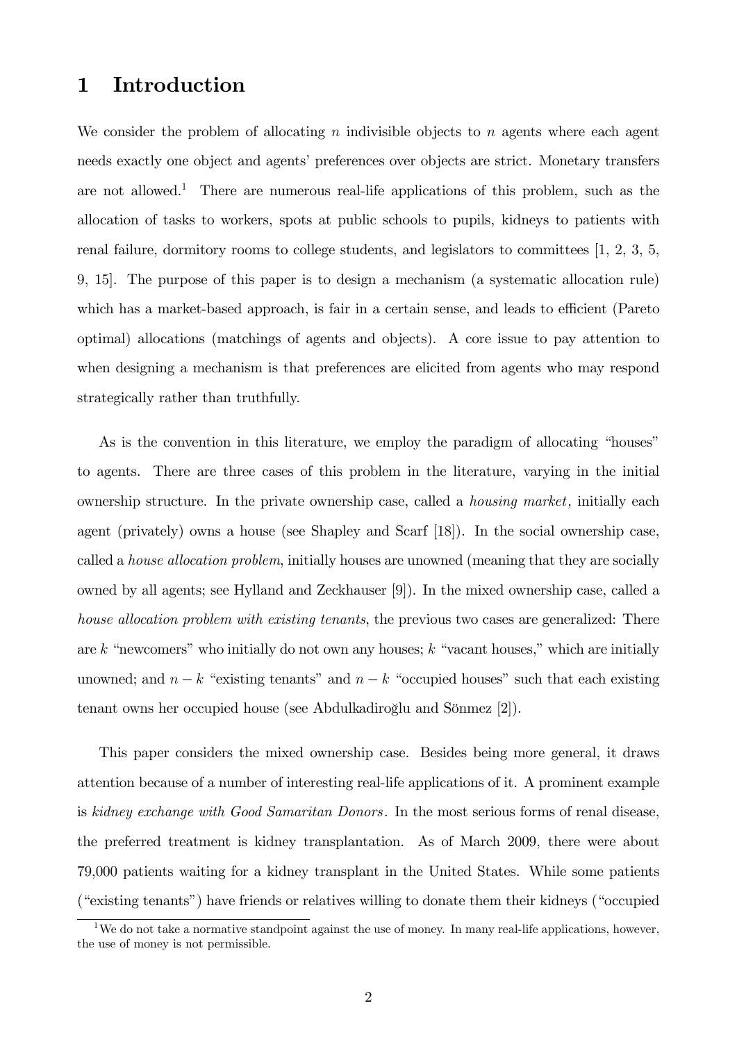# 1 Introduction

We consider the problem of allocating $n$ indivisible objects to $n$ agents where each agent needs exactly one object and agents' preferences over objects are strict. Monetary transfers are not allowed.[1] There are numerous real-life applications of this problem, such as the allocation of tasks to workers, spots at public schools to pupils, kidneys to patients with renal failure, dormitory rooms to college students, and legislators to committees [1, 2, 3, 5, 9, 15]. The purpose of this paper is to design a mechanism (a systematic allocation rule) which has a market-based approach, is fair in a certain sense, and leads to efficient (Pareto optimal) allocations (matchings of agents and objects). A core issue to pay attention to when designing a mechanism is that preferences are elicited from agents who may respond strategically rather than truthfully.

As is the convention in this literature, we employ the paradigm of allocating "houses" to agents. There are three cases of this problem in the literature, varying in the initial ownership structure. In the private ownership case, called a *housing market,* initially each agent (privately) owns a house (see Shapley and Scarf [18]). In the social ownership case, called a *house allocation problem*, initially houses are unowned (meaning that they are socially owned by all agents; see Hylland and Zeckhauser [9]). In the mixed ownership case, called a *house allocation problem with existing tenants*, the previous two cases are generalized: There are $k$ "newcomers" who initially do not own any houses; $k$ "vacant houses," which are initially unowned; and $n - k$ "existing tenants" and $n - k$ "occupied houses" such that each existing tenant owns her occupied house (see Abdulkadiroğlu and Sönmez [2]).

This paper considers the mixed ownership case. Besides being more general, it draws attention because of a number of interesting real-life applications of it. A prominent example is *kidney exchange with Good Samaritan Donors*. In the most serious forms of renal disease, the preferred treatment is kidney transplantation. As of March 2009, there were about 79,000 patients waiting for a kidney transplant in the United States. While some patients ("existing tenants") have friends or relatives willing to donate them their kidneys ("occupied

[1] We do not take a normative standpoint against the use of money. In many real-life applications, however, the use of money is not permissible.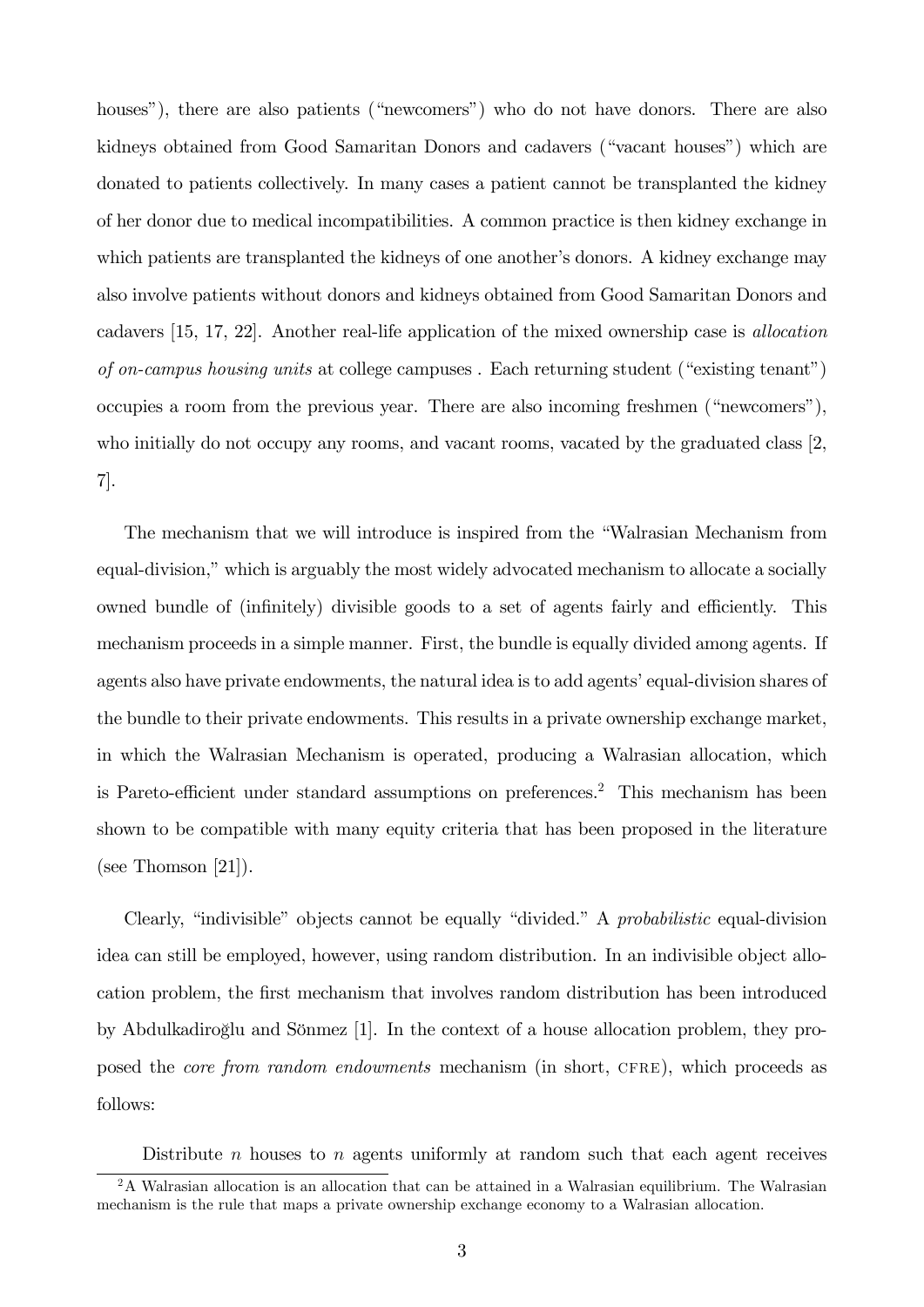houses"), there are also patients ("newcomers") who do not have donors. There are also kidneys obtained from Good Samaritan Donors and cadavers ("vacant houses") which are donated to patients collectively. In many cases a patient cannot be transplanted the kidney of her donor due to medical incompatibilities. A common practice is then kidney exchange in which patients are transplanted the kidneys of one another's donors. A kidney exchange may also involve patients without donors and kidneys obtained from Good Samaritan Donors and cadavers [15, 17, 22]. Another real-life application of the mixed ownership case is *allocation of on-campus housing units* at college campuses . Each returning student ("existing tenant") occupies a room from the previous year. There are also incoming freshmen ("newcomers"), who initially do not occupy any rooms, and vacant rooms, vacated by the graduated class [2, 7].

The mechanism that we will introduce is inspired from the "Walrasian Mechanism from equal-division," which is arguably the most widely advocated mechanism to allocate a socially owned bundle of (infinitely) divisible goods to a set of agents fairly and efficiently. This mechanism proceeds in a simple manner. First, the bundle is equally divided among agents. If agents also have private endowments, the natural idea is to add agents' equal-division shares of the bundle to their private endowments. This results in a private ownership exchange market, in which the Walrasian Mechanism is operated, producing a Walrasian allocation, which is Pareto-efficient under standard assumptions on preferences.[2] This mechanism has been shown to be compatible with many equity criteria that has been proposed in the literature (see Thomson [21]).

Clearly, "indivisible" objects cannot be equally "divided." A *probabilistic* equal-division idea can still be employed, however, using random distribution. In an indivisible object allocation problem, the first mechanism that involves random distribution has been introduced by Abdulkadiroğlu and Sönmez [1]. In the context of a house allocation problem, they proposed the *core from random endowments* mechanism (in short, CFRE), which proceeds as follows:

Distribute $n$ houses to $n$ agents uniformly at random such that each agent receives

[2] A Walrasian allocation is an allocation that can be attained in a Walrasian equilibrium. The Walrasian mechanism is the rule that maps a private ownership exchange economy to a Walrasian allocation.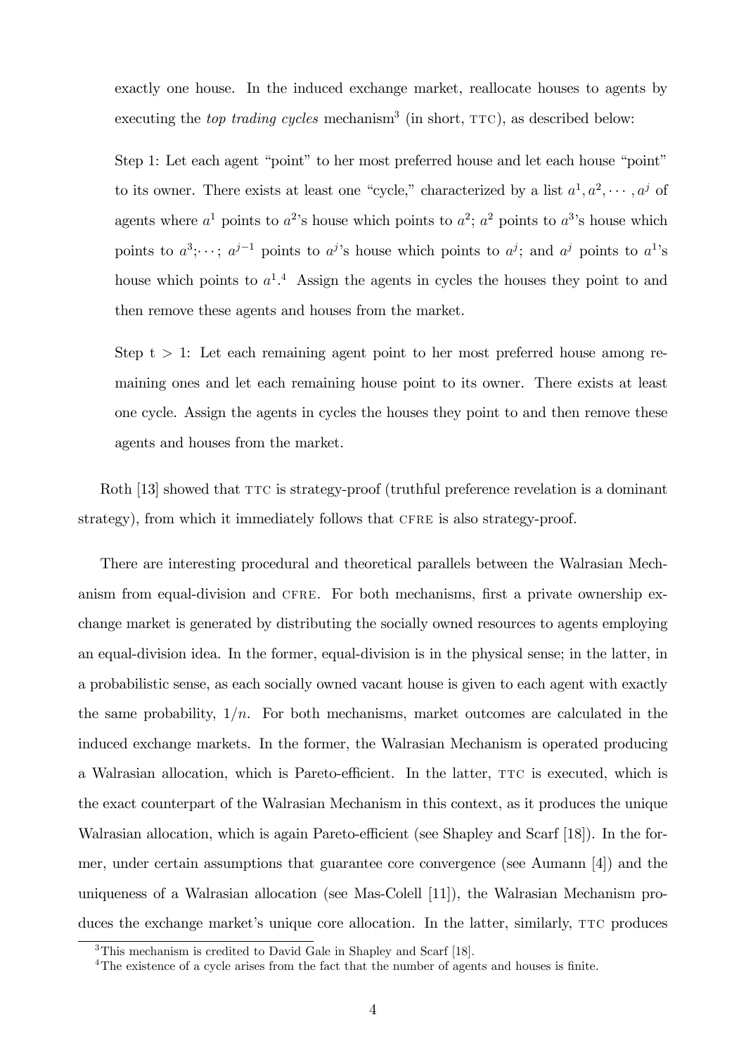exactly one house. In the induced exchange market, reallocate houses to agents by executing the *top trading cycles* mechanism[3] (in short, TTC), as described below:

Step 1: Let each agent "point" to her most preferred house and let each house "point" to its owner. There exists at least one "cycle," characterized by a list $a^1, a^2, \cdots, a^j$ of agents where $a^1$ points to $a^2$'s house which points to $a^2$; $a^2$ points to $a^3$'s house which points to $a^3$;$\cdots$; $a^{j-1}$ points to $a^j$'s house which points to $a^j$; and $a^j$ points to $a^1$'s house which points to $a^1$.[4] Assign the agents in cycles the houses they point to and then remove these agents and houses from the market.

Step t $> 1$: Let each remaining agent point to her most preferred house among remaining ones and let each remaining house point to its owner. There exists at least one cycle. Assign the agents in cycles the houses they point to and then remove these agents and houses from the market.

Roth [13] showed that TTC is strategy-proof (truthful preference revelation is a dominant strategy), from which it immediately follows that CFRE is also strategy-proof.

There are interesting procedural and theoretical parallels between the Walrasian Mechanism from equal-division and CFRE. For both mechanisms, first a private ownership exchange market is generated by distributing the socially owned resources to agents employing an equal-division idea. In the former, equal-division is in the physical sense; in the latter, in a probabilistic sense, as each socially owned vacant house is given to each agent with exactly the same probability, $1/n$. For both mechanisms, market outcomes are calculated in the induced exchange markets. In the former, the Walrasian Mechanism is operated producing a Walrasian allocation, which is Pareto-efficient. In the latter, TTC is executed, which is the exact counterpart of the Walrasian Mechanism in this context, as it produces the unique Walrasian allocation, which is again Pareto-efficient (see Shapley and Scarf [18]). In the former, under certain assumptions that guarantee core convergence (see Aumann [4]) and the uniqueness of a Walrasian allocation (see Mas-Colell [11]), the Walrasian Mechanism produces the exchange market's unique core allocation. In the latter, similarly, TTC produces

[3] This mechanism is credited to David Gale in Shapley and Scarf [18].

[4] The existence of a cycle arises from the fact that the number of agents and houses is finite.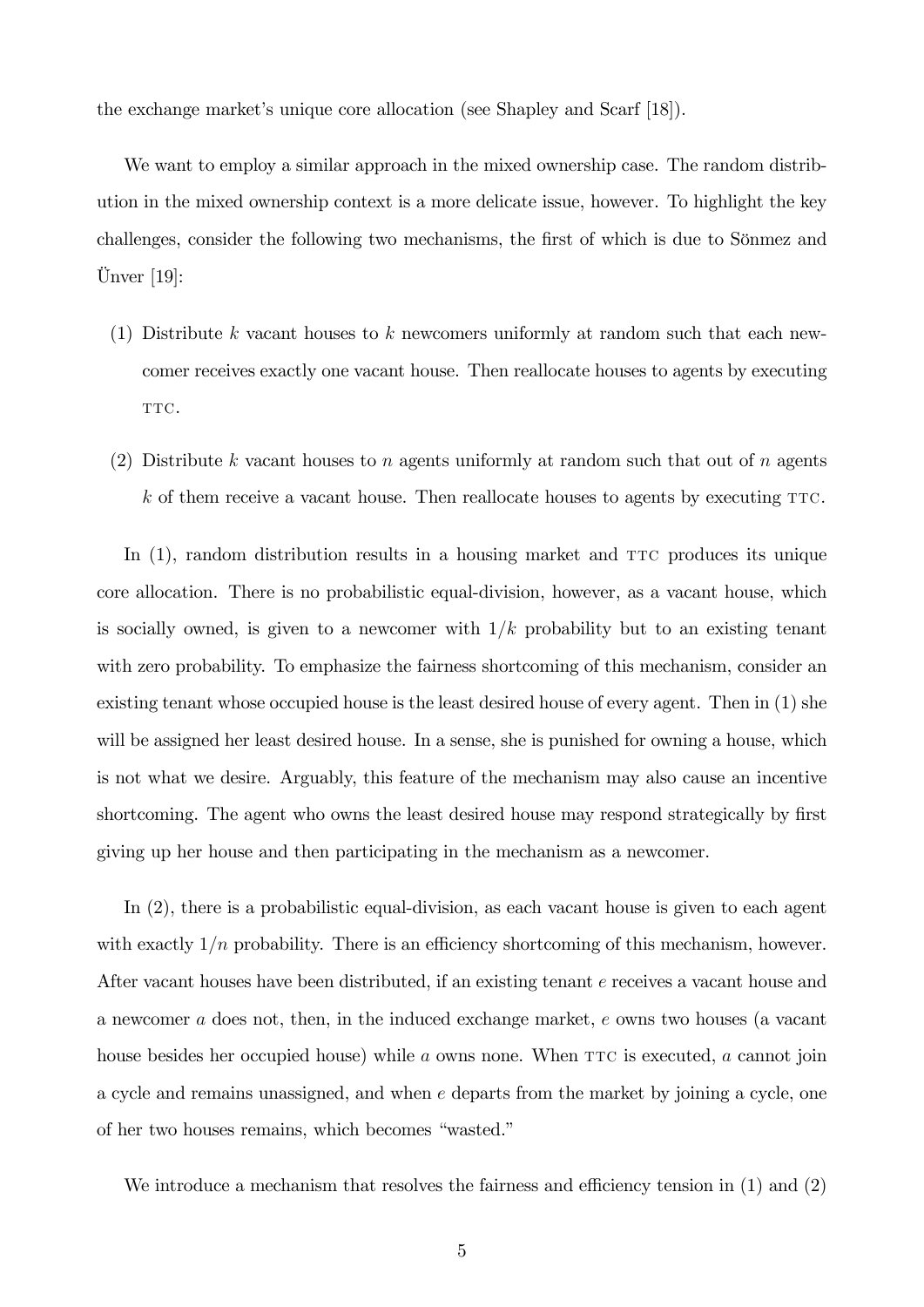the exchange market's unique core allocation (see Shapley and Scarf [18]).

We want to employ a similar approach in the mixed ownership case. The random distribution in the mixed ownership context is a more delicate issue, however. To highlight the key challenges, consider the following two mechanisms, the first of which is due to Sönmez and Ünver [19]:

(1) Distribute $k$ vacant houses to $k$ newcomers uniformly at random such that each newcomer receives exactly one vacant house. Then reallocate houses to agents by executing TTC.

(2) Distribute $k$ vacant houses to $n$ agents uniformly at random such that out of $n$ agents $k$ of them receive a vacant house. Then reallocate houses to agents by executing TTC.

In (1), random distribution results in a housing market and TTC produces its unique core allocation. There is no probabilistic equal-division, however, as a vacant house, which is socially owned, is given to a newcomer with $1/k$ probability but to an existing tenant with zero probability. To emphasize the fairness shortcoming of this mechanism, consider an existing tenant whose occupied house is the least desired house of every agent. Then in (1) she will be assigned her least desired house. In a sense, she is punished for owning a house, which is not what we desire. Arguably, this feature of the mechanism may also cause an incentive shortcoming. The agent who owns the least desired house may respond strategically by first giving up her house and then participating in the mechanism as a newcomer.

In (2), there is a probabilistic equal-division, as each vacant house is given to each agent with exactly $1/n$ probability. There is an efficiency shortcoming of this mechanism, however. After vacant houses have been distributed, if an existing tenant $e$ receives a vacant house and a newcomer $a$ does not, then, in the induced exchange market, $e$ owns two houses (a vacant house besides her occupied house) while $a$ owns none. When TTC is executed, $a$ cannot join a cycle and remains unassigned, and when $e$ departs from the market by joining a cycle, one of her two houses remains, which becomes "wasted."

We introduce a mechanism that resolves the fairness and efficiency tension in (1) and (2)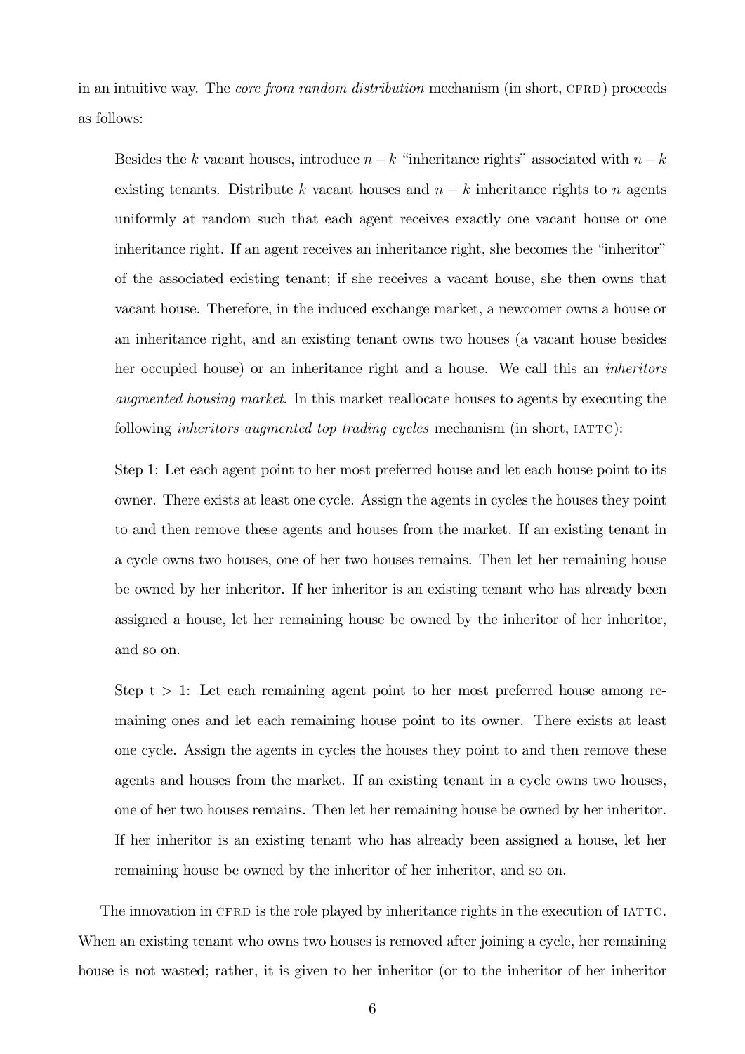in an intuitive way. The *core from random distribution* mechanism (in short, CFRD) proceeds as follows:

> Besides the $k$ vacant houses, introduce $n-k$ "inheritance rights" associated with $n-k$ existing tenants. Distribute $k$ vacant houses and $n-k$ inheritance rights to $n$ agents uniformly at random such that each agent receives exactly one vacant house or one inheritance right. If an agent receives an inheritance right, she becomes the "inheritor" of the associated existing tenant; if she receives a vacant house, she then owns that vacant house. Therefore, in the induced exchange market, a newcomer owns a house or an inheritance right, and an existing tenant owns two houses (a vacant house besides her occupied house) or an inheritance right and a house. We call this an *inheritors augmented housing market*. In this market reallocate houses to agents by executing the following *inheritors augmented top trading cycles* mechanism (in short, IATTC):
>
> Step 1: Let each agent point to her most preferred house and let each house point to its owner. There exists at least one cycle. Assign the agents in cycles the houses they point to and then remove these agents and houses from the market. If an existing tenant in a cycle owns two houses, one of her two houses remains. Then let her remaining house be owned by her inheritor. If her inheritor is an existing tenant who has already been assigned a house, let her remaining house be owned by the inheritor of her inheritor, and so on.
>
> Step t $> 1$: Let each remaining agent point to her most preferred house among remaining ones and let each remaining house point to its owner. There exists at least one cycle. Assign the agents in cycles the houses they point to and then remove these agents and houses from the market. If an existing tenant in a cycle owns two houses, one of her two houses remains. Then let her remaining house be owned by her inheritor. If her inheritor is an existing tenant who has already been assigned a house, let her remaining house be owned by the inheritor of her inheritor, and so on.

The innovation in CFRD is the role played by inheritance rights in the execution of IATTC. When an existing tenant who owns two houses is removed after joining a cycle, her remaining house is not wasted; rather, it is given to her inheritor (or to the inheritor of her inheritor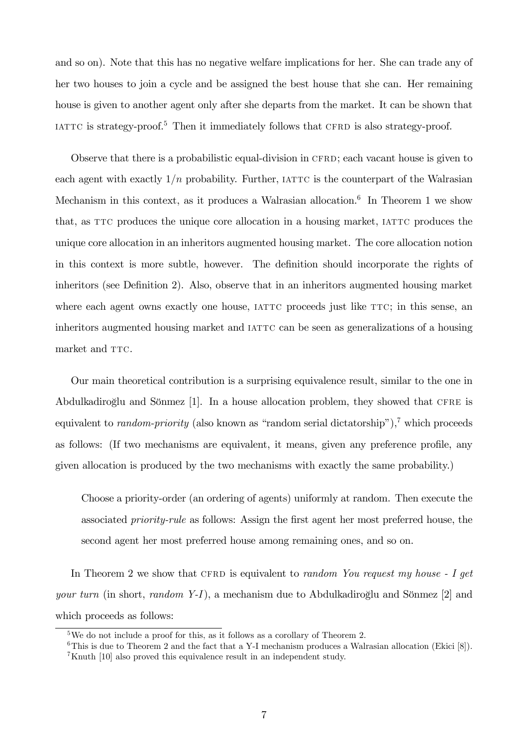and so on). Note that this has no negative welfare implications for her. She can trade any of her two houses to join a cycle and be assigned the best house that she can. Her remaining house is given to another agent only after she departs from the market. It can be shown that IATTC is strategy-proof.[5] Then it immediately follows that CFRD is also strategy-proof.

Observe that there is a probabilistic equal-division in CFRD; each vacant house is given to each agent with exactly $1/n$ probability. Further, IATTC is the counterpart of the Walrasian Mechanism in this context, as it produces a Walrasian allocation.[6] In Theorem 1 we show that, as TTC produces the unique core allocation in a housing market, IATTC produces the unique core allocation in an inheritors augmented housing market. The core allocation notion in this context is more subtle, however. The definition should incorporate the rights of inheritors (see Definition 2). Also, observe that in an inheritors augmented housing market where each agent owns exactly one house, IATTC proceeds just like TTC; in this sense, an inheritors augmented housing market and IATTC can be seen as generalizations of a housing market and TTC.

Our main theoretical contribution is a surprising equivalence result, similar to the one in Abdulkadiroğlu and Sönmez [1]. In a house allocation problem, they showed that CFRE is equivalent to *random-priority* (also known as "random serial dictatorship"),[7] which proceeds as follows: (If two mechanisms are equivalent, it means, given any preference profile, any given allocation is produced by the two mechanisms with exactly the same probability.)

> Choose a priority-order (an ordering of agents) uniformly at random. Then execute the associated *priority-rule* as follows: Assign the first agent her most preferred house, the second agent her most preferred house among remaining ones, and so on.

In Theorem 2 we show that CFRD is equivalent to *random You request my house - I get your turn* (in short, *random Y-I*), a mechanism due to Abdulkadiroğlu and Sönmez [2] and which proceeds as follows:

---

[5] We do not include a proof for this, as it follows as a corollary of Theorem 2.

[6] This is due to Theorem 2 and the fact that a Y-I mechanism produces a Walrasian allocation (Ekici [8]).

[7] Knuth [10] also proved this equivalence result in an independent study.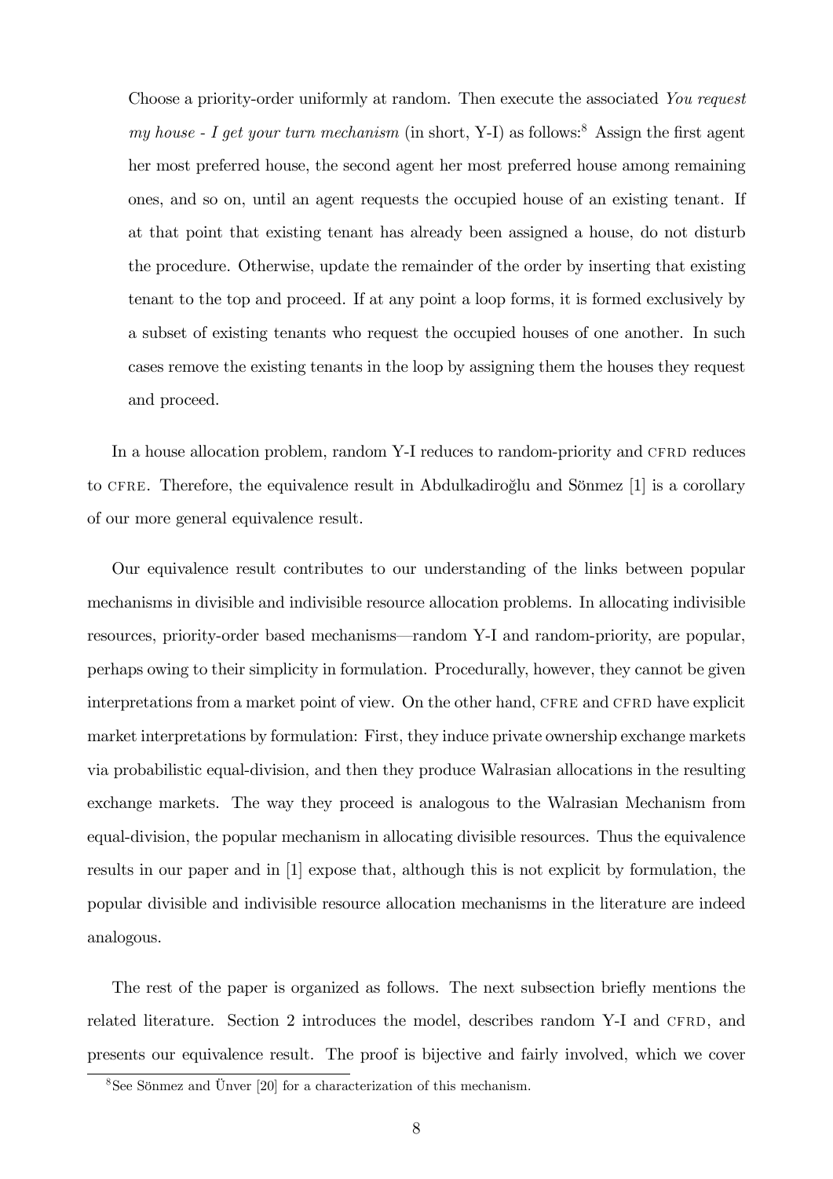Choose a priority-order uniformly at random. Then execute the associated *You request my house - I get your turn mechanism* (in short, Y-I) as follows:[8] Assign the first agent her most preferred house, the second agent her most preferred house among remaining ones, and so on, until an agent requests the occupied house of an existing tenant. If at that point that existing tenant has already been assigned a house, do not disturb the procedure. Otherwise, update the remainder of the order by inserting that existing tenant to the top and proceed. If at any point a loop forms, it is formed exclusively by a subset of existing tenants who request the occupied houses of one another. In such cases remove the existing tenants in the loop by assigning them the houses they request and proceed.

In a house allocation problem, random Y-I reduces to random-priority and CFRD reduces to CFRE. Therefore, the equivalence result in Abdulkadiroğlu and Sönmez [1] is a corollary of our more general equivalence result.

Our equivalence result contributes to our understanding of the links between popular mechanisms in divisible and indivisible resource allocation problems. In allocating indivisible resources, priority-order based mechanisms—random Y-I and random-priority, are popular, perhaps owing to their simplicity in formulation. Procedurally, however, they cannot be given interpretations from a market point of view. On the other hand, CFRE and CFRD have explicit market interpretations by formulation: First, they induce private ownership exchange markets via probabilistic equal-division, and then they produce Walrasian allocations in the resulting exchange markets. The way they proceed is analogous to the Walrasian Mechanism from equal-division, the popular mechanism in allocating divisible resources. Thus the equivalence results in our paper and in [1] expose that, although this is not explicit by formulation, the popular divisible and indivisible resource allocation mechanisms in the literature are indeed analogous.

The rest of the paper is organized as follows. The next subsection briefly mentions the related literature. Section 2 introduces the model, describes random Y-I and CFRD, and presents our equivalence result. The proof is bijective and fairly involved, which we cover

[8] See Sönmez and Ünver [20] for a characterization of this mechanism.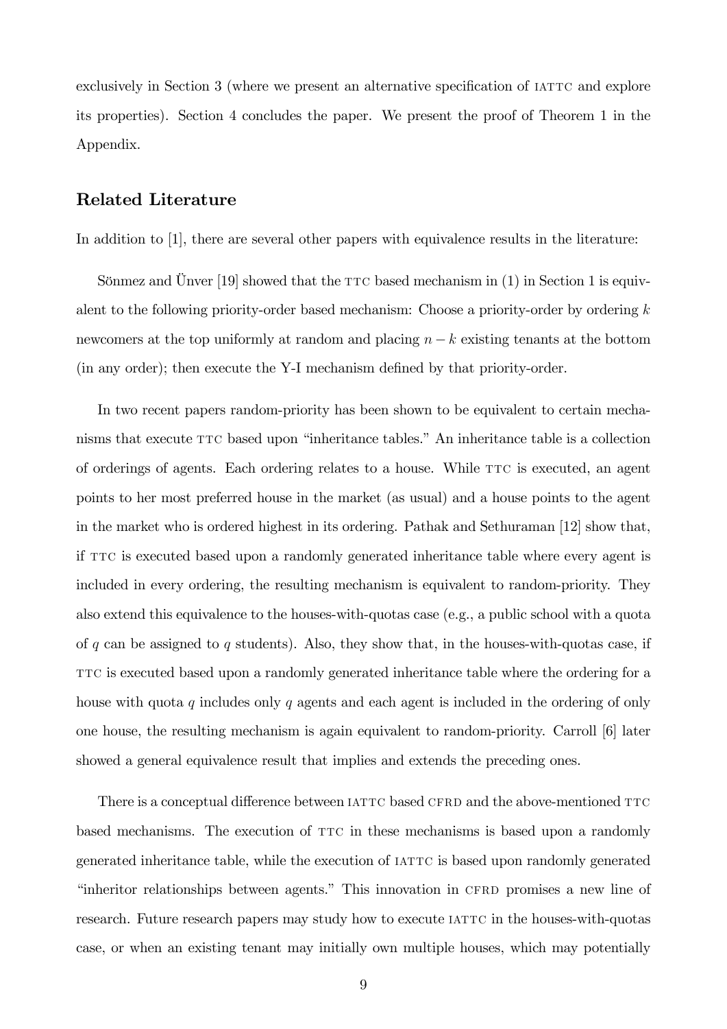exclusively in Section 3 (where we present an alternative specification of IATTC and explore its properties). Section 4 concludes the paper. We present the proof of Theorem 1 in the Appendix.

## Related Literature

In addition to [1], there are several other papers with equivalence results in the literature:

Sönmez and Ünver [19] showed that the TTC based mechanism in (1) in Section 1 is equivalent to the following priority-order based mechanism: Choose a priority-order by ordering $k$ newcomers at the top uniformly at random and placing $n-k$ existing tenants at the bottom (in any order); then execute the Y-I mechanism defined by that priority-order.

In two recent papers random-priority has been shown to be equivalent to certain mechanisms that execute TTC based upon "inheritance tables." An inheritance table is a collection of orderings of agents. Each ordering relates to a house. While TTC is executed, an agent points to her most preferred house in the market (as usual) and a house points to the agent in the market who is ordered highest in its ordering. Pathak and Sethuraman [12] show that, if TTC is executed based upon a randomly generated inheritance table where every agent is included in every ordering, the resulting mechanism is equivalent to random-priority. They also extend this equivalence to the houses-with-quotas case (e.g., a public school with a quota of $q$ can be assigned to $q$ students). Also, they show that, in the houses-with-quotas case, if TTC is executed based upon a randomly generated inheritance table where the ordering for a house with quota $q$ includes only $q$ agents and each agent is included in the ordering of only one house, the resulting mechanism is again equivalent to random-priority. Carroll [6] later showed a general equivalence result that implies and extends the preceding ones.

There is a conceptual difference between IATTC based CFRD and the above-mentioned TTC based mechanisms. The execution of TTC in these mechanisms is based upon a randomly generated inheritance table, while the execution of IATTC is based upon randomly generated "inheritor relationships between agents." This innovation in CFRD promises a new line of research. Future research papers may study how to execute IATTC in the houses-with-quotas case, or when an existing tenant may initially own multiple houses, which may potentially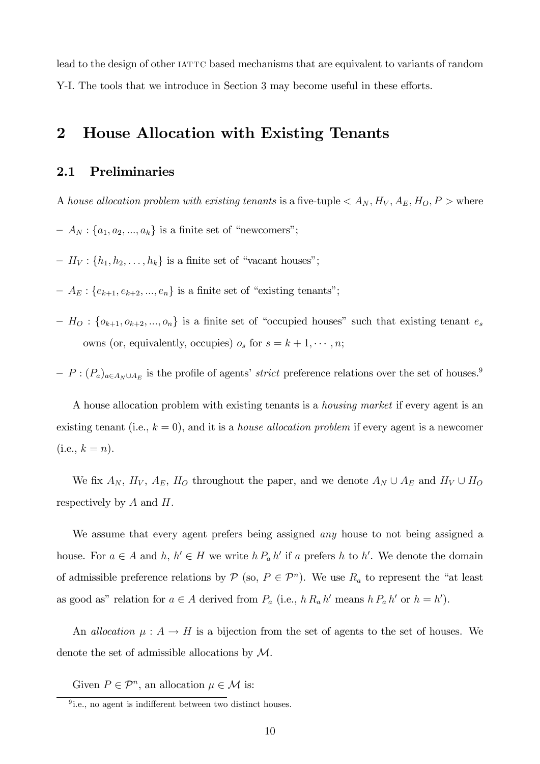lead to the design of other IATTC based mechanisms that are equivalent to variants of random Y-I. The tools that we introduce in Section 3 may become useful in these efforts.

# 2 House Allocation with Existing Tenants

## 2.1 Preliminaries

A *house allocation problem with existing tenants* is a five-tuple $< A_N, H_V, A_E, H_O, P >$ where

- $A_N : \{a_1, a_2, ..., a_k\}$ is a finite set of "newcomers";
- $H_V : \{h_1, h_2, \ldots, h_k\}$ is a finite set of "vacant houses";
- $A_E : \{e_{k+1}, e_{k+2}, ..., e_n\}$ is a finite set of "existing tenants";
- $H_O : \{o_{k+1}, o_{k+2}, ..., o_n\}$ is a finite set of "occupied houses" such that existing tenant $e_s$ owns (or, equivalently, occupies) $o_s$ for $s = k+1, \cdots, n$;
- $P : (P_a)_{a \in A_N \cup A_E}$ is the profile of agents' *strict* preference relations over the set of houses.[9]

A house allocation problem with existing tenants is a *housing market* if every agent is an existing tenant (i.e., $k = 0$), and it is a *house allocation problem* if every agent is a newcomer (i.e., $k = n$).

We fix $A_N$, $H_V$, $A_E$, $H_O$ throughout the paper, and we denote $A_N \cup A_E$ and $H_V \cup H_O$ respectively by $A$ and $H$.

We assume that every agent prefers being assigned *any* house to not being assigned a house. For $a \in A$ and $h, h' \in H$ we write $h \, P_a \, h'$ if $a$ prefers $h$ to $h'$. We denote the domain of admissible preference relations by $\mathcal{P}$ (so, $P \in \mathcal{P}^n$). We use $R_a$ to represent the "at least as good as" relation for $a \in A$ derived from $P_a$ (i.e., $h \, R_a \, h'$ means $h \, P_a \, h'$ or $h = h'$).

An *allocation* $\mu : A \to H$ is a bijection from the set of agents to the set of houses. We denote the set of admissible allocations by $\mathcal{M}$.

Given $P \in \mathcal{P}^n$, an allocation $\mu \in \mathcal{M}$ is:

[9] i.e., no agent is indifferent between two distinct houses.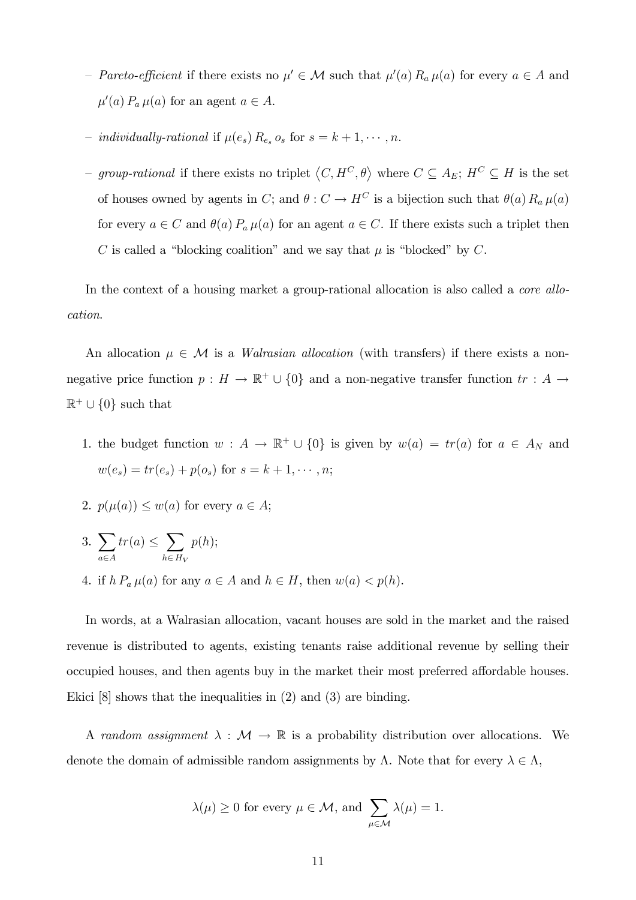- *Pareto-efficient* if there exists no $\mu' \in \mathcal{M}$ such that $\mu'(a) \, R_a \, \mu(a)$ for every $a \in A$ and $\mu'(a) \, P_a \, \mu(a)$ for an agent $a \in A$.

- *individually-rational* if $\mu(e_s) \, R_{e_s} \, o_s$ for $s = k+1, \cdots, n$.

- *group-rational* if there exists no triplet $\langle C, H^C, \theta \rangle$ where $C \subseteq A_E$; $H^C \subseteq H$ is the set of houses owned by agents in $C$; and $\theta : C \to H^C$ is a bijection such that $\theta(a) \, R_a \, \mu(a)$ for every $a \in C$ and $\theta(a) \, P_a \, \mu(a)$ for an agent $a \in C$. If there exists such a triplet then $C$ is called a "blocking coalition" and we say that $\mu$ is "blocked" by $C$.

In the context of a housing market a group-rational allocation is also called a *core allocation*.

An allocation $\mu \in \mathcal{M}$ is a *Walrasian allocation* (with transfers) if there exists a non-negative price function $p : H \to \mathbb{R}^+ \cup \{0\}$ and a non-negative transfer function $tr : A \to \mathbb{R}^+ \cup \{0\}$ such that

1. the budget function $w : A \to \mathbb{R}^+ \cup \{0\}$ is given by $w(a) = tr(a)$ for $a \in A_N$ and $w(e_s) = tr(e_s) + p(o_s)$ for $s = k+1, \cdots, n$;

2. $p(\mu(a)) \leq w(a)$ for every $a \in A$;

3. $\displaystyle\sum_{a \in A} tr(a) \leq \sum_{h \in H_V} p(h)$;

4. if $h \, P_a \, \mu(a)$ for any $a \in A$ and $h \in H$, then $w(a) < p(h)$.

In words, at a Walrasian allocation, vacant houses are sold in the market and the raised revenue is distributed to agents, existing tenants raise additional revenue by selling their occupied houses, and then agents buy in the market their most preferred affordable houses. Ekici [8] shows that the inequalities in (2) and (3) are binding.

A *random assignment* $\lambda : \mathcal{M} \to \mathbb{R}$ is a probability distribution over allocations. We denote the domain of admissible random assignments by $\Lambda$. Note that for every $\lambda \in \Lambda$,

$$\lambda(\mu) \geq 0 \text{ for every } \mu \in \mathcal{M}, \text{ and } \sum_{\mu \in \mathcal{M}} \lambda(\mu) = 1.$$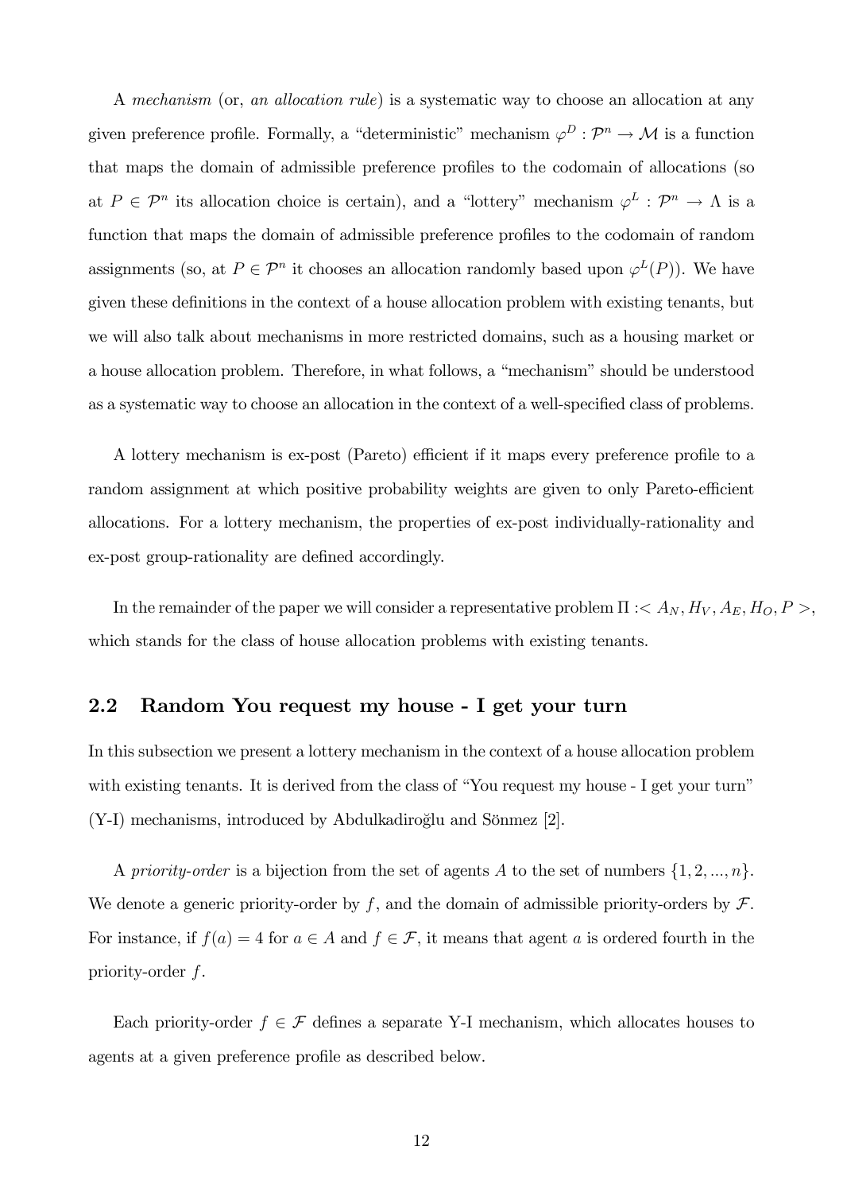A *mechanism* (or, *an allocation rule*) is a systematic way to choose an allocation at any given preference profile. Formally, a "deterministic" mechanism $\varphi^D : \mathcal{P}^n \to \mathcal{M}$ is a function that maps the domain of admissible preference profiles to the codomain of allocations (so at $P \in \mathcal{P}^n$ its allocation choice is certain), and a "lottery" mechanism $\varphi^L : \mathcal{P}^n \to \Lambda$ is a function that maps the domain of admissible preference profiles to the codomain of random assignments (so, at $P \in \mathcal{P}^n$ it chooses an allocation randomly based upon $\varphi^L(P)$). We have given these definitions in the context of a house allocation problem with existing tenants, but we will also talk about mechanisms in more restricted domains, such as a housing market or a house allocation problem. Therefore, in what follows, a "mechanism" should be understood as a systematic way to choose an allocation in the context of a well-specified class of problems.

A lottery mechanism is ex-post (Pareto) efficient if it maps every preference profile to a random assignment at which positive probability weights are given to only Pareto-efficient allocations. For a lottery mechanism, the properties of ex-post individually-rationality and ex-post group-rationality are defined accordingly.

In the remainder of the paper we will consider a representative problem $\Pi :< A_N, H_V, A_E, H_O, P >$, which stands for the class of house allocation problems with existing tenants.

## 2.2 Random You request my house - I get your turn

In this subsection we present a lottery mechanism in the context of a house allocation problem with existing tenants. It is derived from the class of "You request my house - I get your turn" (Y-I) mechanisms, introduced by Abdulkadiroğlu and Sönmez [2].

A *priority-order* is a bijection from the set of agents $A$ to the set of numbers $\{1, 2, ..., n\}$. We denote a generic priority-order by $f$, and the domain of admissible priority-orders by $\mathcal{F}$. For instance, if $f(a) = 4$ for $a \in A$ and $f \in \mathcal{F}$, it means that agent $a$ is ordered fourth in the priority-order $f$.

Each priority-order $f \in \mathcal{F}$ defines a separate Y-I mechanism, which allocates houses to agents at a given preference profile as described below.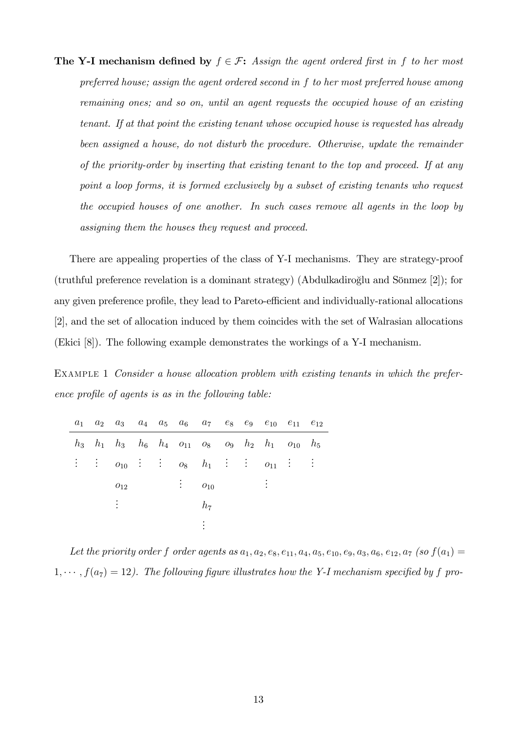**The Y-I mechanism defined by $f \in \mathcal{F}$:** *Assign the agent ordered first in $f$ to her most preferred house; assign the agent ordered second in $f$ to her most preferred house among remaining ones; and so on, until an agent requests the occupied house of an existing tenant. If at that point the existing tenant whose occupied house is requested has already been assigned a house, do not disturb the procedure. Otherwise, update the remainder of the priority-order by inserting that existing tenant to the top and proceed. If at any point a loop forms, it is formed exclusively by a subset of existing tenants who request the occupied houses of one another. In such cases remove all agents in the loop by assigning them the houses they request and proceed.*

There are appealing properties of the class of Y-I mechanisms. They are strategy-proof (truthful preference revelation is a dominant strategy) (Abdulkadiroğlu and Sönmez [2]); for any given preference profile, they lead to Pareto-efficient and individually-rational allocations [2], and the set of allocation induced by them coincides with the set of Walrasian allocations (Ekici [8]). The following example demonstrates the workings of a Y-I mechanism.

Example 1 *Consider a house allocation problem with existing tenants in which the preference profile of agents is as in the following table:*

| $a_1$ | $a_2$ | $a_3$ | $a_4$ | $a_5$ | $a_6$ | $a_7$ | $e_8$ | $e_9$ | $e_{10}$ | $e_{11}$ | $e_{12}$ |
|---|---|---|---|---|---|---|---|---|---|---|---|
| $h_3$ | $h_1$ | $h_3$ | $h_6$ | $h_4$ | $o_{11}$ | $o_8$ | $o_9$ | $h_2$ | $h_1$ | $o_{10}$ | $h_5$ |
| $\vdots$ | $\vdots$ | $o_{10}$ | $\vdots$ | $\vdots$ | $o_8$ | $h_1$ | $\vdots$ | $\vdots$ | $o_{11}$ | $\vdots$ | $\vdots$ |
| | | $o_{12}$ | | | $\vdots$ | $o_{10}$ | | | $\vdots$ | | |
| | | $\vdots$ | | | | $h_7$ | | | | | |
| | | | | | | $\vdots$ | | | | | |

*Let the priority order $f$ order agents as $a_1, a_2, e_8, e_{11}, a_4, a_5, e_{10}, e_9, a_3, a_6, e_{12}, a_7$ (so $f(a_1) = 1, \cdots, f(a_7) = 12$). The following figure illustrates how the Y-I mechanism specified by $f$ pro-*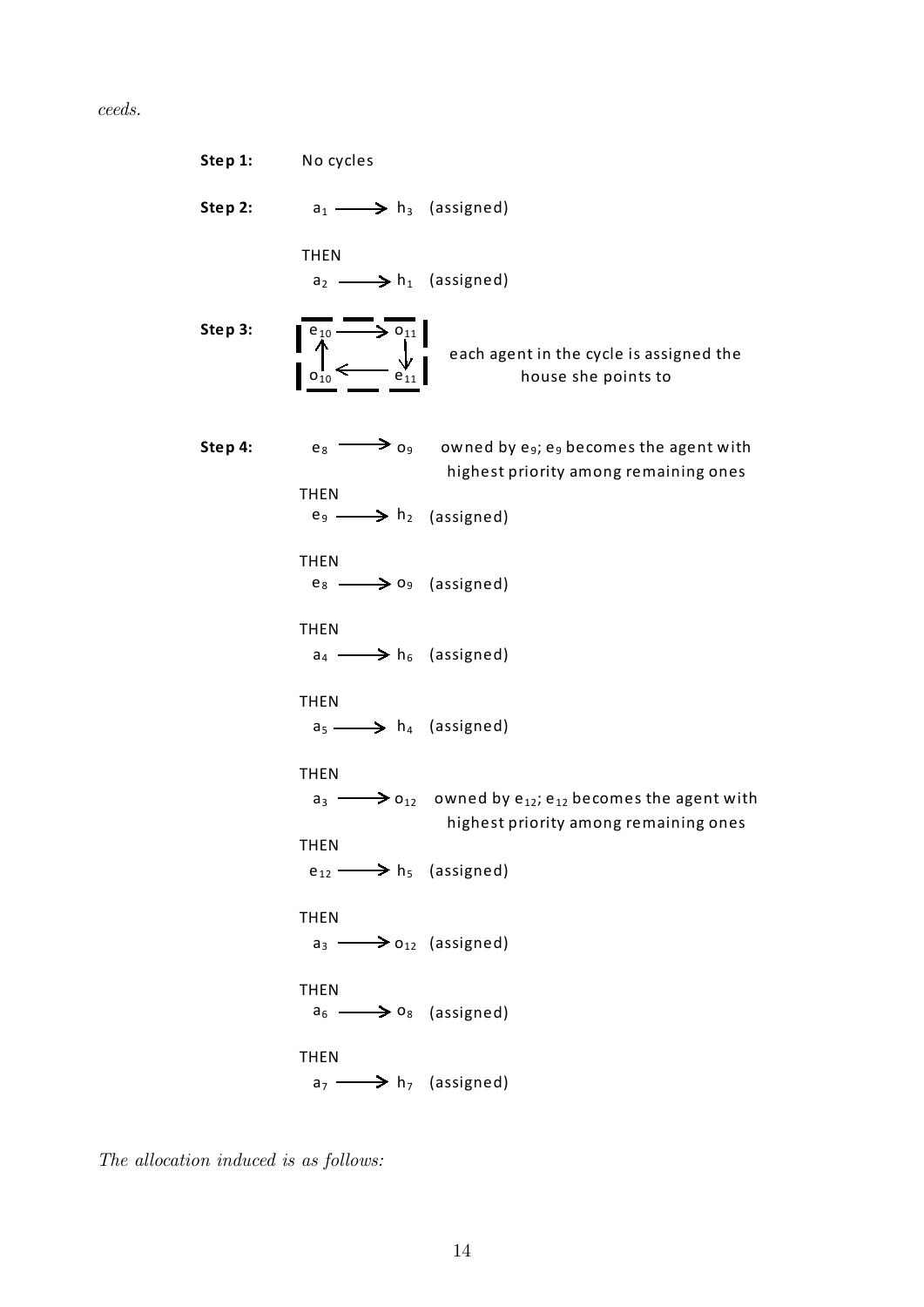*ceeds.*

**Step 1:** No cycles

**Step 2:** $a_1 \longrightarrow h_3$ (assigned)

THEN

$a_2 \longrightarrow h_1$ (assigned)

**Step 3:** $e_{10} \longrightarrow o_{11}$, $o_{11} \longrightarrow e_{11}$, $e_{11} \longrightarrow o_{10}$, $o_{10} \longrightarrow e_{10}$ (cycle) — each agent in the cycle is assigned the house she points to

**Step 4:** $e_8 \longrightarrow o_9$ owned by $e_9$; $e_9$ becomes the agent with highest priority among remaining ones

THEN

$e_9 \longrightarrow h_2$ (assigned)

THEN

$e_8 \longrightarrow o_9$ (assigned)

THEN

$a_4 \longrightarrow h_6$ (assigned)

THEN

$a_5 \longrightarrow h_4$ (assigned)

THEN

$a_3 \longrightarrow o_{12}$ owned by $e_{12}$; $e_{12}$ becomes the agent with highest priority among remaining ones

THEN

$e_{12} \longrightarrow h_5$ (assigned)

THEN

$a_3 \longrightarrow o_{12}$ (assigned)

THEN

$a_6 \longrightarrow o_8$ (assigned)

THEN

$a_7 \longrightarrow h_7$ (assigned)

*The allocation induced is as follows:*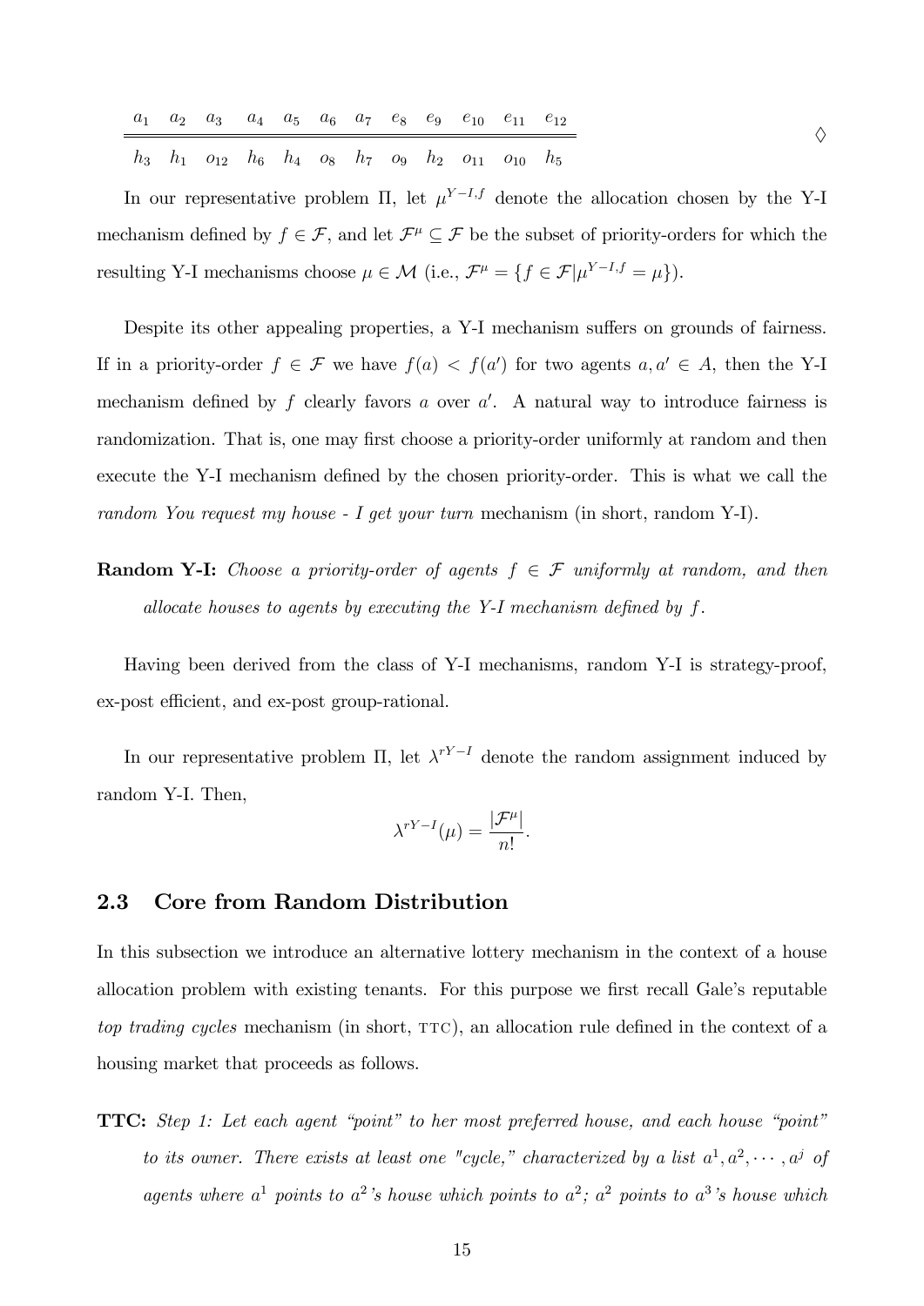| $a_1$ | $a_2$ | $a_3$ | $a_4$ | $a_5$ | $a_6$ | $a_7$ | $e_8$ | $e_9$ | $e_{10}$ | $e_{11}$ | $e_{12}$ |
|---|---|---|---|---|---|---|---|---|---|---|---|
| $h_3$ | $h_1$ | $o_{12}$ | $h_6$ | $h_4$ | $o_8$ | $h_7$ | $o_9$ | $h_2$ | $o_{11}$ | $o_{10}$ | $h_5$ |

$\diamondsuit$

In our representative problem $\Pi$, let $\mu^{Y-I,f}$ denote the allocation chosen by the Y-I mechanism defined by $f \in \mathcal{F}$, and let $\mathcal{F}^{\mu} \subseteq \mathcal{F}$ be the subset of priority-orders for which the resulting Y-I mechanisms choose $\mu \in \mathcal{M}$ (i.e., $\mathcal{F}^{\mu} = \{f \in \mathcal{F} | \mu^{Y-I,f} = \mu\}$).

Despite its other appealing properties, a Y-I mechanism suffers on grounds of fairness. If in a priority-order $f \in \mathcal{F}$ we have $f(a) < f(a')$ for two agents $a, a' \in A$, then the Y-I mechanism defined by $f$ clearly favors $a$ over $a'$. A natural way to introduce fairness is randomization. That is, one may first choose a priority-order uniformly at random and then execute the Y-I mechanism defined by the chosen priority-order. This is what we call the *random You request my house - I get your turn* mechanism (in short, random Y-I).

**Random Y-I:** *Choose a priority-order of agents $f \in \mathcal{F}$ uniformly at random, and then allocate houses to agents by executing the Y-I mechanism defined by $f$.*

Having been derived from the class of Y-I mechanisms, random Y-I is strategy-proof, ex-post efficient, and ex-post group-rational.

In our representative problem $\Pi$, let $\lambda^{rY-I}$ denote the random assignment induced by random Y-I. Then,

$$\lambda^{rY-I}(\mu) = \frac{|\mathcal{F}^{\mu}|}{n!}.$$

## 2.3 Core from Random Distribution

In this subsection we introduce an alternative lottery mechanism in the context of a house allocation problem with existing tenants. For this purpose we first recall Gale's reputable *top trading cycles* mechanism (in short, TTC), an allocation rule defined in the context of a housing market that proceeds as follows.

**TTC:** *Step 1: Let each agent "point" to her most preferred house, and each house "point" to its owner. There exists at least one "cycle," characterized by a list $a^1, a^2, \cdots, a^j$ of agents where $a^1$ points to $a^2$'s house which points to $a^2$; $a^2$ points to $a^3$'s house which*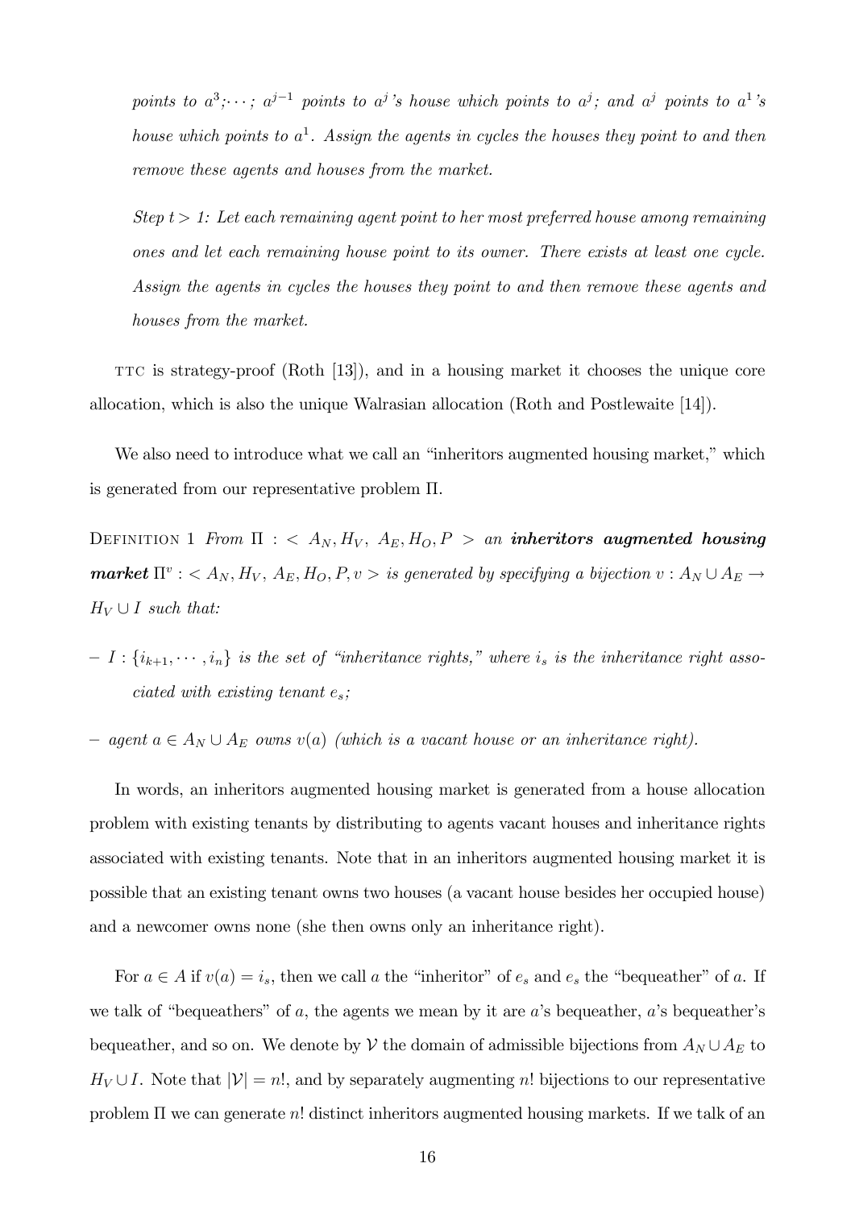*points to $a^3$;$\cdots$; $a^{j-1}$ points to $a^j$'s house which points to $a^j$; and $a^j$ points to $a^1$'s house which points to $a^1$. Assign the agents in cycles the houses they point to and then remove these agents and houses from the market.*

*Step $t > 1$: Let each remaining agent point to her most preferred house among remaining ones and let each remaining house point to its owner. There exists at least one cycle. Assign the agents in cycles the houses they point to and then remove these agents and houses from the market.*

TTC is strategy-proof (Roth [13]), and in a housing market it chooses the unique core allocation, which is also the unique Walrasian allocation (Roth and Postlewaite [14]).

We also need to introduce what we call an "inheritors augmented housing market," which is generated from our representative problem $\Pi$.

DEFINITION 1 *From $\Pi$ : $< A_N, H_V,\ A_E, H_O, P >$ an **inheritors augmented housing market** $\Pi^v$ : $< A_N, H_V,\ A_E, H_O, P, v >$ is generated by specifying a bijection $v : A_N \cup A_E \rightarrow H_V \cup I$ such that:*

- *$I : \{i_{k+1}, \cdots, i_n\}$ is the set of "inheritance rights," where $i_s$ is the inheritance right associated with existing tenant $e_s$;*
- *agent $a \in A_N \cup A_E$ owns $v(a)$ (which is a vacant house or an inheritance right).*

In words, an inheritors augmented housing market is generated from a house allocation problem with existing tenants by distributing to agents vacant houses and inheritance rights associated with existing tenants. Note that in an inheritors augmented housing market it is possible that an existing tenant owns two houses (a vacant house besides her occupied house) and a newcomer owns none (she then owns only an inheritance right).

For $a \in A$ if $v(a) = i_s$, then we call $a$ the "inheritor" of $e_s$ and $e_s$ the "bequeather" of $a$. If we talk of "bequeathers" of $a$, the agents we mean by it are $a$'s bequeather, $a$'s bequeather's bequeather, and so on. We denote by $\mathcal{V}$ the domain of admissible bijections from $A_N \cup A_E$ to $H_V \cup I$. Note that $|\mathcal{V}| = n!$, and by separately augmenting $n!$ bijections to our representative problem $\Pi$ we can generate $n!$ distinct inheritors augmented housing markets. If we talk of an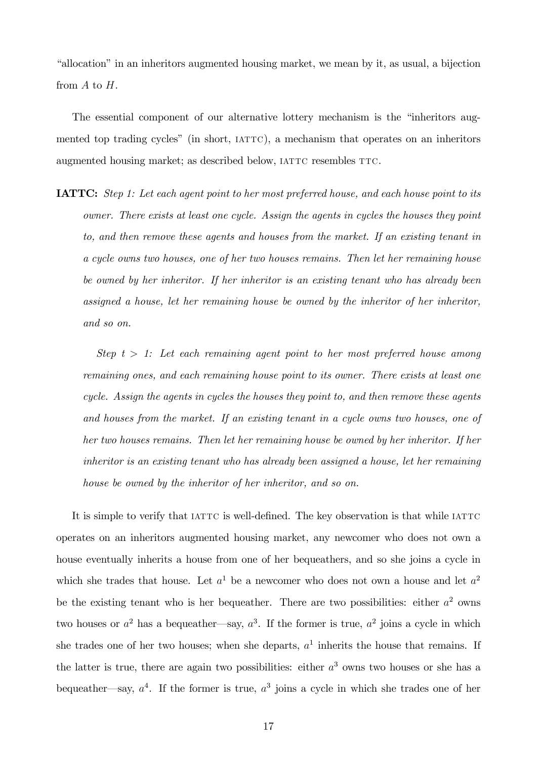"allocation" in an inheritors augmented housing market, we mean by it, as usual, a bijection from $A$ to $H$.

The essential component of our alternative lottery mechanism is the "inheritors augmented top trading cycles" (in short, IATTC), a mechanism that operates on an inheritors augmented housing market; as described below, IATTC resembles TTC.

**IATTC:** *Step 1: Let each agent point to her most preferred house, and each house point to its owner. There exists at least one cycle. Assign the agents in cycles the houses they point to, and then remove these agents and houses from the market. If an existing tenant in a cycle owns two houses, one of her two houses remains. Then let her remaining house be owned by her inheritor. If her inheritor is an existing tenant who has already been assigned a house, let her remaining house be owned by the inheritor of her inheritor, and so on.*

*Step $t > 1$: Let each remaining agent point to her most preferred house among remaining ones, and each remaining house point to its owner. There exists at least one cycle. Assign the agents in cycles the houses they point to, and then remove these agents and houses from the market. If an existing tenant in a cycle owns two houses, one of her two houses remains. Then let her remaining house be owned by her inheritor. If her inheritor is an existing tenant who has already been assigned a house, let her remaining house be owned by the inheritor of her inheritor, and so on.*

It is simple to verify that IATTC is well-defined. The key observation is that while IATTC operates on an inheritors augmented housing market, any newcomer who does not own a house eventually inherits a house from one of her bequeathers, and so she joins a cycle in which she trades that house. Let $a^1$ be a newcomer who does not own a house and let $a^2$ be the existing tenant who is her bequeather. There are two possibilities: either $a^2$ owns two houses or $a^2$ has a bequeather—say, $a^3$. If the former is true, $a^2$ joins a cycle in which she trades one of her two houses; when she departs, $a^1$ inherits the house that remains. If the latter is true, there are again two possibilities: either $a^3$ owns two houses or she has a bequeather—say, $a^4$. If the former is true, $a^3$ joins a cycle in which she trades one of her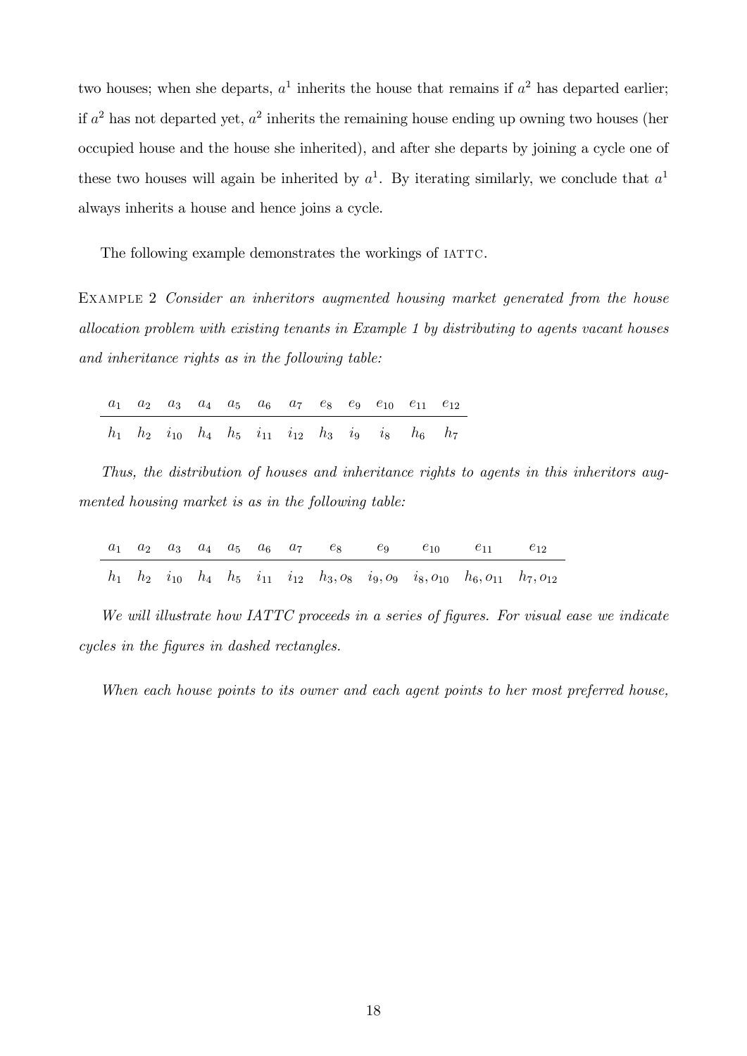two houses; when she departs, $a^1$ inherits the house that remains if $a^2$ has departed earlier; if $a^2$ has not departed yet, $a^2$ inherits the remaining house ending up owning two houses (her occupied house and the house she inherited), and after she departs by joining a cycle one of these two houses will again be inherited by $a^1$. By iterating similarly, we conclude that $a^1$ always inherits a house and hence joins a cycle.

The following example demonstrates the workings of IATTC.

EXAMPLE 2 *Consider an inheritors augmented housing market generated from the house allocation problem with existing tenants in Example 1 by distributing to agents vacant houses and inheritance rights as in the following table:*

| $a_1$ | $a_2$ | $a_3$ | $a_4$ | $a_5$ | $a_6$ | $a_7$ | $e_8$ | $e_9$ | $e_{10}$ | $e_{11}$ | $e_{12}$ |
|---|---|---|---|---|---|---|---|---|---|---|---|
| $h_1$ | $h_2$ | $i_{10}$ | $h_4$ | $h_5$ | $i_{11}$ | $i_{12}$ | $h_3$ | $i_9$ | $i_8$ | $h_6$ | $h_7$ |

*Thus, the distribution of houses and inheritance rights to agents in this inheritors augmented housing market is as in the following table:*

| $a_1$ | $a_2$ | $a_3$ | $a_4$ | $a_5$ | $a_6$ | $a_7$ | $e_8$ | $e_9$ | $e_{10}$ | $e_{11}$ | $e_{12}$ |
|---|---|---|---|---|---|---|---|---|---|---|---|
| $h_1$ | $h_2$ | $i_{10}$ | $h_4$ | $h_5$ | $i_{11}$ | $i_{12}$ | $h_3, o_8$ | $i_9, o_9$ | $i_8, o_{10}$ | $h_6, o_{11}$ | $h_7, o_{12}$ |

*We will illustrate how IATTC proceeds in a series of figures. For visual ease we indicate cycles in the figures in dashed rectangles.*

*When each house points to its owner and each agent points to her most preferred house,*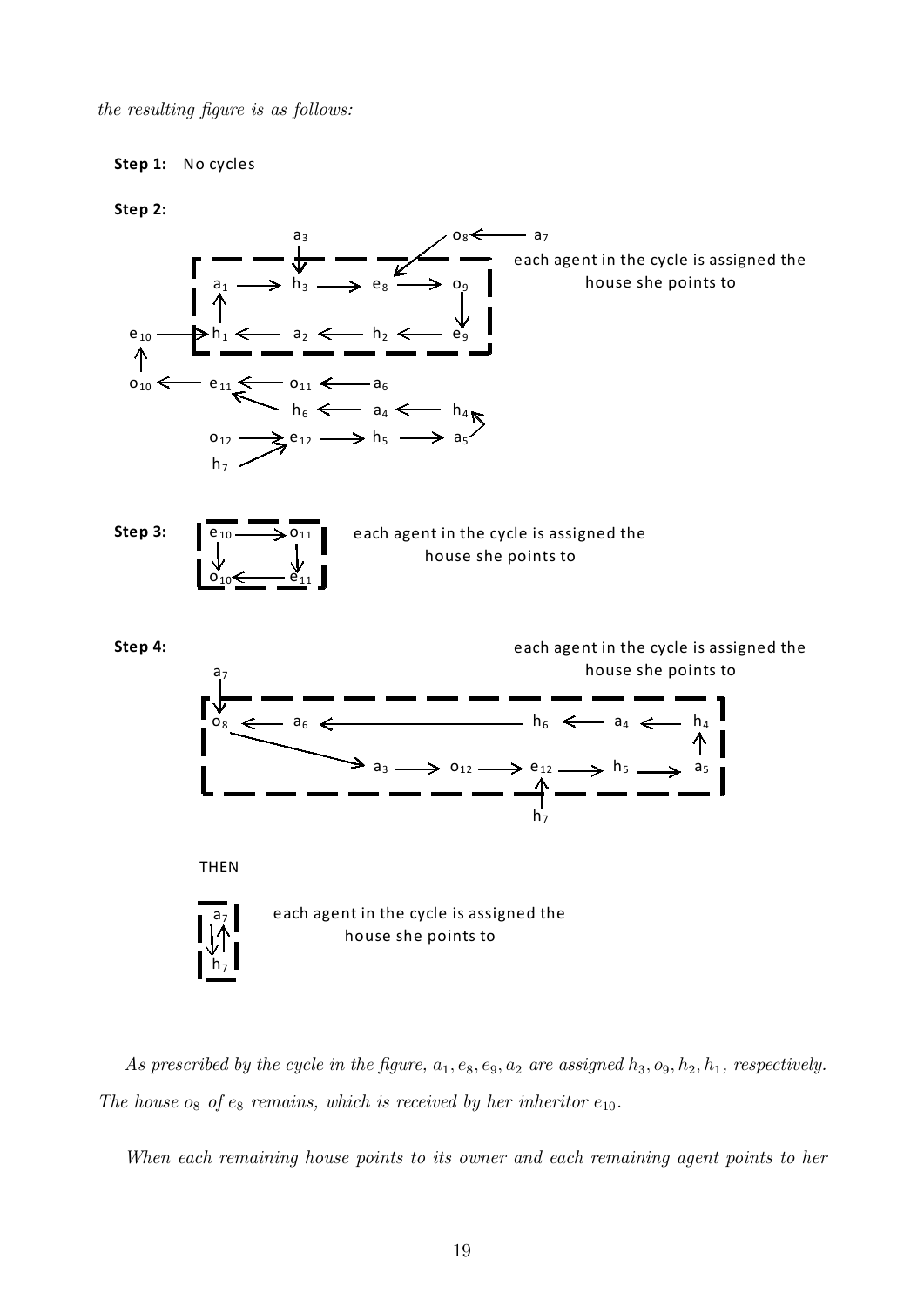*the resulting figure is as follows:*

**Step 1:** No cycles

**Step 2:**

each agent in the cycle is assigned the house she points to

**Step 3:**

each agent in the cycle is assigned the house she points to

**Step 4:**

each agent in the cycle is assigned the house she points to

THEN

each agent in the cycle is assigned the house she points to

*As prescribed by the cycle in the figure, $a_1, e_8, e_9, a_2$ are assigned $h_3, o_9, h_2, h_1$, respectively. The house $o_8$ of $e_8$ remains, which is received by her inheritor $e_{10}$.*

*When each remaining house points to its owner and each remaining agent points to her*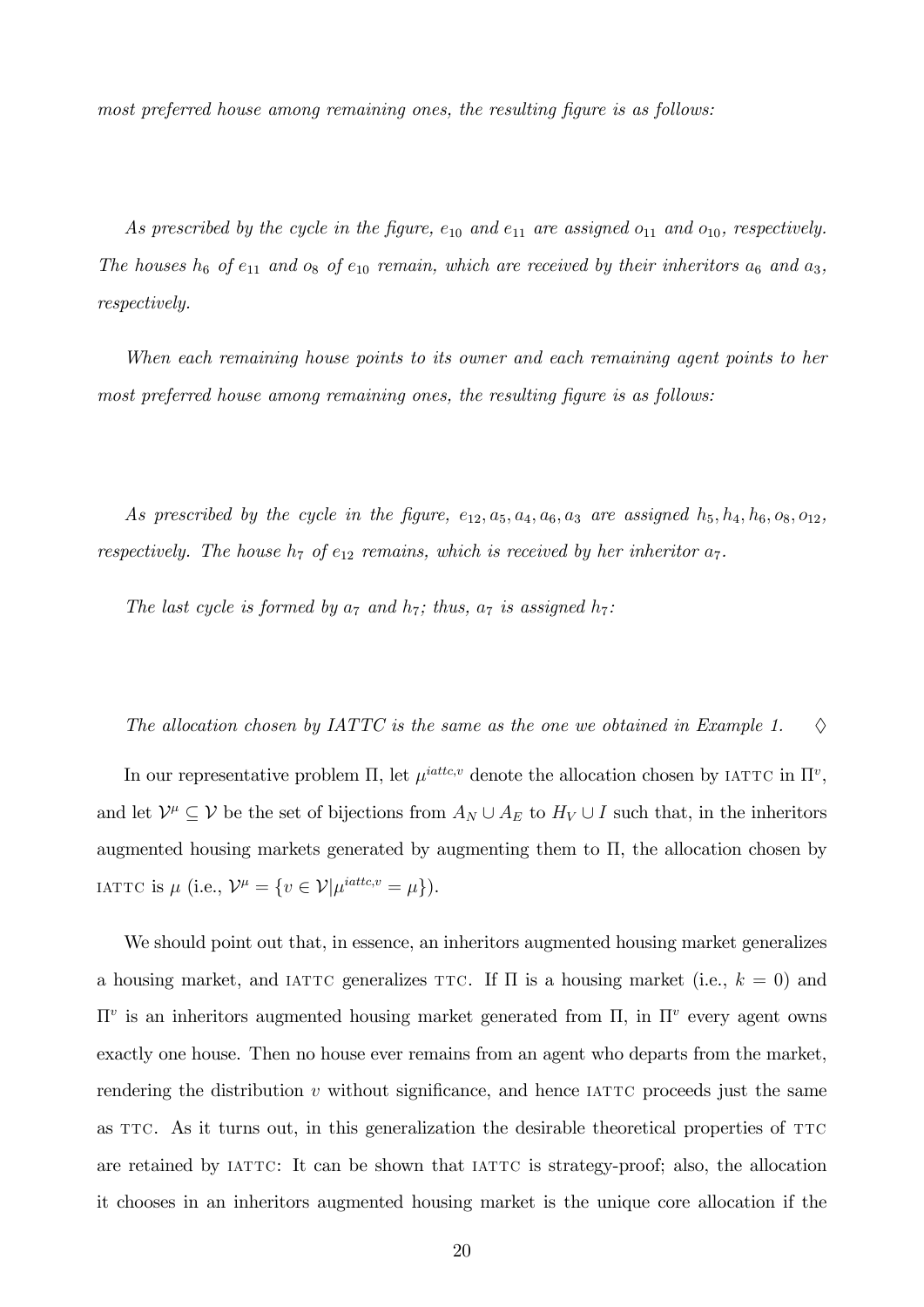*most preferred house among remaining ones, the resulting figure is as follows:*

*As prescribed by the cycle in the figure, $e_{10}$ and $e_{11}$ are assigned $o_{11}$ and $o_{10}$, respectively. The houses $h_6$ of $e_{11}$ and $o_8$ of $e_{10}$ remain, which are received by their inheritors $a_6$ and $a_3$, respectively.*

*When each remaining house points to its owner and each remaining agent points to her most preferred house among remaining ones, the resulting figure is as follows:*

*As prescribed by the cycle in the figure, $e_{12}, a_5, a_4, a_6, a_3$ are assigned $h_5, h_4, h_6, o_8, o_{12}$, respectively. The house $h_7$ of $e_{12}$ remains, which is received by her inheritor $a_7$.*

*The last cycle is formed by $a_7$ and $h_7$; thus, $a_7$ is assigned $h_7$:*

*The allocation chosen by IATTC is the same as the one we obtained in Example 1.* $\diamondsuit$

In our representative problem $\Pi$, let $\mu^{iattc,v}$ denote the allocation chosen by IATTC in $\Pi^v$, and let $\mathcal{V}^\mu \subseteq \mathcal{V}$ be the set of bijections from $A_N \cup A_E$ to $H_V \cup I$ such that, in the inheritors augmented housing markets generated by augmenting them to $\Pi$, the allocation chosen by IATTC is $\mu$ (i.e., $\mathcal{V}^\mu = \{v \in \mathcal{V} | \mu^{iattc,v} = \mu\}$).

We should point out that, in essence, an inheritors augmented housing market generalizes a housing market, and IATTC generalizes TTC. If $\Pi$ is a housing market (i.e., $k = 0$) and $\Pi^v$ is an inheritors augmented housing market generated from $\Pi$, in $\Pi^v$ every agent owns exactly one house. Then no house ever remains from an agent who departs from the market, rendering the distribution $v$ without significance, and hence IATTC proceeds just the same as TTC. As it turns out, in this generalization the desirable theoretical properties of TTC are retained by IATTC: It can be shown that IATTC is strategy-proof; also, the allocation it chooses in an inheritors augmented housing market is the unique core allocation if the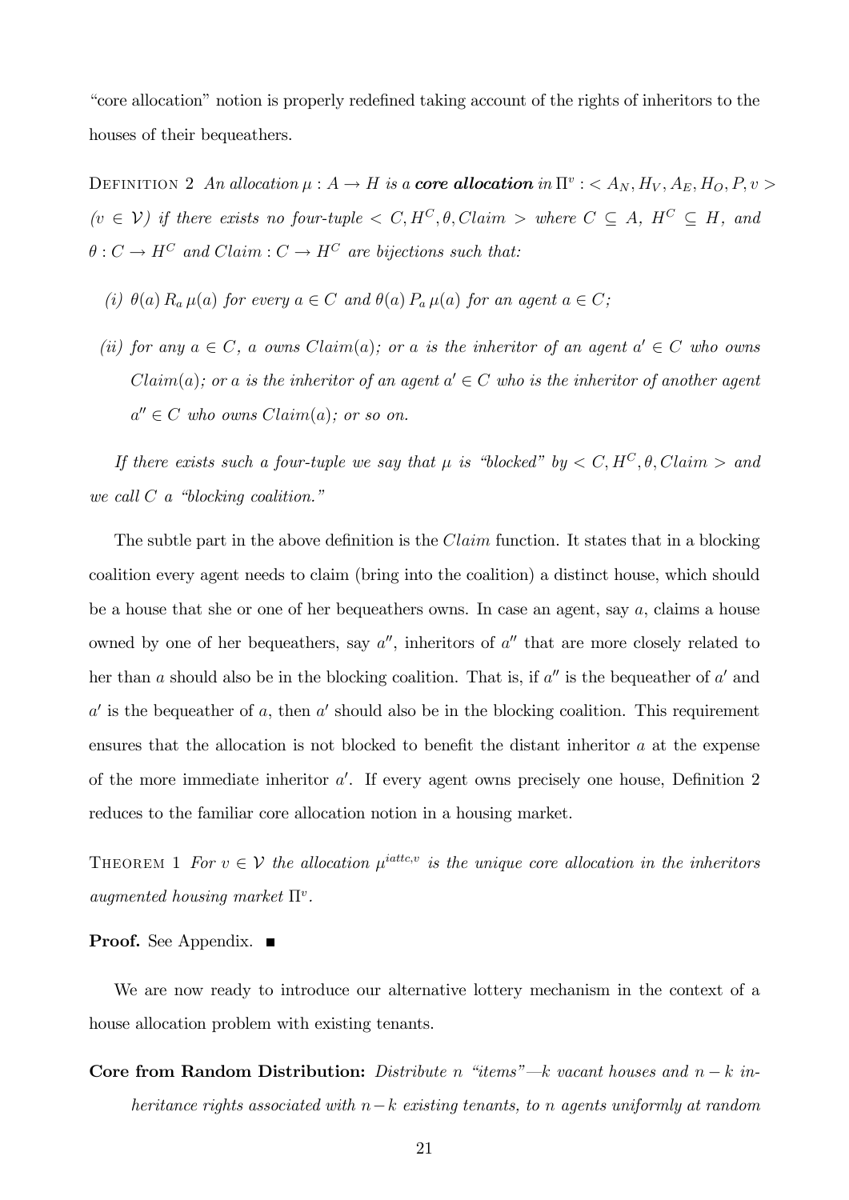"core allocation" notion is properly redefined taking account of the rights of inheritors to the houses of their bequeathers.

Definition 2 *An allocation $\mu : A \to H$ is a* ***core allocation*** *in $\Pi^v : < A_N, H_V, A_E, H_O, P, v >$ ($v \in \mathcal{V}$) if there exists no four-tuple $< C, H^C, \theta, Claim >$ where $C \subseteq A$, $H^C \subseteq H$, and $\theta : C \to H^C$ and $Claim : C \to H^C$ are bijections such that:*

*(i) $\theta(a) \, R_a \, \mu(a)$ for every $a \in C$ and $\theta(a) \, P_a \, \mu(a)$ for an agent $a \in C$;*

*(ii) for any $a \in C$, $a$ owns $Claim(a)$; or $a$ is the inheritor of an agent $a' \in C$ who owns $Claim(a)$; or $a$ is the inheritor of an agent $a' \in C$ who is the inheritor of another agent $a'' \in C$ who owns $Claim(a)$; or so on.*

*If there exists such a four-tuple we say that $\mu$ is "blocked" by $< C, H^C, \theta, Claim >$ and we call $C$ a "blocking coalition."*

The subtle part in the above definition is the $Claim$ function. It states that in a blocking coalition every agent needs to claim (bring into the coalition) a distinct house, which should be a house that she or one of her bequeathers owns. In case an agent, say $a$, claims a house owned by one of her bequeathers, say $a''$, inheritors of $a''$ that are more closely related to her than $a$ should also be in the blocking coalition. That is, if $a''$ is the bequeather of $a'$ and $a'$ is the bequeather of $a$, then $a'$ should also be in the blocking coalition. This requirement ensures that the allocation is not blocked to benefit the distant inheritor $a$ at the expense of the more immediate inheritor $a'$. If every agent owns precisely one house, Definition 2 reduces to the familiar core allocation notion in a housing market.

Theorem 1 *For $v \in \mathcal{V}$ the allocation $\mu^{iattc,v}$ is the unique core allocation in the inheritors augmented housing market $\Pi^v$.*

**Proof.** See Appendix. ■

We are now ready to introduce our alternative lottery mechanism in the context of a house allocation problem with existing tenants.

**Core from Random Distribution:** *Distribute $n$ "items"—$k$ vacant houses and $n-k$ inheritance rights associated with $n-k$ existing tenants, to $n$ agents uniformly at random*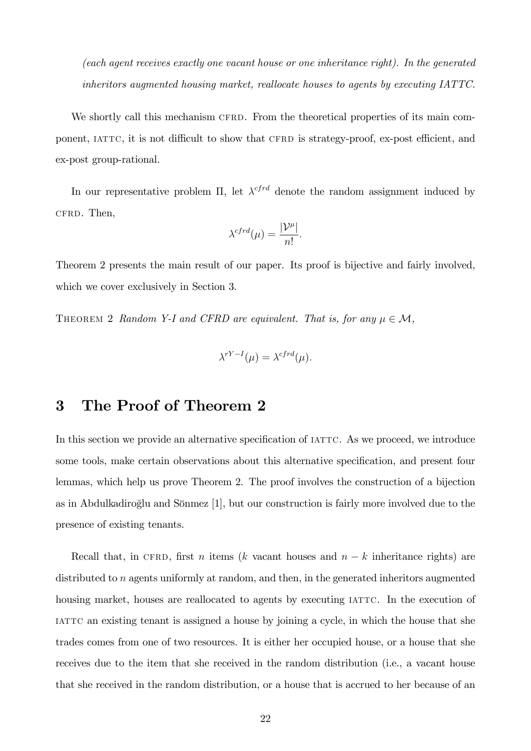*(each agent receives exactly one vacant house or one inheritance right). In the generated inheritors augmented housing market, reallocate houses to agents by executing IATTC.*

We shortly call this mechanism CFRD. From the theoretical properties of its main component, IATTC, it is not difficult to show that CFRD is strategy-proof, ex-post efficient, and ex-post group-rational.

In our representative problem $\Pi$, let $\lambda^{cfrd}$ denote the random assignment induced by CFRD. Then,

$$\lambda^{cfrd}(\mu) = \frac{|\mathcal{V}^{\mu}|}{n!}.$$

Theorem 2 presents the main result of our paper. Its proof is bijective and fairly involved, which we cover exclusively in Section 3.

THEOREM 2 *Random Y-I and CFRD are equivalent. That is, for any $\mu \in \mathcal{M}$,*

$$\lambda^{rY-I}(\mu) = \lambda^{cfrd}(\mu).$$

# 3 The Proof of Theorem 2

In this section we provide an alternative specification of IATTC. As we proceed, we introduce some tools, make certain observations about this alternative specification, and present four lemmas, which help us prove Theorem 2. The proof involves the construction of a bijection as in Abdulkadiroğlu and Sönmez [1], but our construction is fairly more involved due to the presence of existing tenants.

Recall that, in CFRD, first $n$ items ($k$ vacant houses and $n-k$ inheritance rights) are distributed to $n$ agents uniformly at random, and then, in the generated inheritors augmented housing market, houses are reallocated to agents by executing IATTC. In the execution of IATTC an existing tenant is assigned a house by joining a cycle, in which the house that she trades comes from one of two resources. It is either her occupied house, or a house that she receives due to the item that she received in the random distribution (i.e., a vacant house that she received in the random distribution, or a house that is accrued to her because of an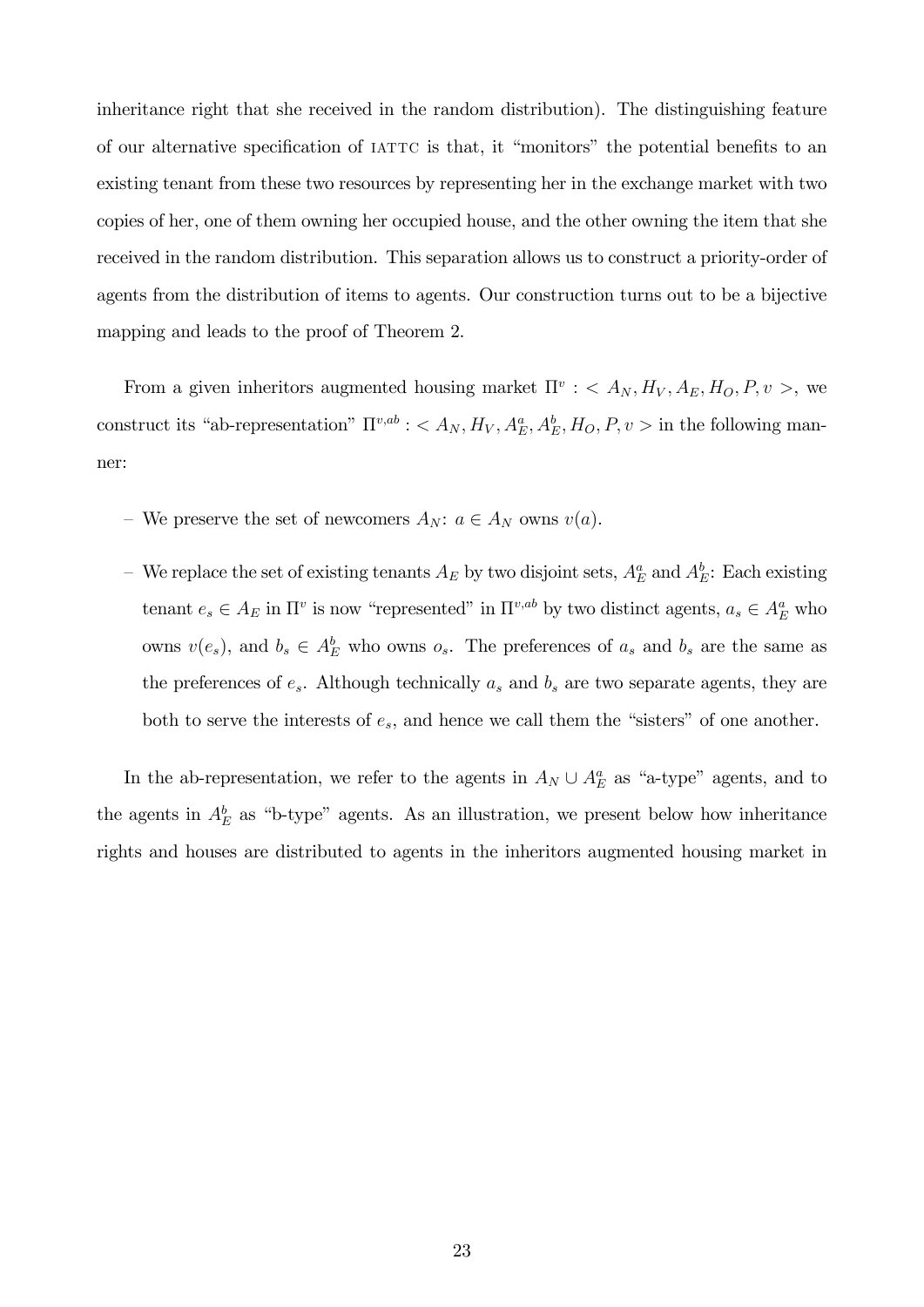inheritance right that she received in the random distribution). The distinguishing feature of our alternative specification of IATTC is that, it "monitors" the potential benefits to an existing tenant from these two resources by representing her in the exchange market with two copies of her, one of them owning her occupied house, and the other owning the item that she received in the random distribution. This separation allows us to construct a priority-order of agents from the distribution of items to agents. Our construction turns out to be a bijective mapping and leads to the proof of Theorem 2.

From a given inheritors augmented housing market $\Pi^v : < A_N, H_V, A_E, H_O, P, v >$, we construct its "ab-representation" $\Pi^{v,ab} : < A_N, H_V, A_E^a, A_E^b, H_O, P, v >$ in the following manner:

- We preserve the set of newcomers $A_N$: $a \in A_N$ owns $v(a)$.
- We replace the set of existing tenants $A_E$ by two disjoint sets, $A_E^a$ and $A_E^b$: Each existing tenant $e_s \in A_E$ in $\Pi^v$ is now "represented" in $\Pi^{v,ab}$ by two distinct agents, $a_s \in A_E^a$ who owns $v(e_s)$, and $b_s \in A_E^b$ who owns $o_s$. The preferences of $a_s$ and $b_s$ are the same as the preferences of $e_s$. Although technically $a_s$ and $b_s$ are two separate agents, they are both to serve the interests of $e_s$, and hence we call them the "sisters" of one another.

In the ab-representation, we refer to the agents in $A_N \cup A_E^a$ as "a-type" agents, and to the agents in $A_E^b$ as "b-type" agents. As an illustration, we present below how inheritance rights and houses are distributed to agents in the inheritors augmented housing market in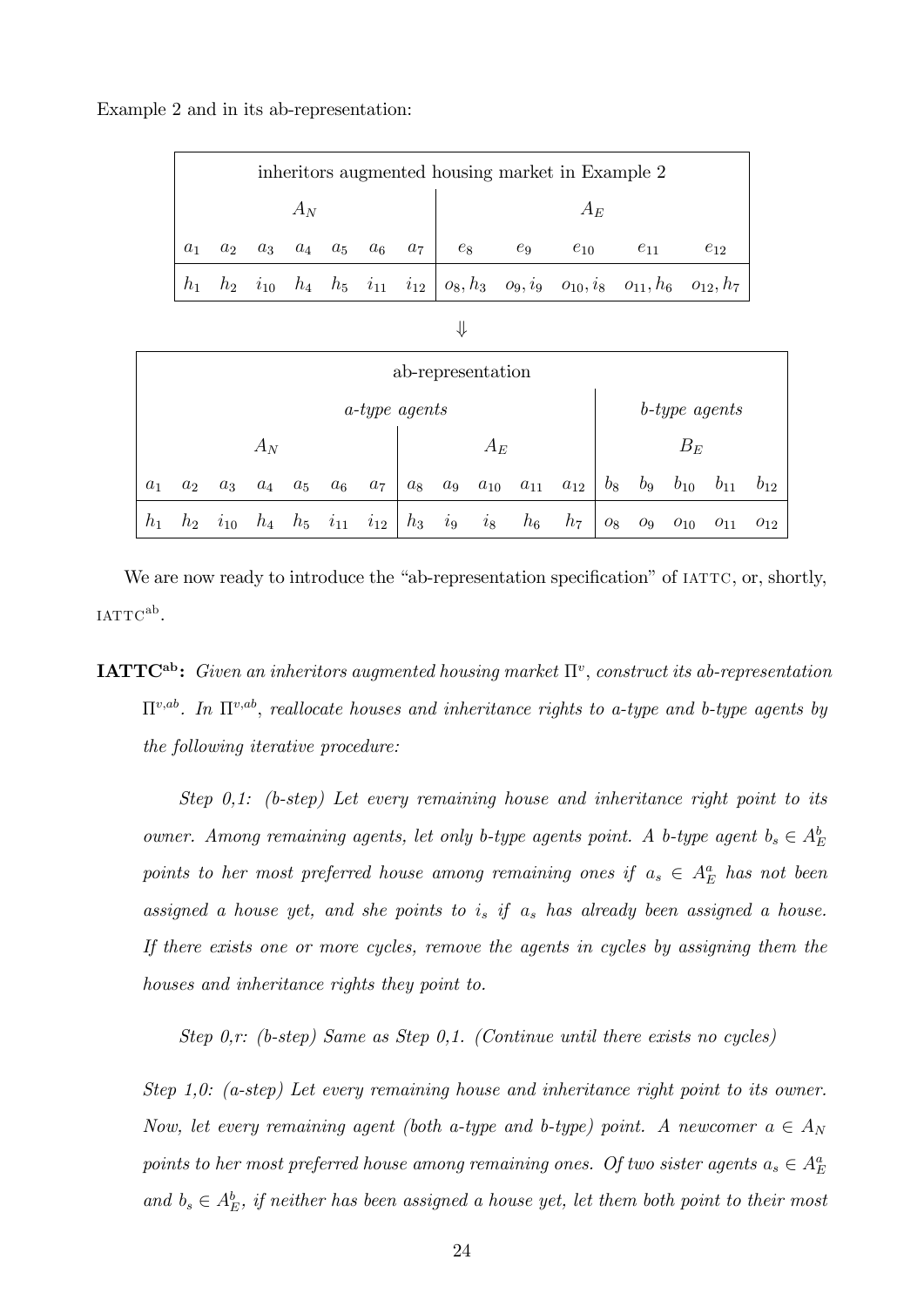Example 2 and in its ab-representation:

| inheritors augmented housing market in Example 2 | | | | | | | | | | | |
|---|---|---|---|---|---|---|---|---|---|---|---|
| $A_N$ | | | | | | | $A_E$ | | | | |
| $a_1$ | $a_2$ | $a_3$ | $a_4$ | $a_5$ | $a_6$ | $a_7$ | $e_8$ | $e_9$ | $e_{10}$ | $e_{11}$ | $e_{12}$ |
| $h_1$ | $h_2$ | $i_{10}$ | $h_4$ | $h_5$ | $i_{11}$ | $i_{12}$ | $o_8, h_3$ | $o_9, i_9$ | $o_{10}, i_8$ | $o_{11}, h_6$ | $o_{12}, h_7$ |

$$\Downarrow$$

| ab-representation | | | | | | | | | | | | | | | | |
|---|---|---|---|---|---|---|---|---|---|---|---|---|---|---|---|---|
| *a-type agents* | | | | | | | | | | | | *b-type agents* | | | | |
| $A_N$ | | | | | | | $A_E$ | | | | | $B_E$ | | | | |
| $a_1$ | $a_2$ | $a_3$ | $a_4$ | $a_5$ | $a_6$ | $a_7$ | $a_8$ | $a_9$ | $a_{10}$ | $a_{11}$ | $a_{12}$ | $b_8$ | $b_9$ | $b_{10}$ | $b_{11}$ | $b_{12}$ |
| $h_1$ | $h_2$ | $i_{10}$ | $h_4$ | $h_5$ | $i_{11}$ | $i_{12}$ | $h_3$ | $i_9$ | $i_8$ | $h_6$ | $h_7$ | $o_8$ | $o_9$ | $o_{10}$ | $o_{11}$ | $o_{12}$ |

We are now ready to introduce the "ab-representation specification" of IATTC, or, shortly, IATTC$^{\text{ab}}$.

**IATTC$^{\text{ab}}$:** *Given an inheritors augmented housing market $\Pi^v$, construct its ab-representation $\Pi^{v,ab}$. In $\Pi^{v,ab}$, reallocate houses and inheritance rights to a-type and b-type agents by the following iterative procedure:*

*Step 0,1: (b-step) Let every remaining house and inheritance right point to its owner. Among remaining agents, let only b-type agents point. A b-type agent $b_s \in A_E^b$ points to her most preferred house among remaining ones if $a_s \in A_E^a$ has not been assigned a house yet, and she points to $i_s$ if $a_s$ has already been assigned a house. If there exists one or more cycles, remove the agents in cycles by assigning them the houses and inheritance rights they point to.*

*Step 0,r: (b-step) Same as Step 0,1. (Continue until there exists no cycles)*

*Step 1,0: (a-step) Let every remaining house and inheritance right point to its owner. Now, let every remaining agent (both a-type and b-type) point. A newcomer $a \in A_N$ points to her most preferred house among remaining ones. Of two sister agents $a_s \in A_E^a$ and $b_s \in A_E^b$, if neither has been assigned a house yet, let them both point to their most*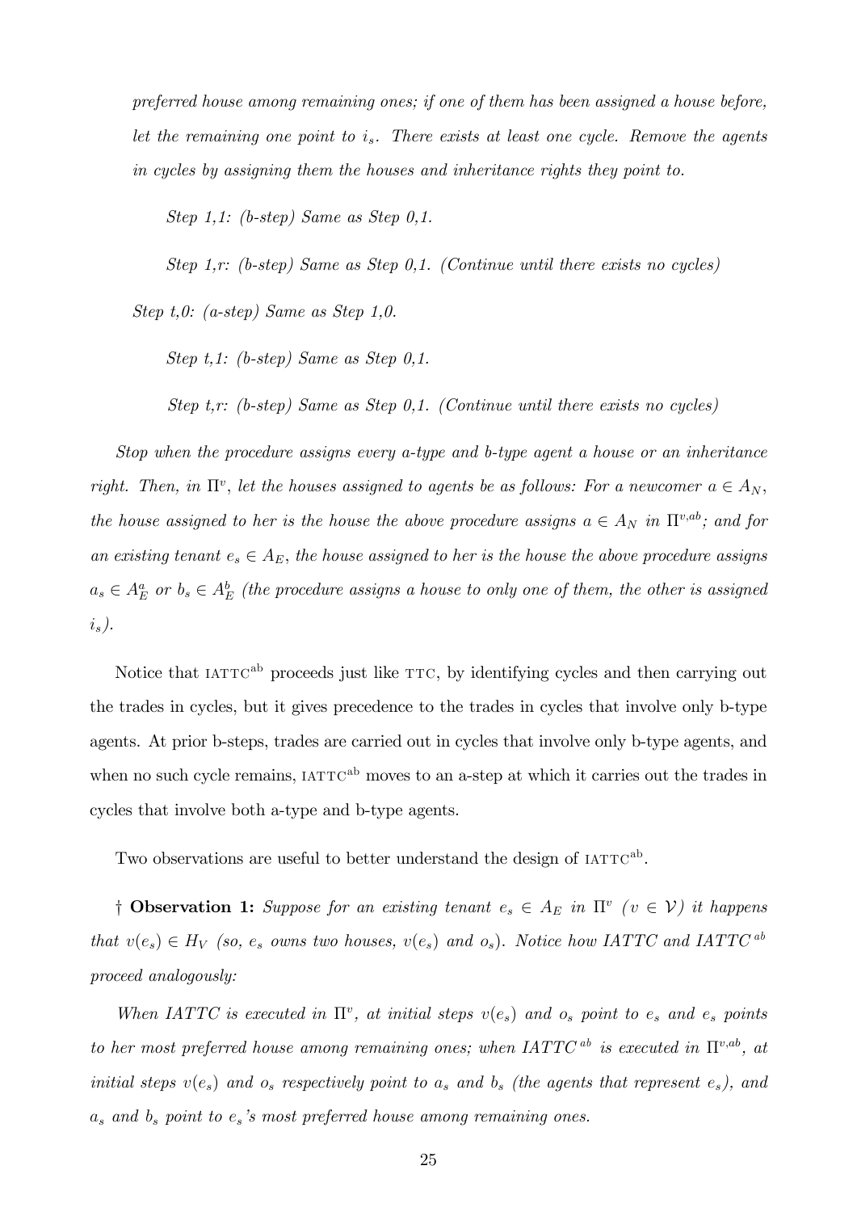*preferred house among remaining ones; if one of them has been assigned a house before, let the remaining one point to $i_s$. There exists at least one cycle. Remove the agents in cycles by assigning them the houses and inheritance rights they point to.*

*Step 1,1: (b-step) Same as Step 0,1.*

*Step 1,r: (b-step) Same as Step 0,1. (Continue until there exists no cycles)*

*Step t,0: (a-step) Same as Step 1,0.*

*Step t,1: (b-step) Same as Step 0,1.*

*Step t,r: (b-step) Same as Step 0,1. (Continue until there exists no cycles)*

*Stop when the procedure assigns every a-type and b-type agent a house or an inheritance right. Then, in $\Pi^v$, let the houses assigned to agents be as follows: For a newcomer $a \in A_N$, the house assigned to her is the house the above procedure assigns $a \in A_N$ in $\Pi^{v,ab}$; and for an existing tenant $e_s \in A_E$, the house assigned to her is the house the above procedure assigns $a_s \in A_E^a$ or $b_s \in A_E^b$ (the procedure assigns a house to only one of them, the other is assigned $i_s$).*

Notice that IATTC$^{\text{ab}}$ proceeds just like TTC, by identifying cycles and then carrying out the trades in cycles, but it gives precedence to the trades in cycles that involve only b-type agents. At prior b-steps, trades are carried out in cycles that involve only b-type agents, and when no such cycle remains, IATTC$^{\text{ab}}$ moves to an a-step at which it carries out the trades in cycles that involve both a-type and b-type agents.

Two observations are useful to better understand the design of IATTC$^{\text{ab}}$.

† **Observation 1:** *Suppose for an existing tenant $e_s \in A_E$ in $\Pi^v$ ($v \in \mathcal{V}$) it happens that $v(e_s) \in H_V$ (so, $e_s$ owns two houses, $v(e_s)$ and $o_s$). Notice how IATTC and IATTC$^{ab}$ proceed analogously:*

*When IATTC is executed in $\Pi^v$, at initial steps $v(e_s)$ and $o_s$ point to $e_s$ and $e_s$ points to her most preferred house among remaining ones; when IATTC$^{ab}$ is executed in $\Pi^{v,ab}$, at initial steps $v(e_s)$ and $o_s$ respectively point to $a_s$ and $b_s$ (the agents that represent $e_s$), and $a_s$ and $b_s$ point to $e_s$'s most preferred house among remaining ones.*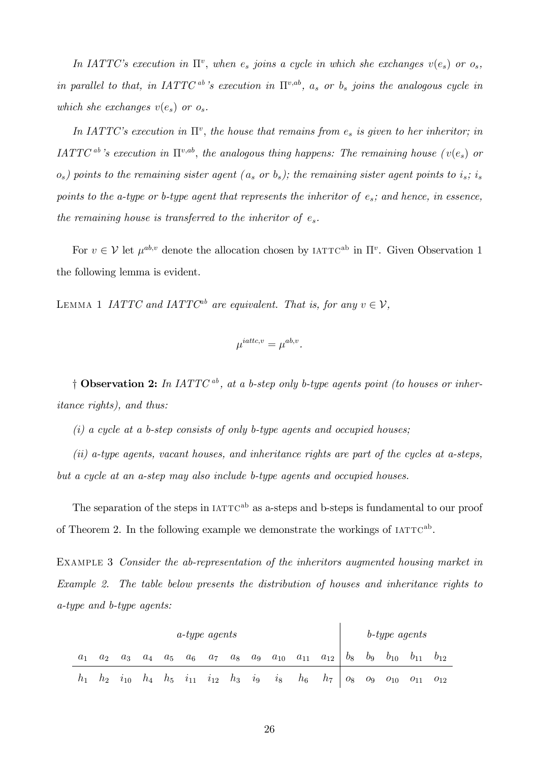*In IATTC's execution in $\Pi^v$, when $e_s$ joins a cycle in which she exchanges $v(e_s)$ or $o_s$, in parallel to that, in IATTC$^{ab}$'s execution in $\Pi^{v,ab}$, $a_s$ or $b_s$ joins the analogous cycle in which she exchanges $v(e_s)$ or $o_s$.*

*In IATTC's execution in $\Pi^v$, the house that remains from $e_s$ is given to her inheritor; in IATTC$^{ab}$'s execution in $\Pi^{v,ab}$, the analogous thing happens: The remaining house ($v(e_s)$ or $o_s$) points to the remaining sister agent ($a_s$ or $b_s$); the remaining sister agent points to $i_s$; $i_s$ points to the a-type or b-type agent that represents the inheritor of $e_s$; and hence, in essence, the remaining house is transferred to the inheritor of $e_s$.*

For $v \in \mathcal{V}$ let $\mu^{ab,v}$ denote the allocation chosen by IATTC$^{ab}$ in $\Pi^v$. Given Observation 1 the following lemma is evident.

LEMMA 1 *IATTC and IATTC$^{ab}$ are equivalent. That is, for any $v \in \mathcal{V}$,*

$$\mu^{iattc,v} = \mu^{ab,v}.$$

† **Observation 2:** *In IATTC$^{ab}$, at a b-step only b-type agents point (to houses or inheritance rights), and thus:*

*(i) a cycle at a b-step consists of only b-type agents and occupied houses;*

*(ii) a-type agents, vacant houses, and inheritance rights are part of the cycles at a-steps, but a cycle at an a-step may also include b-type agents and occupied houses.*

The separation of the steps in IATTC$^{ab}$ as a-steps and b-steps is fundamental to our proof of Theorem 2. In the following example we demonstrate the workings of IATTC$^{ab}$.

EXAMPLE 3 *Consider the ab-representation of the inheritors augmented housing market in Example 2. The table below presents the distribution of houses and inheritance rights to a-type and b-type agents:*

| *a-type agents* | | | | | | | | | | | | *b-type agents* | | | | |
|---|---|---|---|---|---|---|---|---|---|---|---|---|---|---|---|---|
| $a_1$ | $a_2$ | $a_3$ | $a_4$ | $a_5$ | $a_6$ | $a_7$ | $a_8$ | $a_9$ | $a_{10}$ | $a_{11}$ | $a_{12}$ | $b_8$ | $b_9$ | $b_{10}$ | $b_{11}$ | $b_{12}$ |
| $h_1$ | $h_2$ | $i_{10}$ | $h_4$ | $h_5$ | $i_{11}$ | $i_{12}$ | $h_3$ | $i_9$ | $i_8$ | $h_6$ | $h_7$ | $o_8$ | $o_9$ | $o_{10}$ | $o_{11}$ | $o_{12}$ |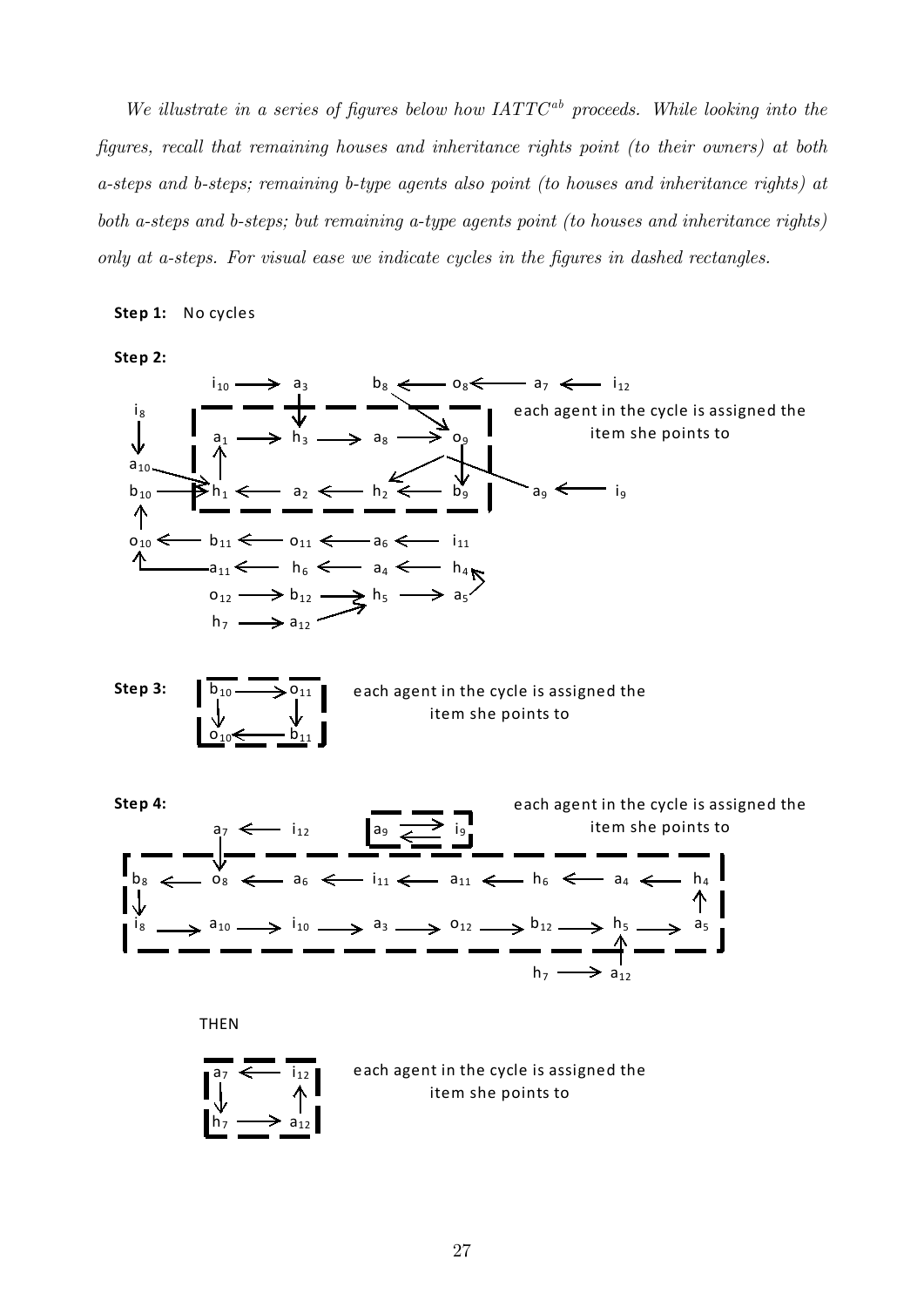*We illustrate in a series of figures below how $IATTC^{ab}$ proceeds. While looking into the figures, recall that remaining houses and inheritance rights point (to their owners) at both a-steps and b-steps; remaining b-type agents also point (to houses and inheritance rights) at both a-steps and b-steps; but remaining a-type agents point (to houses and inheritance rights) only at a-steps. For visual ease we indicate cycles in the figures in dashed rectangles.*

**Step 1:** No cycles

**Step 2:**

each agent in the cycle is assigned the item she points to

**Step 3:**

each agent in the cycle is assigned the item she points to

**Step 4:**

each agent in the cycle is assigned the item she points to

THEN

each agent in the cycle is assigned the item she points to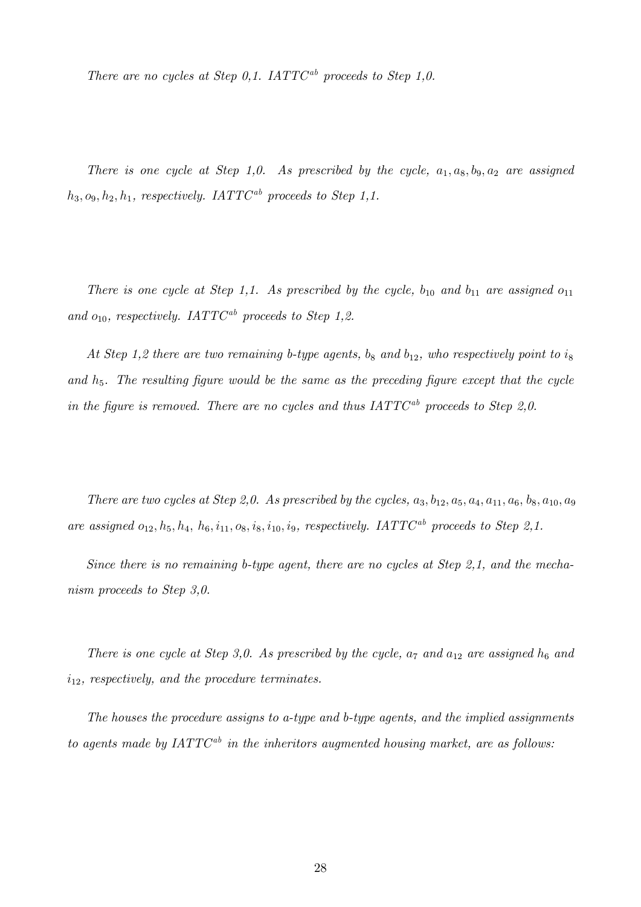*There are no cycles at Step 0,1. $IATTC^{ab}$ proceeds to Step 1,0.*

*There is one cycle at Step 1,0. As prescribed by the cycle, $a_1, a_8, b_9, a_2$ are assigned $h_3, o_9, h_2, h_1$, respectively. $IATTC^{ab}$ proceeds to Step 1,1.*

*There is one cycle at Step 1,1. As prescribed by the cycle, $b_{10}$ and $b_{11}$ are assigned $o_{11}$ and $o_{10}$, respectively. $IATTC^{ab}$ proceeds to Step 1,2.*

*At Step 1,2 there are two remaining b-type agents, $b_8$ and $b_{12}$, who respectively point to $i_8$ and $h_5$. The resulting figure would be the same as the preceding figure except that the cycle in the figure is removed. There are no cycles and thus $IATTC^{ab}$ proceeds to Step 2,0.*

*There are two cycles at Step 2,0. As prescribed by the cycles, $a_3, b_{12}, a_5, a_4, a_{11}, a_6, b_8, a_{10}, a_9$ are assigned $o_{12}, h_5, h_4, h_6, i_{11}, o_8, i_8, i_{10}, i_9$, respectively. $IATTC^{ab}$ proceeds to Step 2,1.*

*Since there is no remaining b-type agent, there are no cycles at Step 2,1, and the mechanism proceeds to Step 3,0.*

*There is one cycle at Step 3,0. As prescribed by the cycle, $a_7$ and $a_{12}$ are assigned $h_6$ and $i_{12}$, respectively, and the procedure terminates.*

*The houses the procedure assigns to a-type and b-type agents, and the implied assignments to agents made by $IATTC^{ab}$ in the inheritors augmented housing market, are as follows:*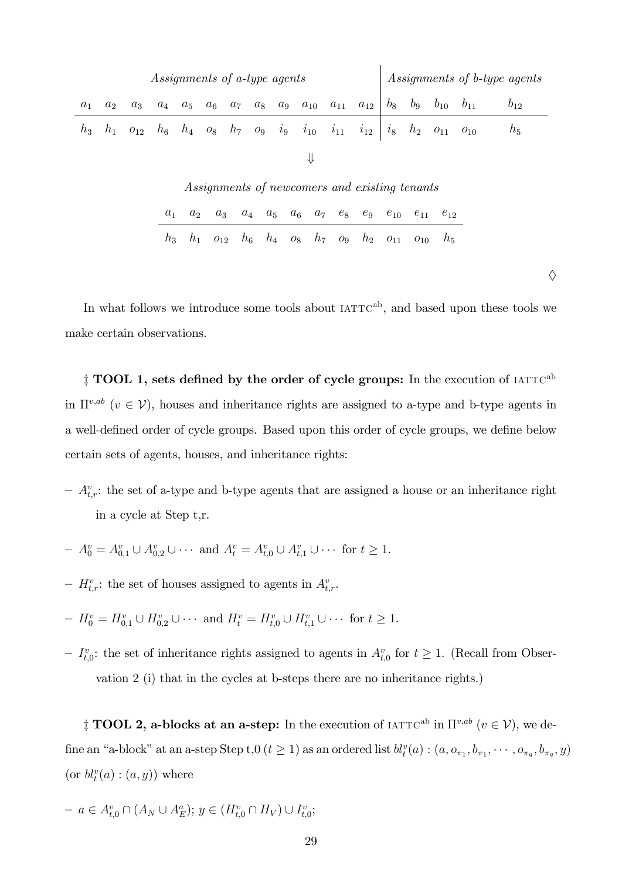| *Assignments of a-type agents* | | | | | | | | | | | | *Assignments of b-type agents* | | | | |
|---|---|---|---|---|---|---|---|---|---|---|---|---|---|---|---|---|
| $a_1$ | $a_2$ | $a_3$ | $a_4$ | $a_5$ | $a_6$ | $a_7$ | $a_8$ | $a_9$ | $a_{10}$ | $a_{11}$ | $a_{12}$ | $b_8$ | $b_9$ | $b_{10}$ | $b_{11}$ | $b_{12}$ |
| $h_3$ | $h_1$ | $o_{12}$ | $h_6$ | $h_4$ | $o_8$ | $h_7$ | $o_9$ | $i_9$ | $i_{10}$ | $i_{11}$ | $i_{12}$ | $i_8$ | $h_2$ | $o_{11}$ | $o_{10}$ | $h_5$ |

$$\Downarrow$$

*Assignments of newcomers and existing tenants*

| $a_1$ | $a_2$ | $a_3$ | $a_4$ | $a_5$ | $a_6$ | $a_7$ | $e_8$ | $e_9$ | $e_{10}$ | $e_{11}$ | $e_{12}$ |
|---|---|---|---|---|---|---|---|---|---|---|---|
| $h_3$ | $h_1$ | $o_{12}$ | $h_6$ | $h_4$ | $o_8$ | $h_7$ | $o_9$ | $h_2$ | $o_{11}$ | $o_{10}$ | $h_5$ |

$\diamondsuit$

In what follows we introduce some tools about IATTC$^{\text{ab}}$, and based upon these tools we make certain observations.

‡ **TOOL 1, sets defined by the order of cycle groups:** In the execution of IATTC$^{\text{ab}}$ in $\Pi^{v,ab}$ ($v \in \mathcal{V}$), houses and inheritance rights are assigned to a-type and b-type agents in a well-defined order of cycle groups. Based upon this order of cycle groups, we define below certain sets of agents, houses, and inheritance rights:

- $A^v_{t,r}$: the set of a-type and b-type agents that are assigned a house or an inheritance right in a cycle at Step t,r.
- $A^v_0 = A^v_{0,1} \cup A^v_{0,2} \cup \cdots$ and $A^v_t = A^v_{t,0} \cup A^v_{t,1} \cup \cdots$ for $t \geq 1$.
- $H^v_{t,r}$: the set of houses assigned to agents in $A^v_{t,r}$.
- $H^v_0 = H^v_{0,1} \cup H^v_{0,2} \cup \cdots$ and $H^v_t = H^v_{t,0} \cup H^v_{t,1} \cup \cdots$ for $t \geq 1$.
- $I^v_{t,0}$: the set of inheritance rights assigned to agents in $A^v_{t,0}$ for $t \geq 1$. (Recall from Observation 2 (i) that in the cycles at b-steps there are no inheritance rights.)

‡ **TOOL 2, a-blocks at an a-step:** In the execution of IATTC$^{\text{ab}}$ in $\Pi^{v,ab}$ ($v \in \mathcal{V}$), we define an "a-block" at an a-step Step t,0 ($t \geq 1$) as an ordered list $bl^v_t(a) : (a, o_{\pi_1}, b_{\pi_1}, \cdots, o_{\pi_q}, b_{\pi_q}, y)$ (or $bl^v_t(a) : (a, y)$) where

- $a \in A^v_{t,0} \cap (A_N \cup A^a_E)$; $y \in (H^v_{t,0} \cap H_V) \cup I^v_{t,0}$;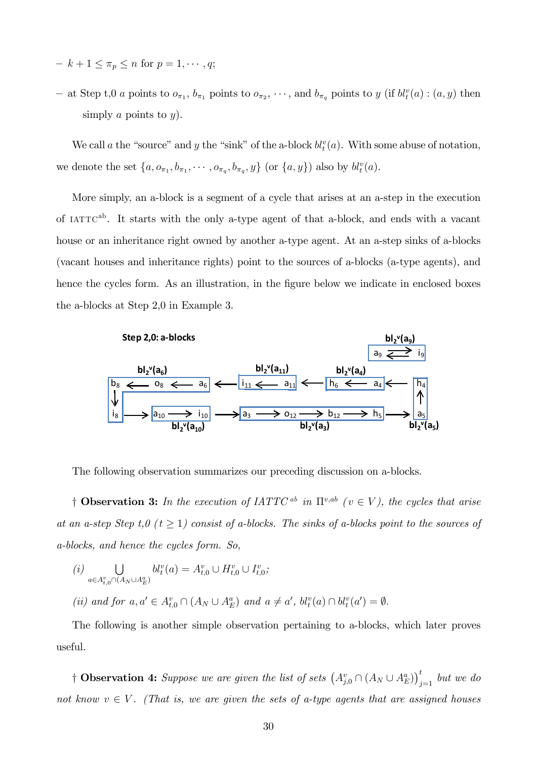– $k+1 \leq \pi_p \leq n$ for $p = 1, \cdots, q$;

– at Step t,0 $a$ points to $o_{\pi_1}$, $b_{\pi_1}$ points to $o_{\pi_2}$, $\cdots$, and $b_{\pi_q}$ points to $y$ (if $bl_t^v(a) : (a, y)$ then simply $a$ points to $y$).

We call $a$ the "source" and $y$ the "sink" of the a-block $bl_t^v(a)$. With some abuse of notation, we denote the set $\{a, o_{\pi_1}, b_{\pi_1}, \cdots, o_{\pi_q}, b_{\pi_q}, y\}$ (or $\{a, y\}$) also by $bl_t^v(a)$.

More simply, an a-block is a segment of a cycle that arises at an a-step in the execution of IATTC$^{\text{ab}}$. It starts with the only a-type agent of that a-block, and ends with a vacant house or an inheritance right owned by another a-type agent. At an a-step sinks of a-blocks (vacant houses and inheritance rights) point to the sources of a-blocks (a-type agents), and hence the cycles form. As an illustration, in the figure below we indicate in enclosed boxes the a-blocks at Step 2,0 in Example 3.

**Step 2,0: a-blocks**

The following observation summarizes our preceding discussion on a-blocks.

† **Observation 3:** *In the execution of IATTC$^{ab}$ in $\Pi^{v,ab}$ ($v \in V$), the cycles that arise at an a-step Step t,0 ($t \geq 1$) consist of a-blocks. The sinks of a-blocks point to the sources of a-blocks, and hence the cycles form. So,*

*(i)* $\bigcup_{a \in A_{t,0}^v \cap (A_N \cup A_E^a)} bl_t^v(a) = A_{t,0}^v \cup H_{t,0}^v \cup I_{t,0}^v$;

*(ii) and for* $a, a' \in A_{t,0}^v \cap (A_N \cup A_E^a)$ *and* $a \neq a'$, $bl_t^v(a) \cap bl_t^v(a') = \emptyset$.

The following is another simple observation pertaining to a-blocks, which later proves useful.

† **Observation 4:** *Suppose we are given the list of sets* $\left(A_{j,0}^v \cap (A_N \cup A_E^a)\right)_{j=1}^t$ *but we do not know* $v \in V$. *(That is, we are given the sets of a-type agents that are assigned houses*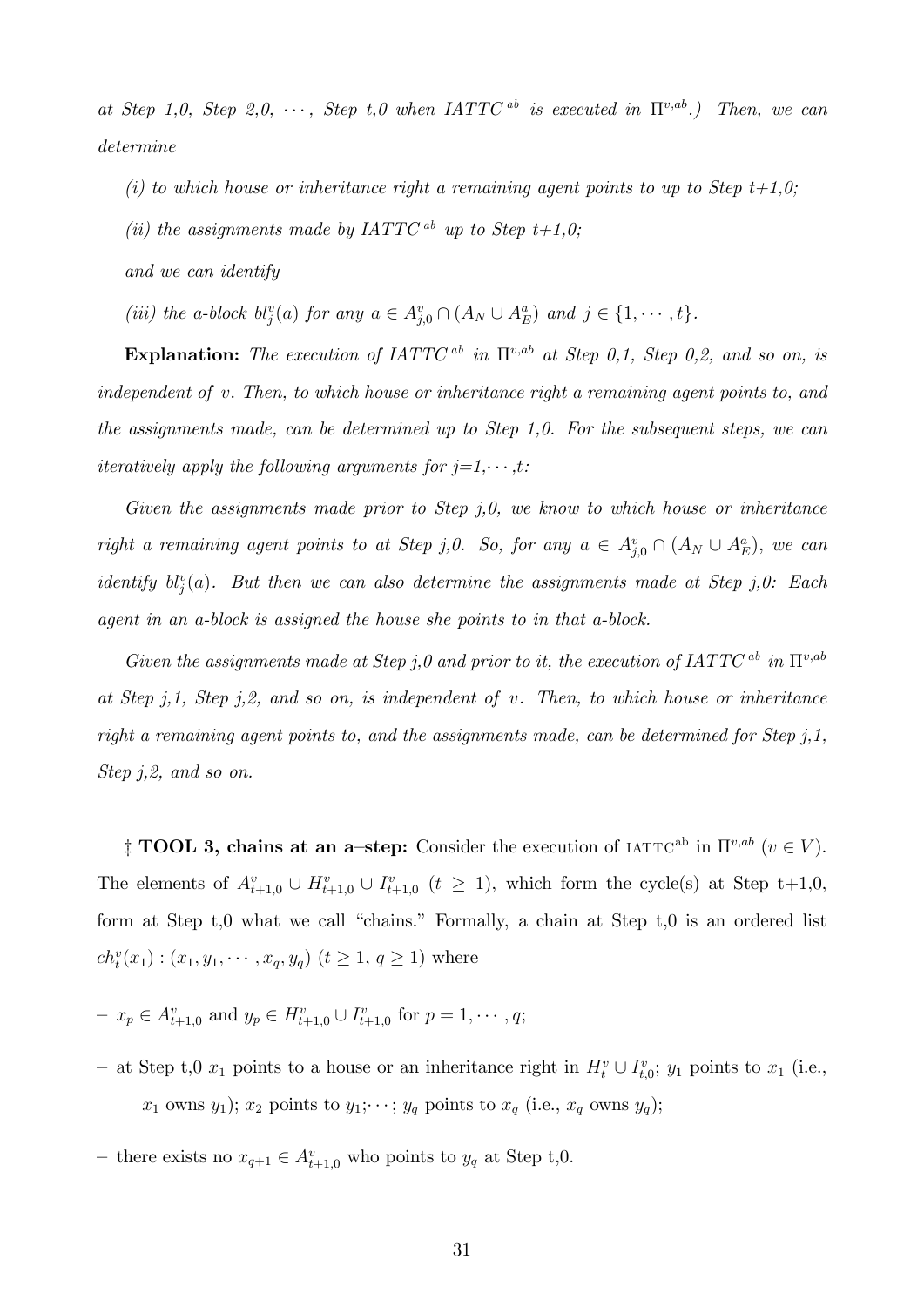*at Step 1,0, Step 2,0, $\cdots$, Step t,0 when IATTC$^{ab}$ is executed in $\Pi^{v,ab}$.) Then, we can determine*

*(i) to which house or inheritance right a remaining agent points to up to Step t+1,0;*

*(ii) the assignments made by IATTC$^{ab}$ up to Step t+1,0;*

*and we can identify*

*(iii) the a-block $bl_j^v(a)$ for any $a \in A_{j,0}^v \cap (A_N \cup A_E^a)$ and $j \in \{1, \cdots, t\}$.*

**Explanation:** *The execution of IATTC$^{ab}$ in $\Pi^{v,ab}$ at Step 0,1, Step 0,2, and so on, is independent of v. Then, to which house or inheritance right a remaining agent points to, and the assignments made, can be determined up to Step 1,0. For the subsequent steps, we can iteratively apply the following arguments for j=1,$\cdots$,t:*

*Given the assignments made prior to Step j,0, we know to which house or inheritance right a remaining agent points to at Step j,0. So, for any $a \in A_{j,0}^v \cap (A_N \cup A_E^a)$, we can identify $bl_j^v(a)$. But then we can also determine the assignments made at Step j,0: Each agent in an a-block is assigned the house she points to in that a-block.*

*Given the assignments made at Step j,0 and prior to it, the execution of IATTC$^{ab}$ in $\Pi^{v,ab}$ at Step j,1, Step j,2, and so on, is independent of v. Then, to which house or inheritance right a remaining agent points to, and the assignments made, can be determined for Step j,1, Step j,2, and so on.*

‡ **TOOL 3, chains at an a–step:** Consider the execution of IATTC$^{ab}$ in $\Pi^{v,ab}$ ($v \in V$). The elements of $A_{t+1,0}^v \cup H_{t+1,0}^v \cup I_{t+1,0}^v$ ($t \geq 1$), which form the cycle(s) at Step t+1,0, form at Step t,0 what we call "chains." Formally, a chain at Step t,0 is an ordered list $ch_t^v(x_1) : (x_1, y_1, \cdots, x_q, y_q)$ ($t \geq 1$, $q \geq 1$) where

- $x_p \in A_{t+1,0}^v$ and $y_p \in H_{t+1,0}^v \cup I_{t+1,0}^v$ for $p = 1, \cdots, q$;
- at Step t,0 $x_1$ points to a house or an inheritance right in $H_t^v \cup I_{t,0}^v$; $y_1$ points to $x_1$ (i.e., $x_1$ owns $y_1$); $x_2$ points to $y_1$;$\cdots$; $y_q$ points to $x_q$ (i.e., $x_q$ owns $y_q$);
- there exists no $x_{q+1} \in A_{t+1,0}^v$ who points to $y_q$ at Step t,0.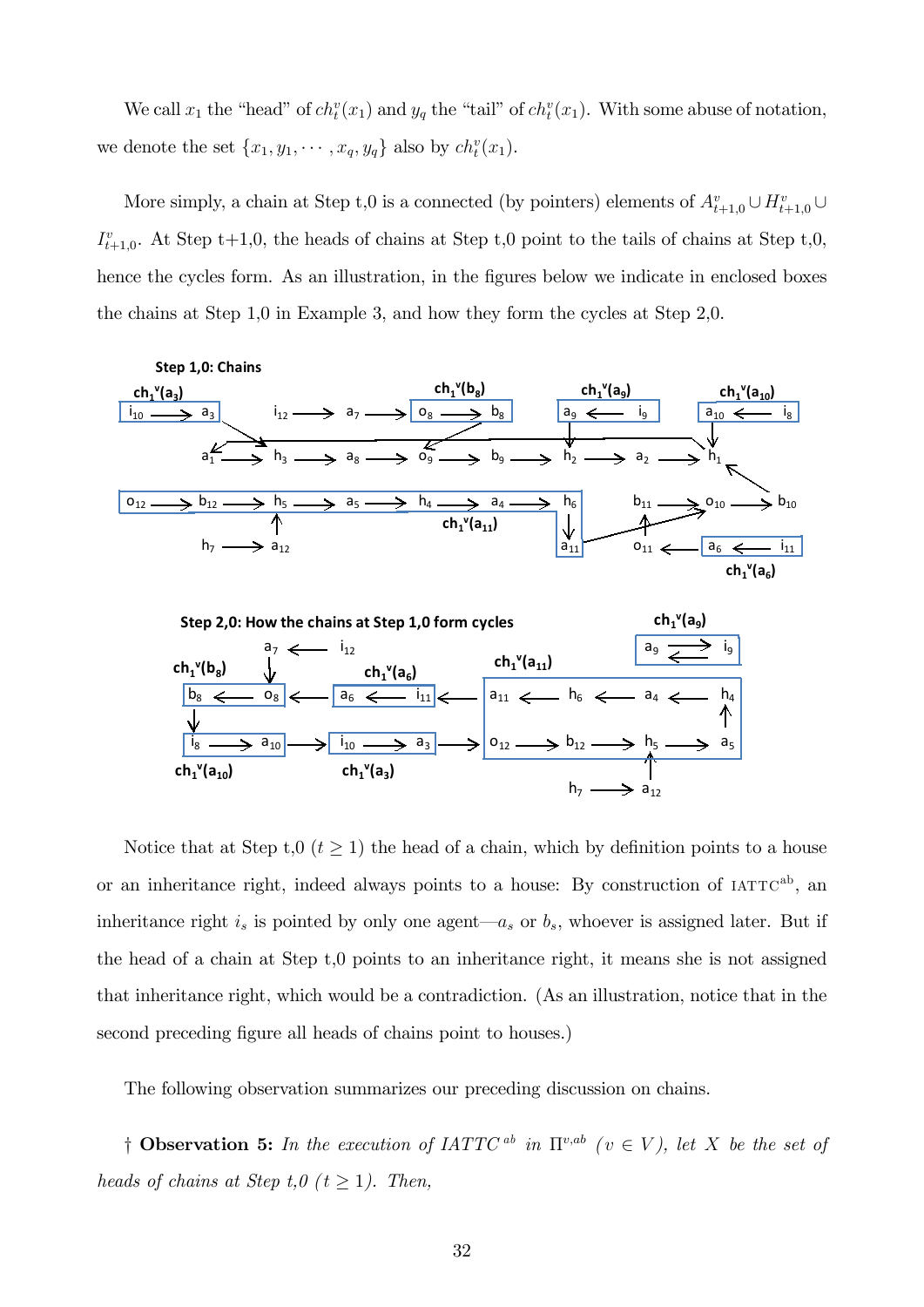We call $x_1$ the "head" of $ch_t^v(x_1)$ and $y_q$ the "tail" of $ch_t^v(x_1)$. With some abuse of notation, we denote the set $\{x_1, y_1, \cdots, x_q, y_q\}$ also by $ch_t^v(x_1)$.

More simply, a chain at Step t,0 is a connected (by pointers) elements of $A_{t+1,0}^v \cup H_{t+1,0}^v \cup I_{t+1,0}^v$. At Step t+1,0, the heads of chains at Step t,0 point to the tails of chains at Step t,0, hence the cycles form. As an illustration, in the figures below we indicate in enclosed boxes the chains at Step 1,0 in Example 3, and how they form the cycles at Step 2,0.

Notice that at Step t,0 ($t \geq 1$) the head of a chain, which by definition points to a house or an inheritance right, indeed always points to a house: By construction of IATTC$^{ab}$, an inheritance right $i_s$ is pointed by only one agent—$a_s$ or $b_s$, whoever is assigned later. But if the head of a chain at Step t,0 points to an inheritance right, it means she is not assigned that inheritance right, which would be a contradiction. (As an illustration, notice that in the second preceding figure all heads of chains point to houses.)

The following observation summarizes our preceding discussion on chains.

† **Observation 5:** *In the execution of IATTC$^{ab}$ in $\Pi^{v,ab}$ ($v \in V$), let $X$ be the set of heads of chains at Step t,0 ($t \geq 1$). Then,*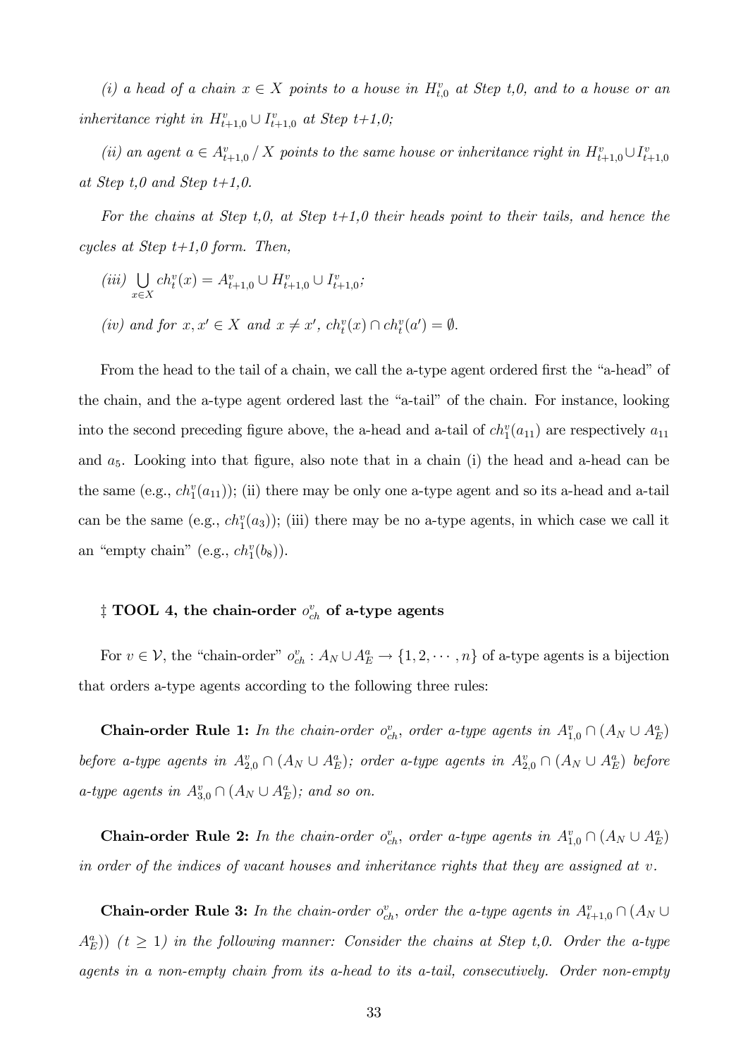*(i) a head of a chain $x \in X$ points to a house in $H^v_{t,0}$ at Step t,0, and to a house or an inheritance right in $H^v_{t+1,0} \cup I^v_{t+1,0}$ at Step t+1,0;*

*(ii) an agent $a \in A^v_{t+1,0} / X$ points to the same house or inheritance right in $H^v_{t+1,0} \cup I^v_{t+1,0}$ at Step t,0 and Step t+1,0.*

*For the chains at Step t,0, at Step t+1,0 their heads point to their tails, and hence the cycles at Step t+1,0 form. Then,*

*(iii) $\bigcup_{x \in X} ch^v_t(x) = A^v_{t+1,0} \cup H^v_{t+1,0} \cup I^v_{t+1,0}$;*

*(iv) and for $x, x' \in X$ and $x \neq x'$, $ch^v_t(x) \cap ch^v_t(a') = \emptyset$.*

From the head to the tail of a chain, we call the a-type agent ordered first the "a-head" of the chain, and the a-type agent ordered last the "a-tail" of the chain. For instance, looking into the second preceding figure above, the a-head and a-tail of $ch^v_1(a_{11})$ are respectively $a_{11}$ and $a_5$. Looking into that figure, also note that in a chain (i) the head and a-head can be the same (e.g., $ch^v_1(a_{11})$); (ii) there may be only one a-type agent and so its a-head and a-tail can be the same (e.g., $ch^v_1(a_3)$); (iii) there may be no a-type agents, in which case we call it an "empty chain" (e.g., $ch^v_1(b_8)$).

### ‡ TOOL 4, the chain-order $o^v_{ch}$ of a-type agents

For $v \in \mathcal{V}$, the "chain-order" $o^v_{ch} : A_N \cup A^a_E \to \{1, 2, \cdots, n\}$ of a-type agents is a bijection that orders a-type agents according to the following three rules:

**Chain-order Rule 1:** *In the chain-order $o^v_{ch}$, order a-type agents in $A^v_{1,0} \cap (A_N \cup A^a_E)$ before a-type agents in $A^v_{2,0} \cap (A_N \cup A^a_E)$; order a-type agents in $A^v_{2,0} \cap (A_N \cup A^a_E)$ before a-type agents in $A^v_{3,0} \cap (A_N \cup A^a_E)$; and so on.*

**Chain-order Rule 2:** *In the chain-order $o^v_{ch}$, order a-type agents in $A^v_{1,0} \cap (A_N \cup A^a_E)$ in order of the indices of vacant houses and inheritance rights that they are assigned at $v$.*

**Chain-order Rule 3:** *In the chain-order $o^v_{ch}$, order the a-type agents in $A^v_{t+1,0} \cap (A_N \cup A^a_E)$ ($t \geq 1$) in the following manner: Consider the chains at Step t,0. Order the a-type agents in a non-empty chain from its a-head to its a-tail, consecutively. Order non-empty*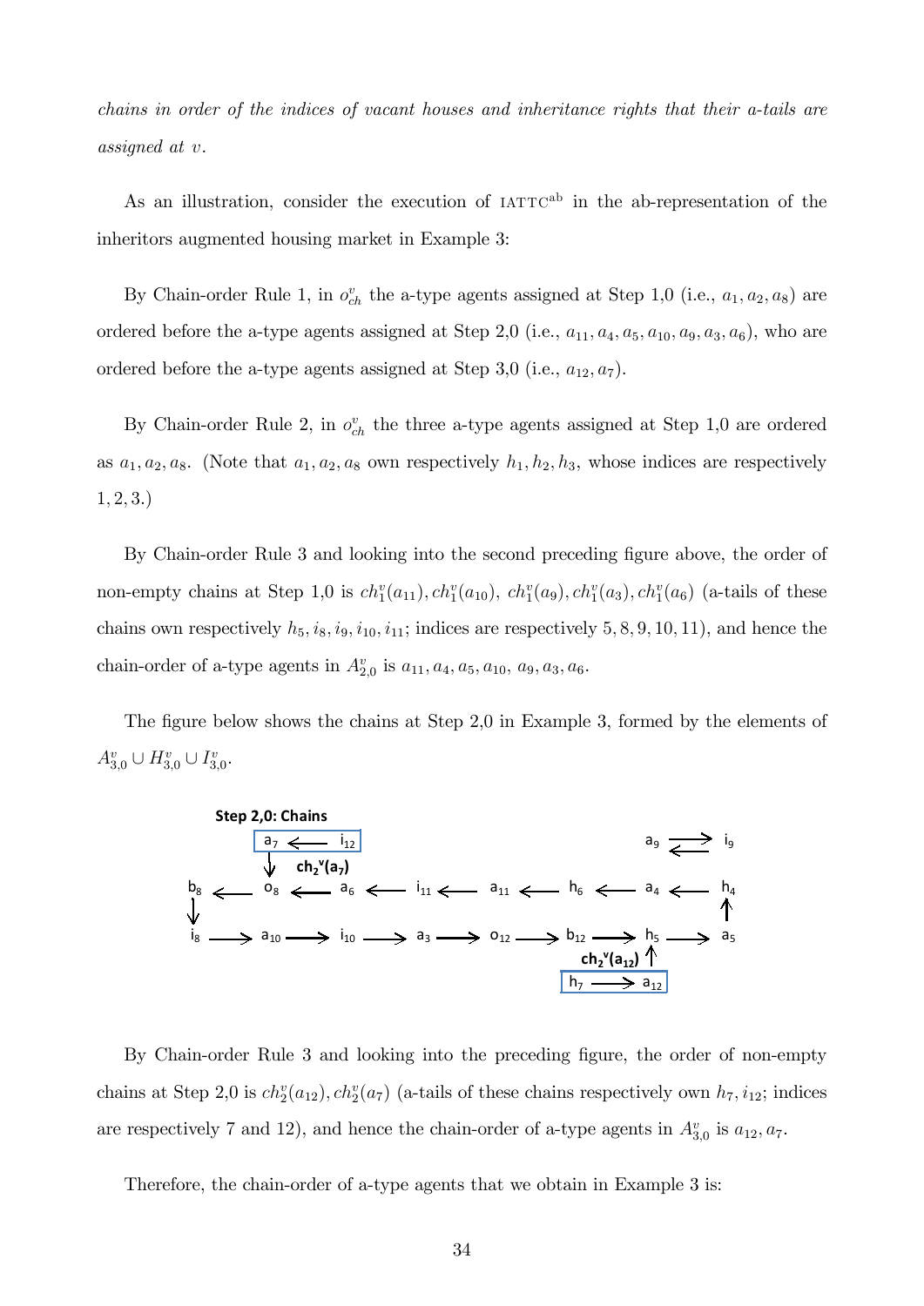*chains in order of the indices of vacant houses and inheritance rights that their a-tails are assigned at v.*

As an illustration, consider the execution of IATTC$^{\text{ab}}$ in the ab-representation of the inheritors augmented housing market in Example 3:

By Chain-order Rule 1, in $o^v_{ch}$ the a-type agents assigned at Step 1,0 (i.e., $a_1, a_2, a_8$) are ordered before the a-type agents assigned at Step 2,0 (i.e., $a_{11}, a_4, a_5, a_{10}, a_9, a_3, a_6$), who are ordered before the a-type agents assigned at Step 3,0 (i.e., $a_{12}, a_7$).

By Chain-order Rule 2, in $o^v_{ch}$ the three a-type agents assigned at Step 1,0 are ordered as $a_1, a_2, a_8$. (Note that $a_1, a_2, a_8$ own respectively $h_1, h_2, h_3$, whose indices are respectively 1, 2, 3.)

By Chain-order Rule 3 and looking into the second preceding figure above, the order of non-empty chains at Step 1,0 is $ch^v_1(a_{11}), ch^v_1(a_{10}),\ ch^v_1(a_9), ch^v_1(a_3), ch^v_1(a_6)$ (a-tails of these chains own respectively $h_5, i_8, i_9, i_{10}, i_{11}$; indices are respectively 5, 8, 9, 10, 11), and hence the chain-order of a-type agents in $A^v_{2,0}$ is $a_{11}, a_4, a_5, a_{10},\ a_9, a_3, a_6$.

The figure below shows the chains at Step 2,0 in Example 3, formed by the elements of $A^v_{3,0} \cup H^v_{3,0} \cup I^v_{3,0}$.

**Step 2,0: Chains**

By Chain-order Rule 3 and looking into the preceding figure, the order of non-empty chains at Step 2,0 is $ch^v_2(a_{12}), ch^v_2(a_7)$ (a-tails of these chains respectively own $h_7, i_{12}$; indices are respectively 7 and 12), and hence the chain-order of a-type agents in $A^v_{3,0}$ is $a_{12}, a_7$.

Therefore, the chain-order of a-type agents that we obtain in Example 3 is: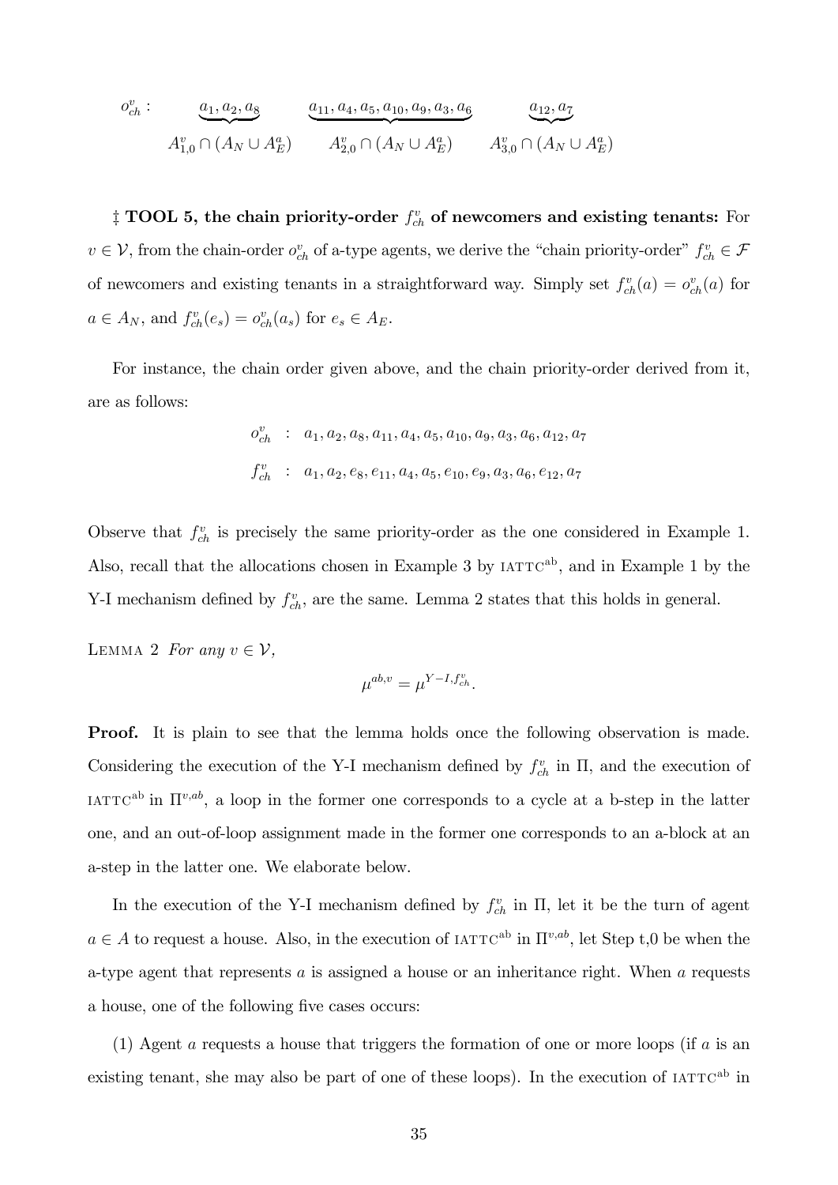$$o^v_{ch}: \quad \underbrace{a_1, a_2, a_8}_{A^v_{1,0} \cap (A_N \cup A^a_E)} \quad \underbrace{a_{11}, a_4, a_5, a_{10}, a_9, a_3, a_6}_{A^v_{2,0} \cap (A_N \cup A^a_E)} \quad \underbrace{a_{12}, a_7}_{A^v_{3,0} \cap (A_N \cup A^a_E)}$$

‡ **TOOL 5, the chain priority-order $f^v_{ch}$ of newcomers and existing tenants:** For $v \in \mathcal{V}$, from the chain-order $o^v_{ch}$ of a-type agents, we derive the "chain priority-order" $f^v_{ch} \in \mathcal{F}$ of newcomers and existing tenants in a straightforward way. Simply set $f^v_{ch}(a) = o^v_{ch}(a)$ for $a \in A_N$, and $f^v_{ch}(e_s) = o^v_{ch}(a_s)$ for $e_s \in A_E$.

For instance, the chain order given above, and the chain priority-order derived from it, are as follows:

$$\begin{aligned} o^v_{ch} &: \ a_1, a_2, a_8, a_{11}, a_4, a_5, a_{10}, a_9, a_3, a_6, a_{12}, a_7 \\ f^v_{ch} &: \ a_1, a_2, e_8, e_{11}, a_4, a_5, e_{10}, e_9, a_3, a_6, e_{12}, a_7 \end{aligned}$$

Observe that $f^v_{ch}$ is precisely the same priority-order as the one considered in Example 1. Also, recall that the allocations chosen in Example 3 by IATTC$^{\text{ab}}$, and in Example 1 by the Y-I mechanism defined by $f^v_{ch}$, are the same. Lemma 2 states that this holds in general.

LEMMA 2 *For any $v \in \mathcal{V}$,*

$$\mu^{ab,v} = \mu^{Y-I, f^v_{ch}}.$$

**Proof.** It is plain to see that the lemma holds once the following observation is made. Considering the execution of the Y-I mechanism defined by $f^v_{ch}$ in $\Pi$, and the execution of IATTC$^{\text{ab}}$ in $\Pi^{v,ab}$, a loop in the former one corresponds to a cycle at a b-step in the latter one, and an out-of-loop assignment made in the former one corresponds to an a-block at an a-step in the latter one. We elaborate below.

In the execution of the Y-I mechanism defined by $f^v_{ch}$ in $\Pi$, let it be the turn of agent $a \in A$ to request a house. Also, in the execution of IATTC$^{\text{ab}}$ in $\Pi^{v,ab}$, let Step t,0 be when the a-type agent that represents $a$ is assigned a house or an inheritance right. When $a$ requests a house, one of the following five cases occurs:

(1) Agent $a$ requests a house that triggers the formation of one or more loops (if $a$ is an existing tenant, she may also be part of one of these loops). In the execution of IATTC$^{\text{ab}}$ in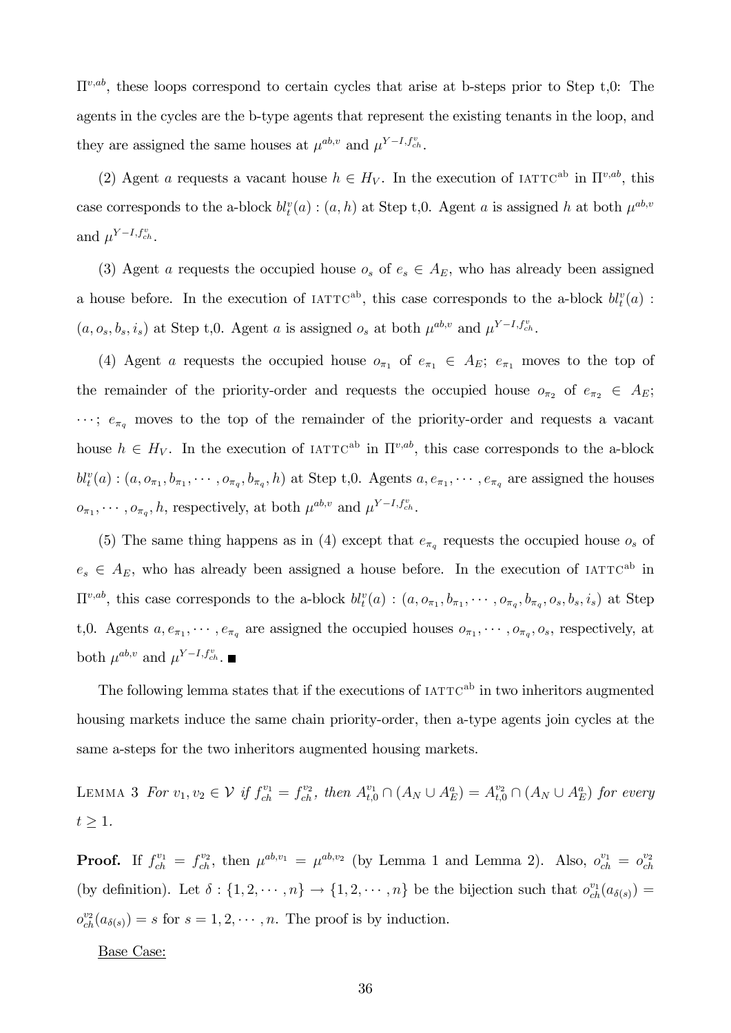$\Pi^{v,ab}$, these loops correspond to certain cycles that arise at b-steps prior to Step t,0: The agents in the cycles are the b-type agents that represent the existing tenants in the loop, and they are assigned the same houses at $\mu^{ab,v}$ and $\mu^{Y-I,f^v_{ch}}$.

(2) Agent $a$ requests a vacant house $h \in H_V$. In the execution of IATTC$^{\text{ab}}$ in $\Pi^{v,ab}$, this case corresponds to the a-block $bl^v_t(a) : (a, h)$ at Step t,0. Agent $a$ is assigned $h$ at both $\mu^{ab,v}$ and $\mu^{Y-I,f^v_{ch}}$.

(3) Agent $a$ requests the occupied house $o_s$ of $e_s \in A_E$, who has already been assigned a house before. In the execution of IATTC$^{\text{ab}}$, this case corresponds to the a-block $bl^v_t(a) : (a, o_s, b_s, i_s)$ at Step t,0. Agent $a$ is assigned $o_s$ at both $\mu^{ab,v}$ and $\mu^{Y-I,f^v_{ch}}$.

(4) Agent $a$ requests the occupied house $o_{\pi_1}$ of $e_{\pi_1} \in A_E$; $e_{\pi_1}$ moves to the top of the remainder of the priority-order and requests the occupied house $o_{\pi_2}$ of $e_{\pi_2} \in A_E$; $\cdots$; $e_{\pi_q}$ moves to the top of the remainder of the priority-order and requests a vacant house $h \in H_V$. In the execution of IATTC$^{\text{ab}}$ in $\Pi^{v,ab}$, this case corresponds to the a-block $bl^v_t(a) : (a, o_{\pi_1}, b_{\pi_1}, \cdots, o_{\pi_q}, b_{\pi_q}, h)$ at Step t,0. Agents $a, e_{\pi_1}, \cdots, e_{\pi_q}$ are assigned the houses $o_{\pi_1}, \cdots, o_{\pi_q}, h$, respectively, at both $\mu^{ab,v}$ and $\mu^{Y-I,f^v_{ch}}$.

(5) The same thing happens as in (4) except that $e_{\pi_q}$ requests the occupied house $o_s$ of $e_s \in A_E$, who has already been assigned a house before. In the execution of IATTC$^{\text{ab}}$ in $\Pi^{v,ab}$, this case corresponds to the a-block $bl^v_t(a) : (a, o_{\pi_1}, b_{\pi_1}, \cdots, o_{\pi_q}, b_{\pi_q}, o_s, b_s, i_s)$ at Step t,0. Agents $a, e_{\pi_1}, \cdots, e_{\pi_q}$ are assigned the occupied houses $o_{\pi_1}, \cdots, o_{\pi_q}, o_s$, respectively, at both $\mu^{ab,v}$ and $\mu^{Y-I,f^v_{ch}}$. ■

The following lemma states that if the executions of IATTC$^{\text{ab}}$ in two inheritors augmented housing markets induce the same chain priority-order, then a-type agents join cycles at the same a-steps for the two inheritors augmented housing markets.

LEMMA 3 *For $v_1, v_2 \in \mathcal{V}$ if $f^{v_1}_{ch} = f^{v_2}_{ch}$, then $A^{v_1}_{t,0} \cap (A_N \cup A^a_E) = A^{v_2}_{t,0} \cap (A_N \cup A^a_E)$ for every $t \geq 1$.*

**Proof.** If $f^{v_1}_{ch} = f^{v_2}_{ch}$, then $\mu^{ab,v_1} = \mu^{ab,v_2}$ (by Lemma 1 and Lemma 2). Also, $o^{v_1}_{ch} = o^{v_2}_{ch}$ (by definition). Let $\delta : \{1, 2, \cdots, n\} \to \{1, 2, \cdots, n\}$ be the bijection such that $o^{v_1}_{ch}(a_{\delta(s)}) = o^{v_2}_{ch}(a_{\delta(s)}) = s$ for $s = 1, 2, \cdots, n$. The proof is by induction.

<u>Base Case:</u>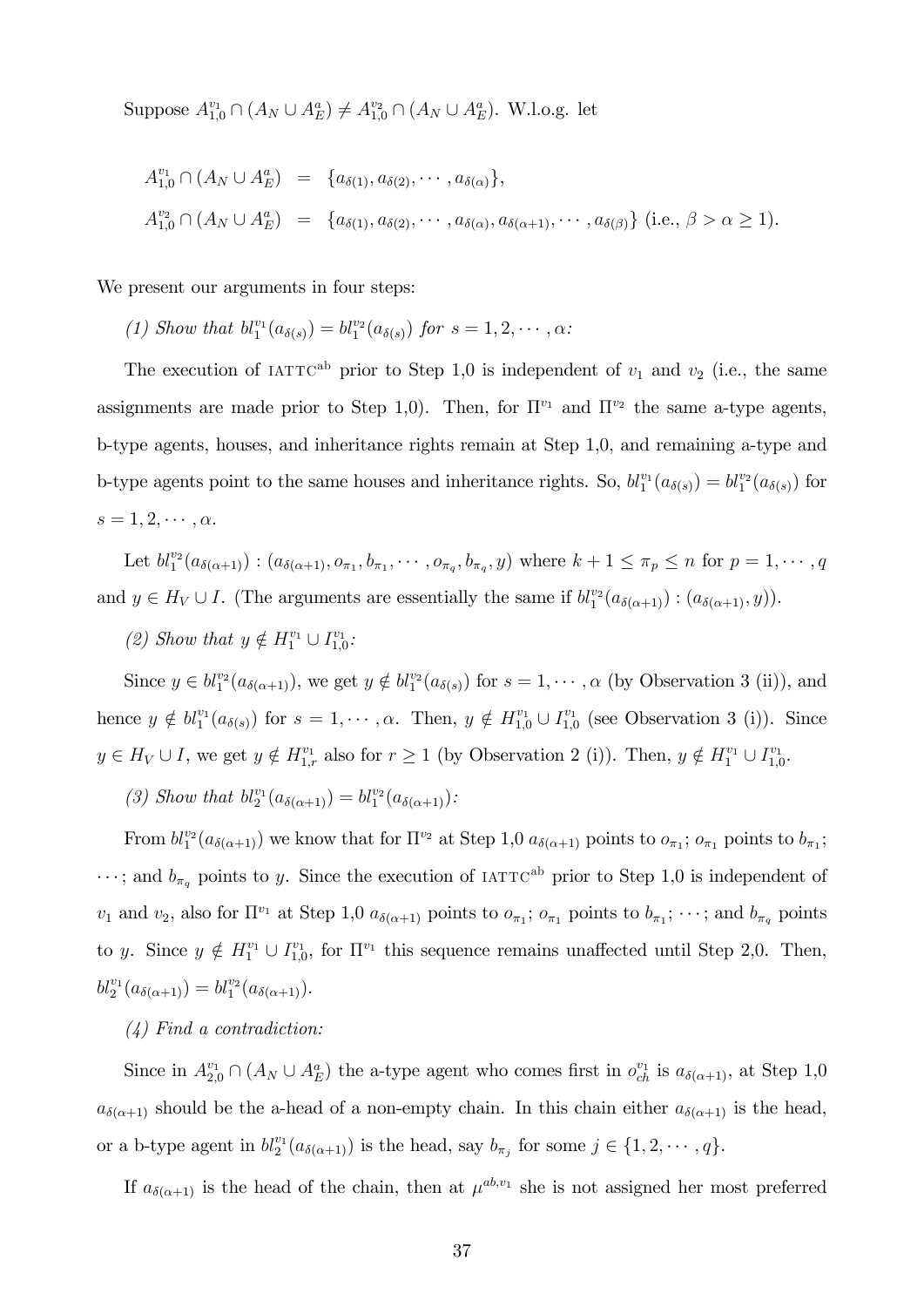Suppose $A_{1,0}^{v_1} \cap (A_N \cup A_E^a) \neq A_{1,0}^{v_2} \cap (A_N \cup A_E^a)$. W.l.o.g. let

$$
\begin{aligned}
A_{1,0}^{v_1} \cap (A_N \cup A_E^a) &= \{a_{\delta(1)}, a_{\delta(2)}, \cdots, a_{\delta(\alpha)}\}, \\
A_{1,0}^{v_2} \cap (A_N \cup A_E^a) &= \{a_{\delta(1)}, a_{\delta(2)}, \cdots, a_{\delta(\alpha)}, a_{\delta(\alpha+1)}, \cdots, a_{\delta(\beta)}\} \text{ (i.e., } \beta > \alpha \geq 1).
\end{aligned}
$$

We present our arguments in four steps:

*(1) Show that $bl_1^{v_1}(a_{\delta(s)}) = bl_1^{v_2}(a_{\delta(s)})$ for $s = 1, 2, \cdots, \alpha$:*

The execution of IATTC$^{ab}$ prior to Step 1,0 is independent of $v_1$ and $v_2$ (i.e., the same assignments are made prior to Step 1,0). Then, for $\Pi^{v_1}$ and $\Pi^{v_2}$ the same a-type agents, b-type agents, houses, and inheritance rights remain at Step 1,0, and remaining a-type and b-type agents point to the same houses and inheritance rights. So, $bl_1^{v_1}(a_{\delta(s)}) = bl_1^{v_2}(a_{\delta(s)})$ for $s = 1, 2, \cdots, \alpha$.

Let $bl_1^{v_2}(a_{\delta(\alpha+1)}) : (a_{\delta(\alpha+1)}, o_{\pi_1}, b_{\pi_1}, \cdots, o_{\pi_q}, b_{\pi_q}, y)$ where $k+1 \leq \pi_p \leq n$ for $p = 1, \cdots, q$ and $y \in H_V \cup I$. (The arguments are essentially the same if $bl_1^{v_2}(a_{\delta(\alpha+1)}) : (a_{\delta(\alpha+1)}, y)$.)

*(2) Show that $y \notin H_1^{v_1} \cup I_{1,0}^{v_1}$:*

Since $y \in bl_1^{v_2}(a_{\delta(\alpha+1)})$, we get $y \notin bl_1^{v_2}(a_{\delta(s)})$ for $s = 1, \cdots, \alpha$ (by Observation 3 (ii)), and hence $y \notin bl_1^{v_1}(a_{\delta(s)})$ for $s = 1, \cdots, \alpha$. Then, $y \notin H_{1,0}^{v_1} \cup I_{1,0}^{v_1}$ (see Observation 3 (i)). Since $y \in H_V \cup I$, we get $y \notin H_{1,r}^{v_1}$ also for $r \geq 1$ (by Observation 2 (i)). Then, $y \notin H_1^{v_1} \cup I_{1,0}^{v_1}$.

*(3) Show that $bl_2^{v_1}(a_{\delta(\alpha+1)}) = bl_1^{v_2}(a_{\delta(\alpha+1)})$:*

From $bl_1^{v_2}(a_{\delta(\alpha+1)})$ we know that for $\Pi^{v_2}$ at Step 1,0 $a_{\delta(\alpha+1)}$ points to $o_{\pi_1}$; $o_{\pi_1}$ points to $b_{\pi_1}$; $\cdots$; and $b_{\pi_q}$ points to $y$. Since the execution of IATTC$^{ab}$ prior to Step 1,0 is independent of $v_1$ and $v_2$, also for $\Pi^{v_1}$ at Step 1,0 $a_{\delta(\alpha+1)}$ points to $o_{\pi_1}$; $o_{\pi_1}$ points to $b_{\pi_1}$; $\cdots$; and $b_{\pi_q}$ points to $y$. Since $y \notin H_1^{v_1} \cup I_{1,0}^{v_1}$, for $\Pi^{v_1}$ this sequence remains unaffected until Step 2,0. Then, $bl_2^{v_1}(a_{\delta(\alpha+1)}) = bl_1^{v_2}(a_{\delta(\alpha+1)})$.

*(4) Find a contradiction:*

Since in $A_{2,0}^{v_1} \cap (A_N \cup A_E^a)$ the a-type agent who comes first in $o_{ch}^{v_1}$ is $a_{\delta(\alpha+1)}$, at Step 1,0 $a_{\delta(\alpha+1)}$ should be the a-head of a non-empty chain. In this chain either $a_{\delta(\alpha+1)}$ is the head, or a b-type agent in $bl_2^{v_1}(a_{\delta(\alpha+1)})$ is the head, say $b_{\pi_j}$ for some $j \in \{1, 2, \cdots, q\}$.

If $a_{\delta(\alpha+1)}$ is the head of the chain, then at $\mu^{ab,v_1}$ she is not assigned her most preferred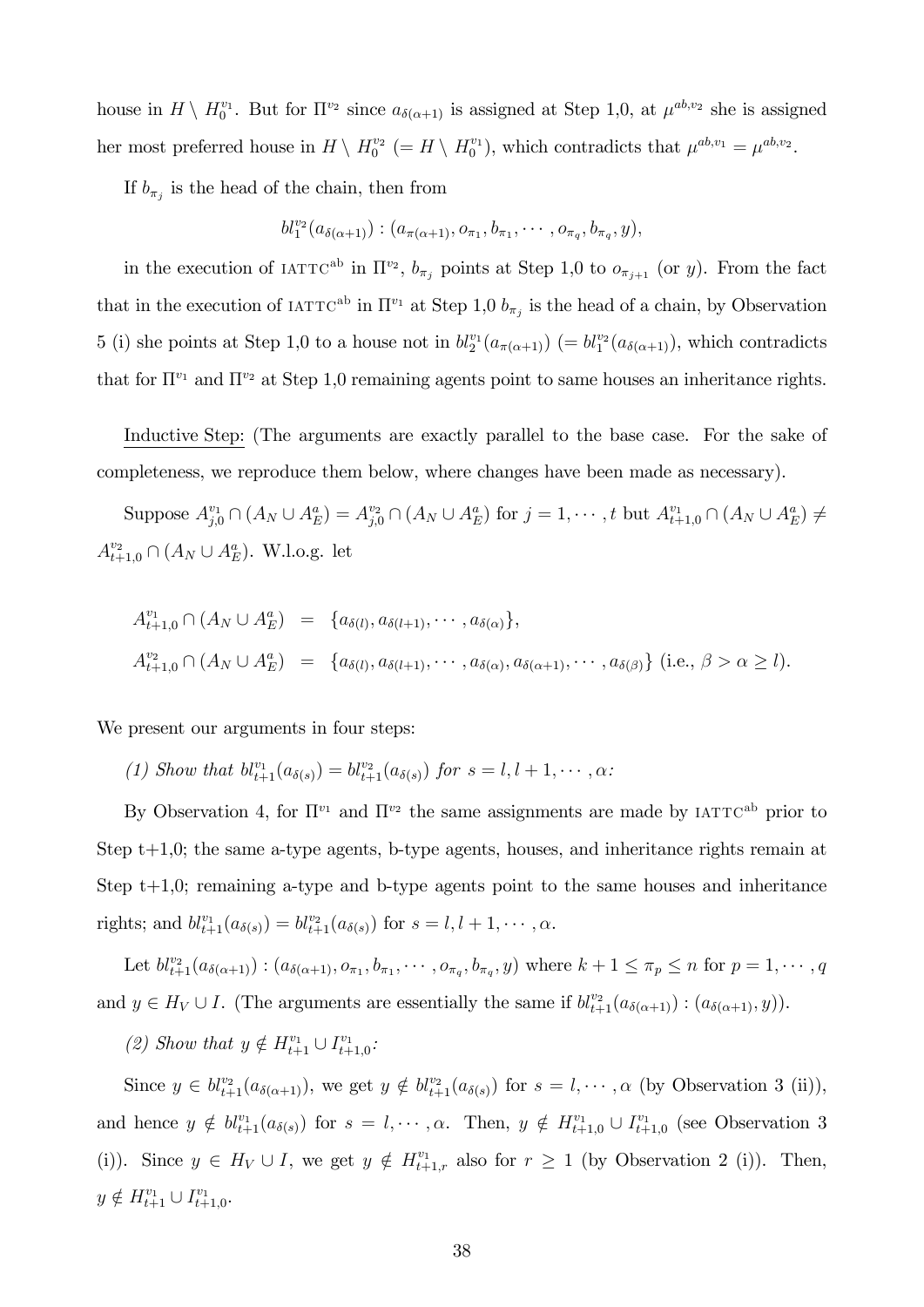house in $H \setminus H_0^{v_1}$. But for $\Pi^{v_2}$ since $a_{\delta(\alpha+1)}$ is assigned at Step 1,0, at $\mu^{ab,v_2}$ she is assigned her most preferred house in $H \setminus H_0^{v_2}$ $(= H \setminus H_0^{v_1})$, which contradicts that $\mu^{ab,v_1} = \mu^{ab,v_2}$.

If $b_{\pi_j}$ is the head of the chain, then from

$$bl_1^{v_2}(a_{\delta(\alpha+1)}) : (a_{\pi(\alpha+1)}, o_{\pi_1}, b_{\pi_1}, \cdots, o_{\pi_q}, b_{\pi_q}, y),$$

in the execution of IATTC$^{\text{ab}}$ in $\Pi^{v_2}$, $b_{\pi_j}$ points at Step 1,0 to $o_{\pi_{j+1}}$ (or $y$). From the fact that in the execution of IATTC$^{\text{ab}}$ in $\Pi^{v_1}$ at Step 1,0 $b_{\pi_j}$ is the head of a chain, by Observation 5 (i) she points at Step 1,0 to a house not in $bl_2^{v_1}(a_{\pi(\alpha+1)})$ $(= bl_1^{v_2}(a_{\delta(\alpha+1)}))$, which contradicts that for $\Pi^{v_1}$ and $\Pi^{v_2}$ at Step 1,0 remaining agents point to same houses an inheritance rights.

<u>Inductive Step:</u> (The arguments are exactly parallel to the base case. For the sake of completeness, we reproduce them below, where changes have been made as necessary).

Suppose $A_{j,0}^{v_1} \cap (A_N \cup A_E^a) = A_{j,0}^{v_2} \cap (A_N \cup A_E^a)$ for $j = 1, \cdots, t$ but $A_{t+1,0}^{v_1} \cap (A_N \cup A_E^a) \neq A_{t+1,0}^{v_2} \cap (A_N \cup A_E^a)$. W.l.o.g. let

$$\begin{aligned}
A_{t+1,0}^{v_1} \cap (A_N \cup A_E^a) &= \{a_{\delta(l)}, a_{\delta(l+1)}, \cdots, a_{\delta(\alpha)}\}, \\
A_{t+1,0}^{v_2} \cap (A_N \cup A_E^a) &= \{a_{\delta(l)}, a_{\delta(l+1)}, \cdots, a_{\delta(\alpha)}, a_{\delta(\alpha+1)}, \cdots, a_{\delta(\beta)}\} \text{ (i.e., } \beta > \alpha \geq l).
\end{aligned}$$

We present our arguments in four steps:

*(1) Show that $bl_{t+1}^{v_1}(a_{\delta(s)}) = bl_{t+1}^{v_2}(a_{\delta(s)})$ for $s = l, l+1, \cdots, \alpha$:*

By Observation 4, for $\Pi^{v_1}$ and $\Pi^{v_2}$ the same assignments are made by IATTC$^{\text{ab}}$ prior to Step t+1,0; the same a-type agents, b-type agents, houses, and inheritance rights remain at Step t+1,0; remaining a-type and b-type agents point to the same houses and inheritance rights; and $bl_{t+1}^{v_1}(a_{\delta(s)}) = bl_{t+1}^{v_2}(a_{\delta(s)})$ for $s = l, l+1, \cdots, \alpha$.

Let $bl_{t+1}^{v_2}(a_{\delta(\alpha+1)}) : (a_{\delta(\alpha+1)}, o_{\pi_1}, b_{\pi_1}, \cdots, o_{\pi_q}, b_{\pi_q}, y)$ where $k+1 \leq \pi_p \leq n$ for $p = 1, \cdots, q$ and $y \in H_V \cup I$. (The arguments are essentially the same if $bl_{t+1}^{v_2}(a_{\delta(\alpha+1)}) : (a_{\delta(\alpha+1)}, y)$).

*(2) Show that $y \notin H_{t+1}^{v_1} \cup I_{t+1,0}^{v_1}$:*

Since $y \in bl_{t+1}^{v_2}(a_{\delta(\alpha+1)})$, we get $y \notin bl_{t+1}^{v_2}(a_{\delta(s)})$ for $s = l, \cdots, \alpha$ (by Observation 3 (ii)), and hence $y \notin bl_{t+1}^{v_1}(a_{\delta(s)})$ for $s = l, \cdots, \alpha$. Then, $y \notin H_{t+1,0}^{v_1} \cup I_{t+1,0}^{v_1}$ (see Observation 3 (i)). Since $y \in H_V \cup I$, we get $y \notin H_{t+1,r}^{v_1}$ also for $r \geq 1$ (by Observation 2 (i)). Then, $y \notin H_{t+1}^{v_1} \cup I_{t+1,0}^{v_1}$.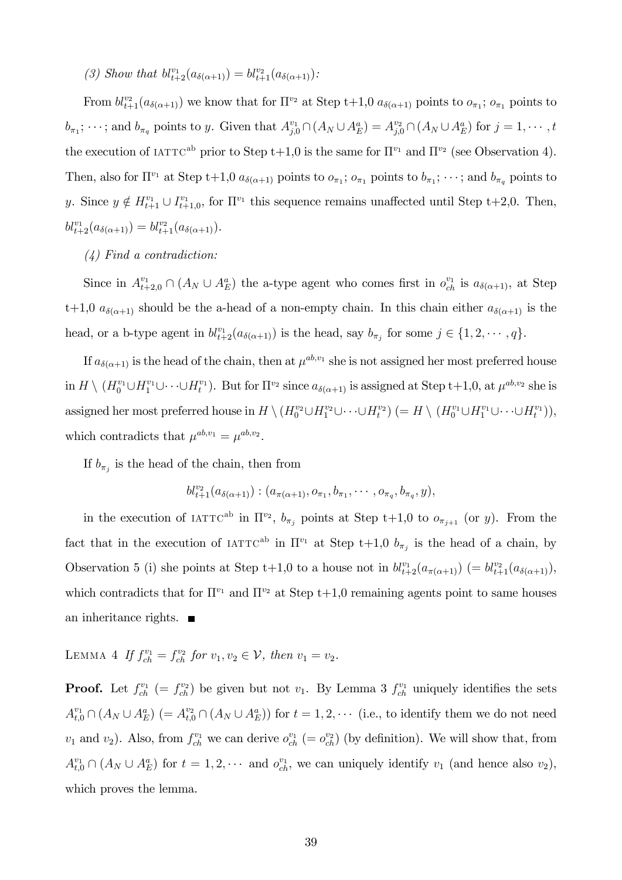*(3) Show that $bl^{v_1}_{t+2}(a_{\delta(\alpha+1)}) = bl^{v_2}_{t+1}(a_{\delta(\alpha+1)})$:*

From $bl^{v_2}_{t+1}(a_{\delta(\alpha+1)})$ we know that for $\Pi^{v_2}$ at Step t+1,0 $a_{\delta(\alpha+1)}$ points to $o_{\pi_1}$; $o_{\pi_1}$ points to $b_{\pi_1}$; $\cdots$; and $b_{\pi_q}$ points to $y$. Given that $A^{v_1}_{j,0} \cap (A_N \cup A^a_E) = A^{v_2}_{j,0} \cap (A_N \cup A^a_E)$ for $j = 1, \cdots, t$ the execution of IATTC$^{\text{ab}}$ prior to Step t+1,0 is the same for $\Pi^{v_1}$ and $\Pi^{v_2}$ (see Observation 4). Then, also for $\Pi^{v_1}$ at Step t+1,0 $a_{\delta(\alpha+1)}$ points to $o_{\pi_1}$; $o_{\pi_1}$ points to $b_{\pi_1}$; $\cdots$; and $b_{\pi_q}$ points to $y$. Since $y \notin H^{v_1}_{t+1} \cup I^{v_1}_{t+1,0}$, for $\Pi^{v_1}$ this sequence remains unaffected until Step t+2,0. Then, $bl^{v_1}_{t+2}(a_{\delta(\alpha+1)}) = bl^{v_2}_{t+1}(a_{\delta(\alpha+1)})$.

*(4) Find a contradiction:*

Since in $A^{v_1}_{t+2,0} \cap (A_N \cup A^a_E)$ the a-type agent who comes first in $o^{v_1}_{ch}$ is $a_{\delta(\alpha+1)}$, at Step t+1,0 $a_{\delta(\alpha+1)}$ should be the a-head of a non-empty chain. In this chain either $a_{\delta(\alpha+1)}$ is the head, or a b-type agent in $bl^{v_1}_{t+2}(a_{\delta(\alpha+1)})$ is the head, say $b_{\pi_j}$ for some $j \in \{1, 2, \cdots, q\}$.

If $a_{\delta(\alpha+1)}$ is the head of the chain, then at $\mu^{ab,v_1}$ she is not assigned her most preferred house in $H \setminus (H^{v_1}_0 \cup H^{v_1}_1 \cup \cdots \cup H^{v_1}_t)$. But for $\Pi^{v_2}$ since $a_{\delta(\alpha+1)}$ is assigned at Step t+1,0, at $\mu^{ab,v_2}$ she is assigned her most preferred house in $H \setminus (H^{v_2}_0 \cup H^{v_2}_1 \cup \cdots \cup H^{v_2}_t)$ $(= H \setminus (H^{v_1}_0 \cup H^{v_1}_1 \cup \cdots \cup H^{v_1}_t))$, which contradicts that $\mu^{ab,v_1} = \mu^{ab,v_2}$.

If $b_{\pi_j}$ is the head of the chain, then from

$$bl^{v_2}_{t+1}(a_{\delta(\alpha+1)}) : (a_{\pi(\alpha+1)}, o_{\pi_1}, b_{\pi_1}, \cdots, o_{\pi_q}, b_{\pi_q}, y),$$

in the execution of IATTC$^{\text{ab}}$ in $\Pi^{v_2}$, $b_{\pi_j}$ points at Step t+1,0 to $o_{\pi_{j+1}}$ (or $y$). From the fact that in the execution of IATTC$^{\text{ab}}$ in $\Pi^{v_1}$ at Step t+1,0 $b_{\pi_j}$ is the head of a chain, by Observation 5 (i) she points at Step t+1,0 to a house not in $bl^{v_1}_{t+2}(a_{\pi(\alpha+1)})$ $(= bl^{v_2}_{t+1}(a_{\delta(\alpha+1)}))$, which contradicts that for $\Pi^{v_1}$ and $\Pi^{v_2}$ at Step t+1,0 remaining agents point to same houses an inheritance rights. ■

LEMMA 4 *If $f^{v_1}_{ch} = f^{v_2}_{ch}$ for $v_1, v_2 \in \mathcal{V}$, then $v_1 = v_2$.*

**Proof.** Let $f^{v_1}_{ch}$ $(= f^{v_2}_{ch})$ be given but not $v_1$. By Lemma 3 $f^{v_1}_{ch}$ uniquely identifies the sets $A^{v_1}_{t,0} \cap (A_N \cup A^a_E)$ $(= A^{v_2}_{t,0} \cap (A_N \cup A^a_E))$ for $t = 1, 2, \cdots$ (i.e., to identify them we do not need $v_1$ and $v_2$). Also, from $f^{v_1}_{ch}$ we can derive $o^{v_1}_{ch}$ $(= o^{v_2}_{ch})$ (by definition). We will show that, from $A^{v_1}_{t,0} \cap (A_N \cup A^a_E)$ for $t = 1, 2, \cdots$ and $o^{v_1}_{ch}$, we can uniquely identify $v_1$ (and hence also $v_2$), which proves the lemma.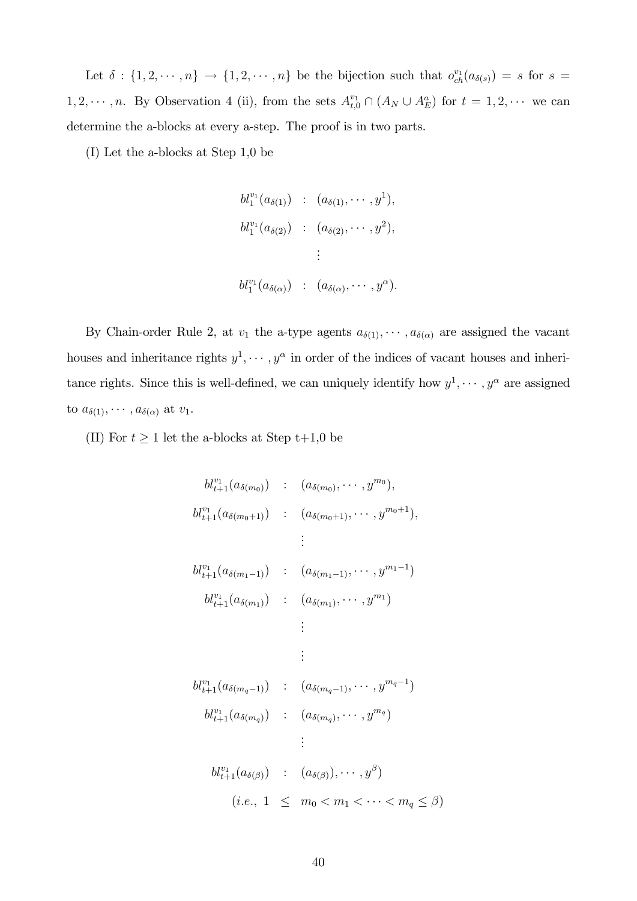Let $\delta : \{1, 2, \cdots, n\} \to \{1, 2, \cdots, n\}$ be the bijection such that $o^{v_1}_{ch}(a_{\delta(s)}) = s$ for $s = 1, 2, \cdots, n$. By Observation 4 (ii), from the sets $A^{v_1}_{t,0} \cap (A_N \cup A^a_E)$ for $t = 1, 2, \cdots$ we can determine the a-blocks at every a-step. The proof is in two parts.

(I) Let the a-blocks at Step 1,0 be

$$
\begin{aligned}
bl^{v_1}_1(a_{\delta(1)}) &: (a_{\delta(1)}, \cdots, y^1), \\
bl^{v_1}_1(a_{\delta(2)}) &: (a_{\delta(2)}, \cdots, y^2), \\
&\vdots \\
bl^{v_1}_1(a_{\delta(\alpha)}) &: (a_{\delta(\alpha)}, \cdots, y^\alpha).
\end{aligned}
$$

By Chain-order Rule 2, at $v_1$ the a-type agents $a_{\delta(1)}, \cdots, a_{\delta(\alpha)}$ are assigned the vacant houses and inheritance rights $y^1, \cdots, y^\alpha$ in order of the indices of vacant houses and inheritance rights. Since this is well-defined, we can uniquely identify how $y^1, \cdots, y^\alpha$ are assigned to $a_{\delta(1)}, \cdots, a_{\delta(\alpha)}$ at $v_1$.

(II) For $t \geq 1$ let the a-blocks at Step t+1,0 be

$$
\begin{aligned}
bl^{v_1}_{t+1}(a_{\delta(m_0)}) &: (a_{\delta(m_0)}, \cdots, y^{m_0}), \\
bl^{v_1}_{t+1}(a_{\delta(m_0+1)}) &: (a_{\delta(m_0+1)}, \cdots, y^{m_0+1}), \\
&\vdots \\
bl^{v_1}_{t+1}(a_{\delta(m_1-1)}) &: (a_{\delta(m_1-1)}, \cdots, y^{m_1-1}) \\
bl^{v_1}_{t+1}(a_{\delta(m_1)}) &: (a_{\delta(m_1)}, \cdots, y^{m_1}) \\
&\vdots \\
&\vdots \\
bl^{v_1}_{t+1}(a_{\delta(m_q-1)}) &: (a_{\delta(m_q-1)}, \cdots, y^{m_q-1}) \\
bl^{v_1}_{t+1}(a_{\delta(m_q)}) &: (a_{\delta(m_q)}, \cdots, y^{m_q}) \\
&\vdots \\
bl^{v_1}_{t+1}(a_{\delta(\beta)}) &: (a_{\delta(\beta)}), \cdots, y^{\beta}) \\
(i.e.,\ 1 &\leq m_0 < m_1 < \cdots < m_q \leq \beta)
\end{aligned}
$$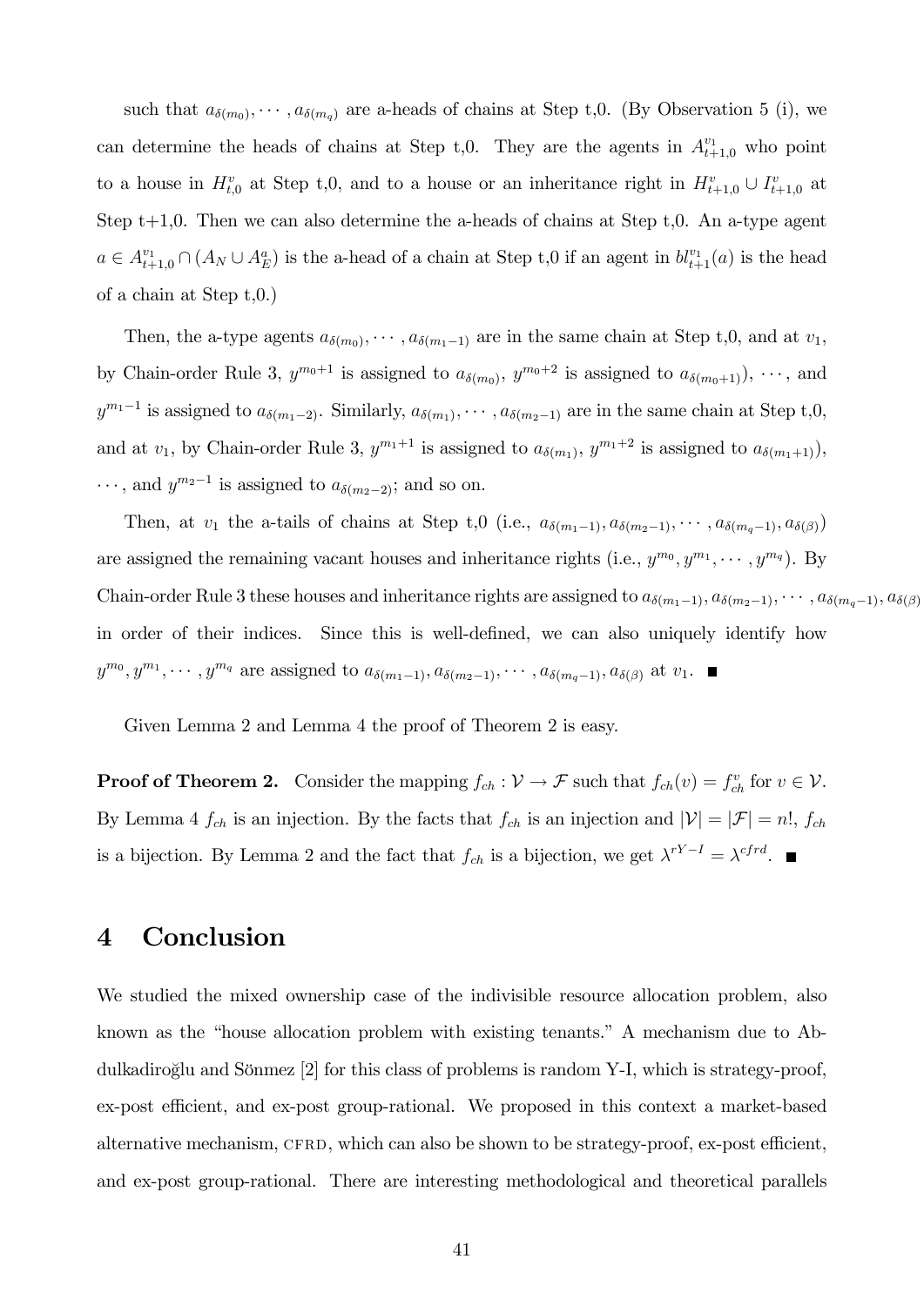such that $a_{\delta(m_0)}, \cdots, a_{\delta(m_q)}$ are a-heads of chains at Step t,0. (By Observation 5 (i), we can determine the heads of chains at Step t,0. They are the agents in $A^{v_1}_{t+1,0}$ who point to a house in $H^v_{t,0}$ at Step t,0, and to a house or an inheritance right in $H^v_{t+1,0} \cup I^v_{t+1,0}$ at Step t+1,0. Then we can also determine the a-heads of chains at Step t,0. An a-type agent $a \in A^{v_1}_{t+1,0} \cap (A_N \cup A^a_E)$ is the a-head of a chain at Step t,0 if an agent in $bl^{v_1}_{t+1}(a)$ is the head of a chain at Step t,0.)

Then, the a-type agents $a_{\delta(m_0)}, \cdots, a_{\delta(m_1-1)}$ are in the same chain at Step t,0, and at $v_1$, by Chain-order Rule 3, $y^{m_0+1}$ is assigned to $a_{\delta(m_0)}$, $y^{m_0+2}$ is assigned to $a_{\delta(m_0+1)})$, $\cdots$, and $y^{m_1-1}$ is assigned to $a_{\delta(m_1-2)}$. Similarly, $a_{\delta(m_1)}, \cdots, a_{\delta(m_2-1)}$ are in the same chain at Step t,0, and at $v_1$, by Chain-order Rule 3, $y^{m_1+1}$ is assigned to $a_{\delta(m_1)}$, $y^{m_1+2}$ is assigned to $a_{\delta(m_1+1)})$, $\cdots$, and $y^{m_2-1}$ is assigned to $a_{\delta(m_2-2)}$; and so on.

Then, at $v_1$ the a-tails of chains at Step t,0 (i.e., $a_{\delta(m_1-1)}, a_{\delta(m_2-1)}, \cdots, a_{\delta(m_q-1)}, a_{\delta(\beta)}$) are assigned the remaining vacant houses and inheritance rights (i.e., $y^{m_0}, y^{m_1}, \cdots, y^{m_q}$). By Chain-order Rule 3 these houses and inheritance rights are assigned to $a_{\delta(m_1-1)}, a_{\delta(m_2-1)}, \cdots, a_{\delta(m_q-1)}, a_{\delta(\beta)}$ in order of their indices. Since this is well-defined, we can also uniquely identify how $y^{m_0}, y^{m_1}, \cdots, y^{m_q}$ are assigned to $a_{\delta(m_1-1)}, a_{\delta(m_2-1)}, \cdots, a_{\delta(m_q-1)}, a_{\delta(\beta)}$ at $v_1$. ■

Given Lemma 2 and Lemma 4 the proof of Theorem 2 is easy.

**Proof of Theorem 2.** Consider the mapping $f_{ch} : \mathcal{V} \to \mathcal{F}$ such that $f_{ch}(v) = f^v_{ch}$ for $v \in \mathcal{V}$. By Lemma 4 $f_{ch}$ is an injection. By the facts that $f_{ch}$ is an injection and $|\mathcal{V}| = |\mathcal{F}| = n!$, $f_{ch}$ is a bijection. By Lemma 2 and the fact that $f_{ch}$ is a bijection, we get $\lambda^{rY-I} = \lambda^{cfrd}$. ■

# 4 Conclusion

We studied the mixed ownership case of the indivisible resource allocation problem, also known as the "house allocation problem with existing tenants." A mechanism due to Abdulkadiroğlu and Sönmez [2] for this class of problems is random Y-I, which is strategy-proof, ex-post efficient, and ex-post group-rational. We proposed in this context a market-based alternative mechanism, CFRD, which can also be shown to be strategy-proof, ex-post efficient, and ex-post group-rational. There are interesting methodological and theoretical parallels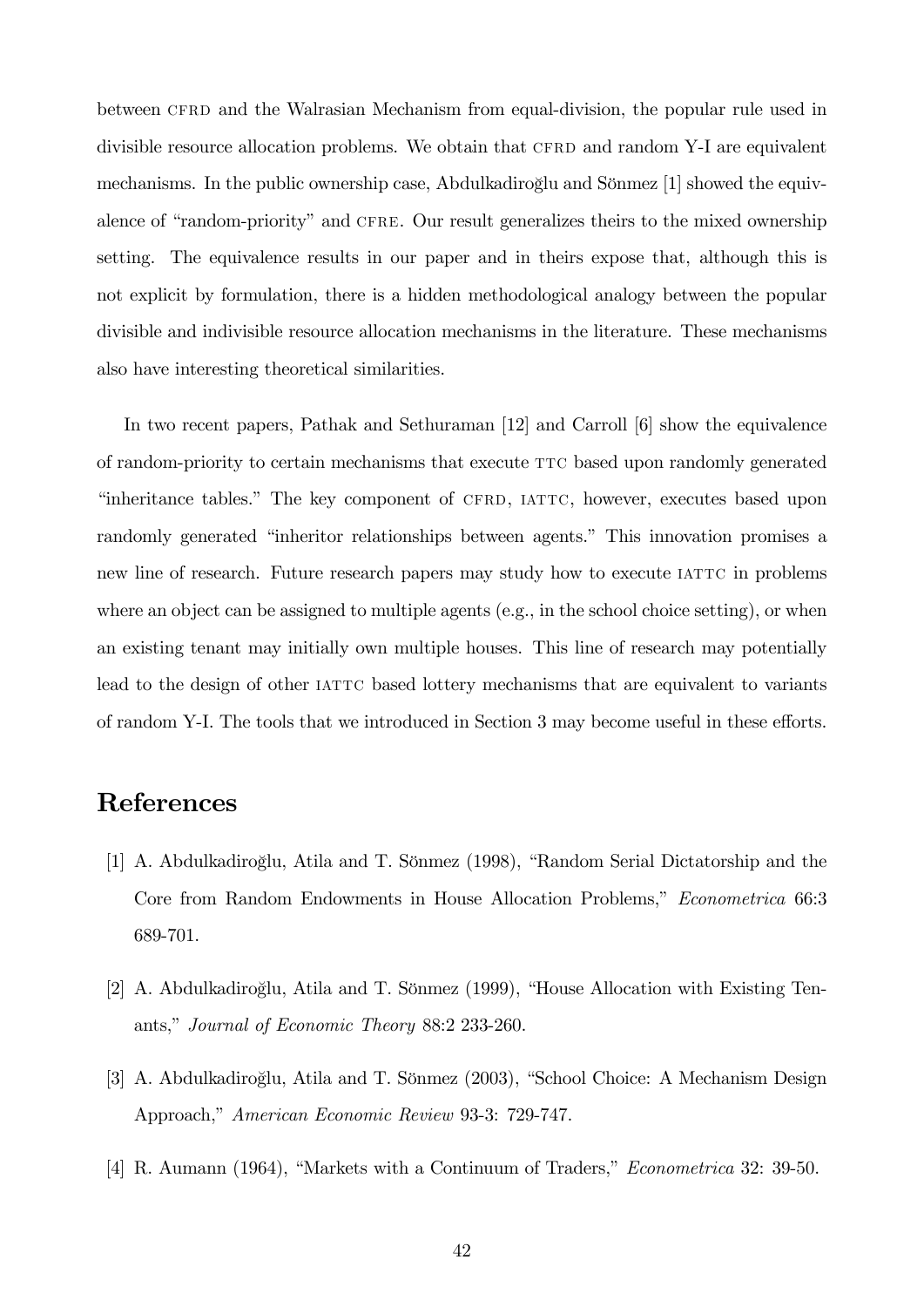between CFRD and the Walrasian Mechanism from equal-division, the popular rule used in divisible resource allocation problems. We obtain that CFRD and random Y-I are equivalent mechanisms. In the public ownership case, Abdulkadiroğlu and Sönmez [1] showed the equivalence of "random-priority" and CFRE. Our result generalizes theirs to the mixed ownership setting. The equivalence results in our paper and in theirs expose that, although this is not explicit by formulation, there is a hidden methodological analogy between the popular divisible and indivisible resource allocation mechanisms in the literature. These mechanisms also have interesting theoretical similarities.

In two recent papers, Pathak and Sethuraman [12] and Carroll [6] show the equivalence of random-priority to certain mechanisms that execute TTC based upon randomly generated "inheritance tables." The key component of CFRD, IATTC, however, executes based upon randomly generated "inheritor relationships between agents." This innovation promises a new line of research. Future research papers may study how to execute IATTC in problems where an object can be assigned to multiple agents (e.g., in the school choice setting), or when an existing tenant may initially own multiple houses. This line of research may potentially lead to the design of other IATTC based lottery mechanisms that are equivalent to variants of random Y-I. The tools that we introduced in Section 3 may become useful in these efforts.

# References

[1] A. Abdulkadiroğlu, Atila and T. Sönmez (1998), "Random Serial Dictatorship and the Core from Random Endowments in House Allocation Problems," *Econometrica* 66:3 689-701.

[2] A. Abdulkadiroğlu, Atila and T. Sönmez (1999), "House Allocation with Existing Tenants," *Journal of Economic Theory* 88:2 233-260.

[3] A. Abdulkadiroğlu, Atila and T. Sönmez (2003), "School Choice: A Mechanism Design Approach," *American Economic Review* 93-3: 729-747.

[4] R. Aumann (1964), "Markets with a Continuum of Traders," *Econometrica* 32: 39-50.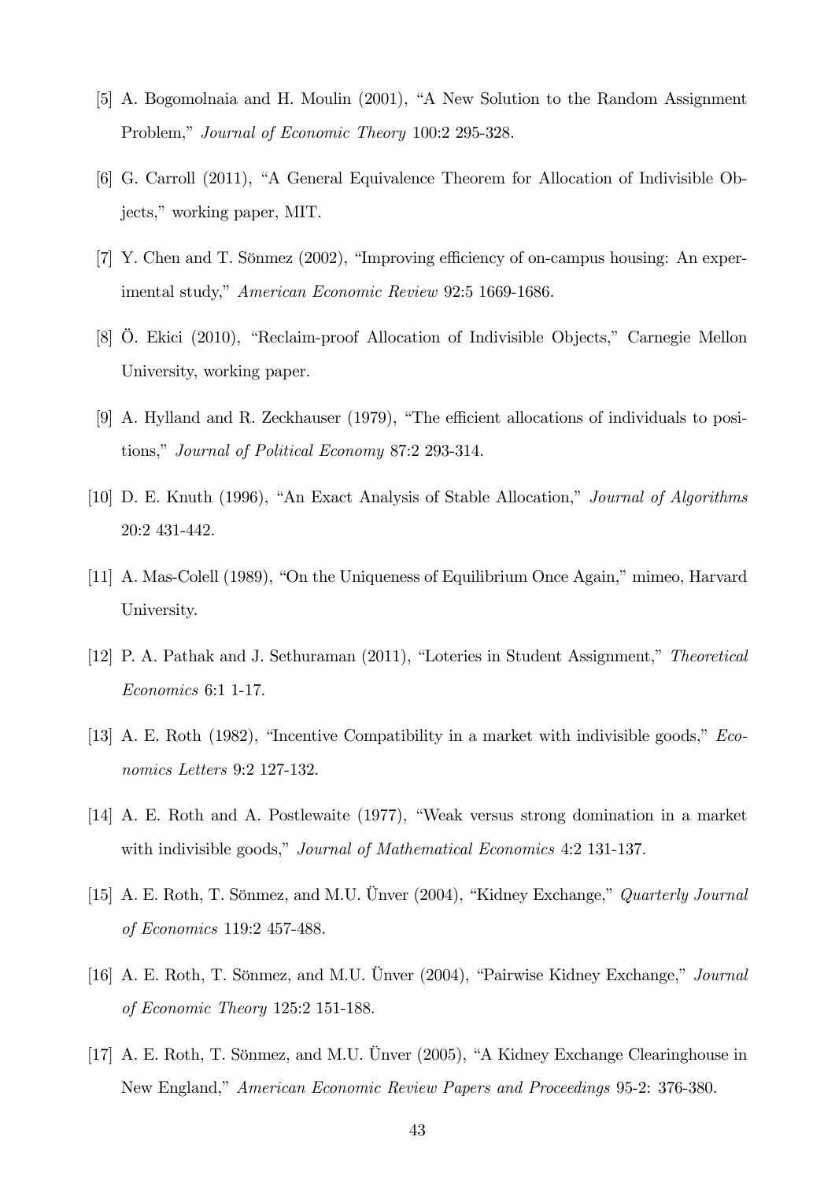[5] A. Bogomolnaia and H. Moulin (2001), "A New Solution to the Random Assignment Problem," *Journal of Economic Theory* 100:2 295-328.

[6] G. Carroll (2011), "A General Equivalence Theorem for Allocation of Indivisible Objects," working paper, MIT.

[7] Y. Chen and T. Sönmez (2002), "Improving efficiency of on-campus housing: An experimental study," *American Economic Review* 92:5 1669-1686.

[8] Ö. Ekici (2010), "Reclaim-proof Allocation of Indivisible Objects," Carnegie Mellon University, working paper.

[9] A. Hylland and R. Zeckhauser (1979), "The efficient allocations of individuals to positions," *Journal of Political Economy* 87:2 293-314.

[10] D. E. Knuth (1996), "An Exact Analysis of Stable Allocation," *Journal of Algorithms* 20:2 431-442.

[11] A. Mas-Colell (1989), "On the Uniqueness of Equilibrium Once Again," mimeo, Harvard University.

[12] P. A. Pathak and J. Sethuraman (2011), "Loteries in Student Assignment," *Theoretical Economics* 6:1 1-17.

[13] A. E. Roth (1982), "Incentive Compatibility in a market with indivisible goods," *Economics Letters* 9:2 127-132.

[14] A. E. Roth and A. Postlewaite (1977), "Weak versus strong domination in a market with indivisible goods," *Journal of Mathematical Economics* 4:2 131-137.

[15] A. E. Roth, T. Sönmez, and M.U. Ünver (2004), "Kidney Exchange," *Quarterly Journal of Economics* 119:2 457-488.

[16] A. E. Roth, T. Sönmez, and M.U. Ünver (2004), "Pairwise Kidney Exchange," *Journal of Economic Theory* 125:2 151-188.

[17] A. E. Roth, T. Sönmez, and M.U. Ünver (2005), "A Kidney Exchange Clearinghouse in New England," *American Economic Review Papers and Proceedings* 95-2: 376-380.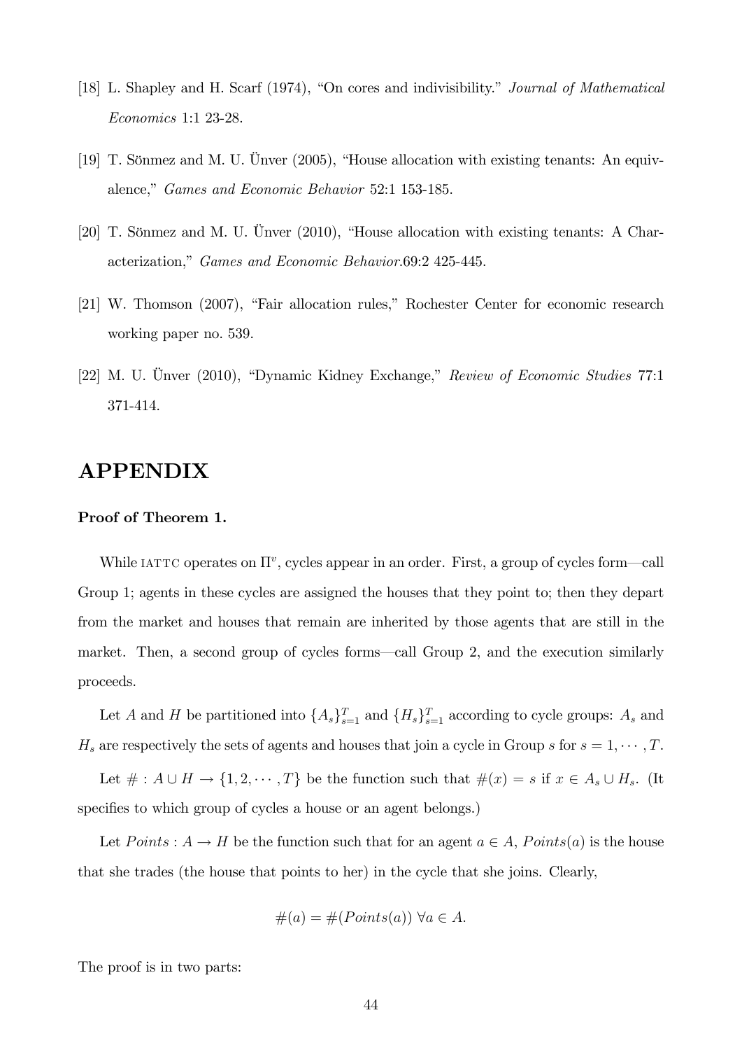[18] L. Shapley and H. Scarf (1974), "On cores and indivisibility." *Journal of Mathematical Economics* 1:1 23-28.

[19] T. Sönmez and M. U. Ünver (2005), "House allocation with existing tenants: An equivalence," *Games and Economic Behavior* 52:1 153-185.

[20] T. Sönmez and M. U. Ünver (2010), "House allocation with existing tenants: A Characterization," *Games and Economic Behavior*.69:2 425-445.

[21] W. Thomson (2007), "Fair allocation rules," Rochester Center for economic research working paper no. 539.

[22] M. U. Ünver (2010), "Dynamic Kidney Exchange," *Review of Economic Studies* 77:1 371-414.

# APPENDIX

**Proof of Theorem 1.**

While IATTC operates on $\Pi^v$, cycles appear in an order. First, a group of cycles form—call Group 1; agents in these cycles are assigned the houses that they point to; then they depart from the market and houses that remain are inherited by those agents that are still in the market. Then, a second group of cycles forms—call Group 2, and the execution similarly proceeds.

Let $A$ and $H$ be partitioned into $\{A_s\}_{s=1}^T$ and $\{H_s\}_{s=1}^T$ according to cycle groups: $A_s$ and $H_s$ are respectively the sets of agents and houses that join a cycle in Group $s$ for $s = 1, \cdots, T$.

Let $\# : A \cup H \rightarrow \{1, 2, \cdots, T\}$ be the function such that $\#(x) = s$ if $x \in A_s \cup H_s$. (It specifies to which group of cycles a house or an agent belongs.)

Let $Points : A \rightarrow H$ be the function such that for an agent $a \in A$, $Points(a)$ is the house that she trades (the house that points to her) in the cycle that she joins. Clearly,

$$\#(a) = \#(Points(a)) \; \forall a \in A.$$

The proof is in two parts: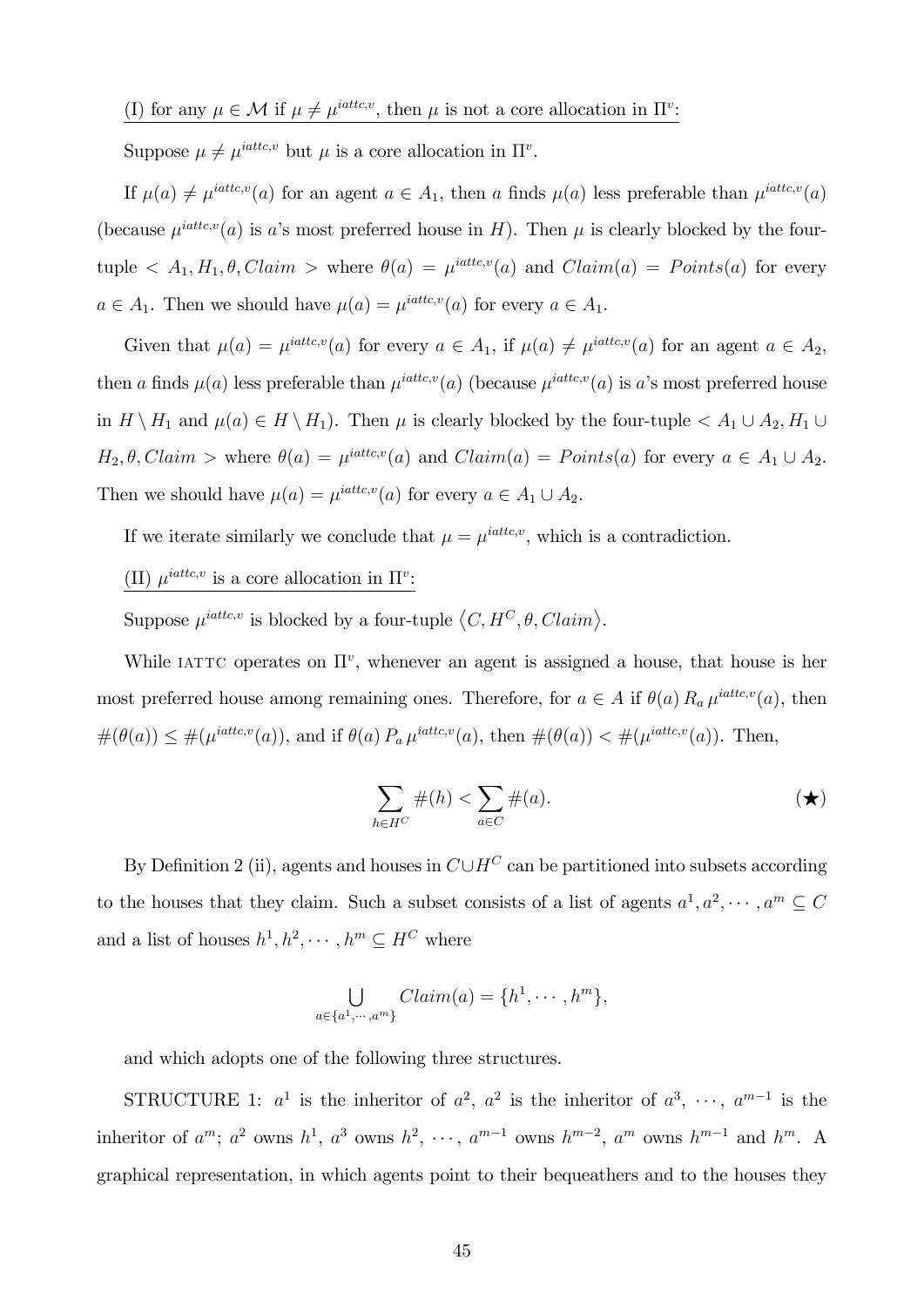<u>(I) for any $\mu \in \mathcal{M}$ if $\mu \neq \mu^{iattc,v}$, then $\mu$ is not a core allocation in $\Pi^v$:</u>

Suppose $\mu \neq \mu^{iattc,v}$ but $\mu$ is a core allocation in $\Pi^v$.

If $\mu(a) \neq \mu^{iattc,v}(a)$ for an agent $a \in A_1$, then $a$ finds $\mu(a)$ less preferable than $\mu^{iattc,v}(a)$ (because $\mu^{iattc,v}(a)$ is $a$'s most preferred house in $H$). Then $\mu$ is clearly blocked by the four-tuple $< A_1, H_1, \theta, Claim >$ where $\theta(a) = \mu^{iattc,v}(a)$ and $Claim(a) = Points(a)$ for every $a \in A_1$. Then we should have $\mu(a) = \mu^{iattc,v}(a)$ for every $a \in A_1$.

Given that $\mu(a) = \mu^{iattc,v}(a)$ for every $a \in A_1$, if $\mu(a) \neq \mu^{iattc,v}(a)$ for an agent $a \in A_2$, then $a$ finds $\mu(a)$ less preferable than $\mu^{iattc,v}(a)$ (because $\mu^{iattc,v}(a)$ is $a$'s most preferred house in $H \setminus H_1$ and $\mu(a) \in H \setminus H_1$). Then $\mu$ is clearly blocked by the four-tuple $< A_1 \cup A_2, H_1 \cup H_2, \theta, Claim >$ where $\theta(a) = \mu^{iattc,v}(a)$ and $Claim(a) = Points(a)$ for every $a \in A_1 \cup A_2$. Then we should have $\mu(a) = \mu^{iattc,v}(a)$ for every $a \in A_1 \cup A_2$.

If we iterate similarly we conclude that $\mu = \mu^{iattc,v}$, which is a contradiction.

<u>(II) $\mu^{iattc,v}$ is a core allocation in $\Pi^v$:</u>

Suppose $\mu^{iattc,v}$ is blocked by a four-tuple $\langle C, H^C, \theta, Claim \rangle$.

While IATTC operates on $\Pi^v$, whenever an agent is assigned a house, that house is her most preferred house among remaining ones. Therefore, for $a \in A$ if $\theta(a)\, R_a\, \mu^{iattc,v}(a)$, then $\#(\theta(a)) \leq \#(\mu^{iattc,v}(a))$, and if $\theta(a)\, P_a\, \mu^{iattc,v}(a)$, then $\#(\theta(a)) < \#(\mu^{iattc,v}(a))$. Then,

$$\sum_{h \in H^C} \#(h) < \sum_{a \in C} \#(a). \qquad (\bigstar)$$

By Definition 2 (ii), agents and houses in $C \cup H^C$ can be partitioned into subsets according to the houses that they claim. Such a subset consists of a list of agents $a^1, a^2, \cdots, a^m \subseteq C$ and a list of houses $h^1, h^2, \cdots, h^m \subseteq H^C$ where

$$\bigcup_{a \in \{a^1, \cdots, a^m\}} Claim(a) = \{h^1, \cdots, h^m\},$$

and which adopts one of the following three structures.

STRUCTURE 1: $a^1$ is the inheritor of $a^2$, $a^2$ is the inheritor of $a^3$, $\cdots$, $a^{m-1}$ is the inheritor of $a^m$; $a^2$ owns $h^1$, $a^3$ owns $h^2$, $\cdots$, $a^{m-1}$ owns $h^{m-2}$, $a^m$ owns $h^{m-1}$ and $h^m$. A graphical representation, in which agents point to their bequeathers and to the houses they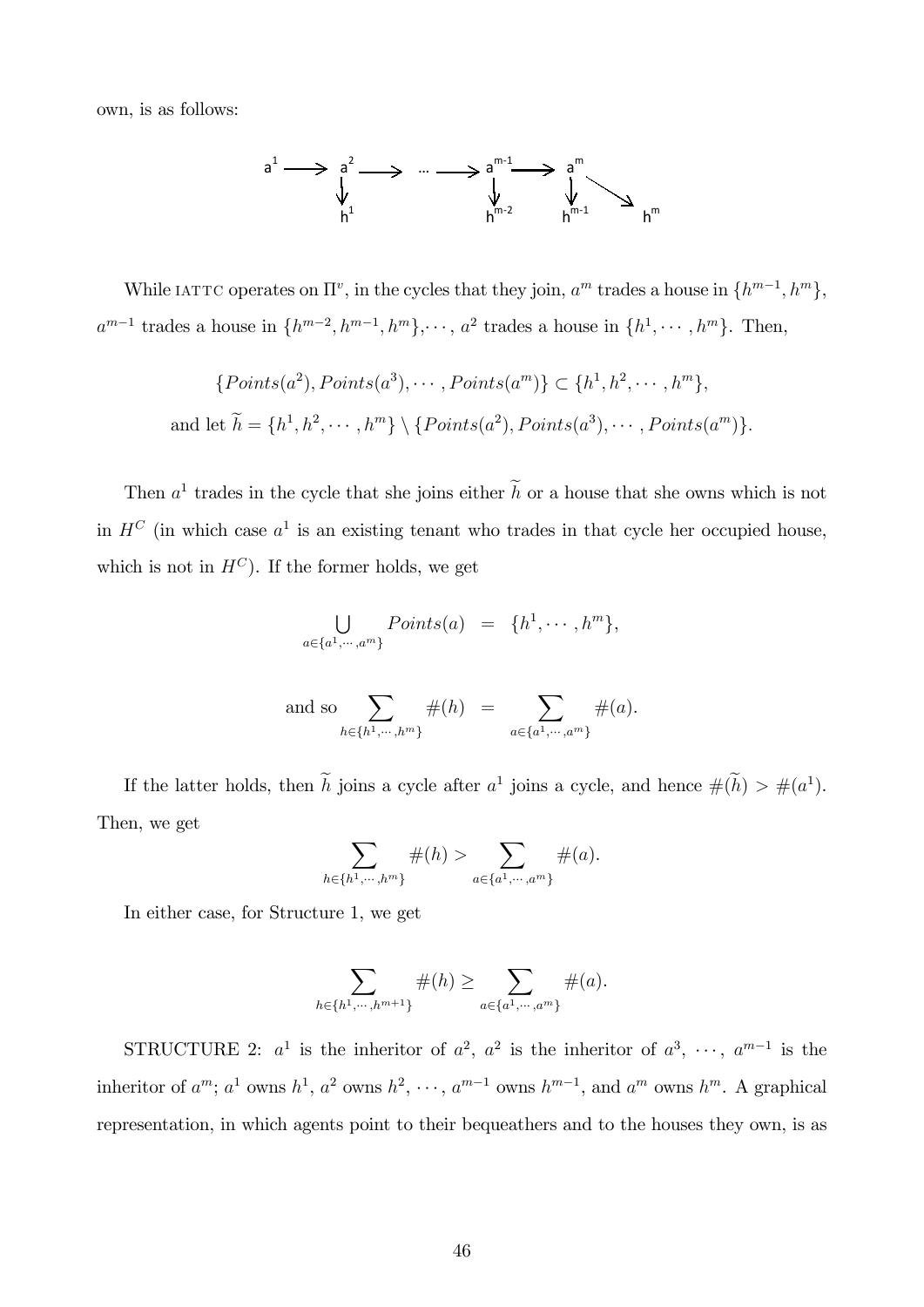own, is as follows:

While IATTC operates on $\Pi^v$, in the cycles that they join, $a^m$ trades a house in $\{h^{m-1}, h^m\}$, $a^{m-1}$ trades a house in $\{h^{m-2}, h^{m-1}, h^m\}$,$\cdots$, $a^2$ trades a house in $\{h^1, \cdots, h^m\}$. Then,

$$\{Points(a^2), Points(a^3), \cdots, Points(a^m)\} \subset \{h^1, h^2, \cdots, h^m\},$$

$$\text{and let } \widetilde{h} = \{h^1, h^2, \cdots, h^m\} \setminus \{Points(a^2), Points(a^3), \cdots, Points(a^m)\}.$$

Then $a^1$ trades in the cycle that she joins either $\widetilde{h}$ or a house that she owns which is not in $H^C$ (in which case $a^1$ is an existing tenant who trades in that cycle her occupied house, which is not in $H^C$). If the former holds, we get

$$\bigcup_{a \in \{a^1, \cdots, a^m\}} Points(a) = \{h^1, \cdots, h^m\},$$

$$\text{and so} \sum_{h \in \{h^1, \cdots, h^m\}} \#(h) = \sum_{a \in \{a^1, \cdots, a^m\}} \#(a).$$

If the latter holds, then $\widetilde{h}$ joins a cycle after $a^1$ joins a cycle, and hence $\#(\widetilde{h}) > \#(a^1)$. Then, we get

$$\sum_{h \in \{h^1, \cdots, h^m\}} \#(h) > \sum_{a \in \{a^1, \cdots, a^m\}} \#(a).$$

In either case, for Structure 1, we get

$$\sum_{h \in \{h^1, \cdots, h^{m+1}\}} \#(h) \geq \sum_{a \in \{a^1, \cdots, a^m\}} \#(a).$$

STRUCTURE 2: $a^1$ is the inheritor of $a^2$, $a^2$ is the inheritor of $a^3$, $\cdots$, $a^{m-1}$ is the inheritor of $a^m$; $a^1$ owns $h^1$, $a^2$ owns $h^2$, $\cdots$, $a^{m-1}$ owns $h^{m-1}$, and $a^m$ owns $h^m$. A graphical representation, in which agents point to their bequeathers and to the houses they own, is as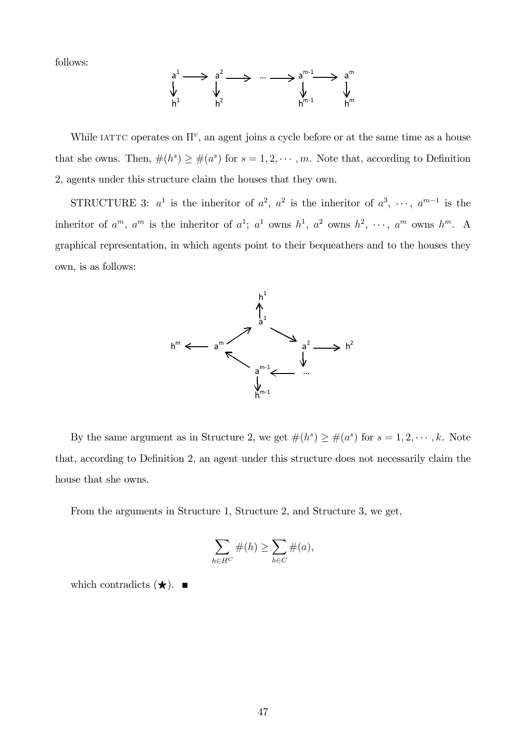follows:

a1 → a2 → ... → am-1 → am

h1 h2 hm-1 hm

While IATTC operates on $\Pi^v$, an agent joins a cycle before or at the same time as a house that she owns. Then, $\#(h^s) \geq \#(a^s)$ for $s = 1, 2, \cdots, m$. Note that, according to Definition 2, agents under this structure claim the houses that they own.

STRUCTURE 3: $a^1$ is the inheritor of $a^2$, $a^2$ is the inheritor of $a^3$, $\cdots$, $a^{m-1}$ is the inheritor of $a^m$, $a^m$ is the inheritor of $a^1$; $a^1$ owns $h^1$, $a^2$ owns $h^2$, $\cdots$, $a^m$ owns $h^m$. A graphical representation, in which agents point to their bequeathers and to the houses they own, is as follows:

h1

a1

hm am a2 h2

am-1 ...

hm-1

By the same argument as in Structure 2, we get $\#(h^s) \geq \#(a^s)$ for $s = 1, 2, \cdots, k$. Note that, according to Definition 2, an agent under this structure does not necessarily claim the house that she owns.

From the arguments in Structure 1, Structure 2, and Structure 3, we get,

$$\sum_{h \in H^C} \#(h) \geq \sum_{h \in C} \#(a),$$

which contradicts ($\bigstar$). ■